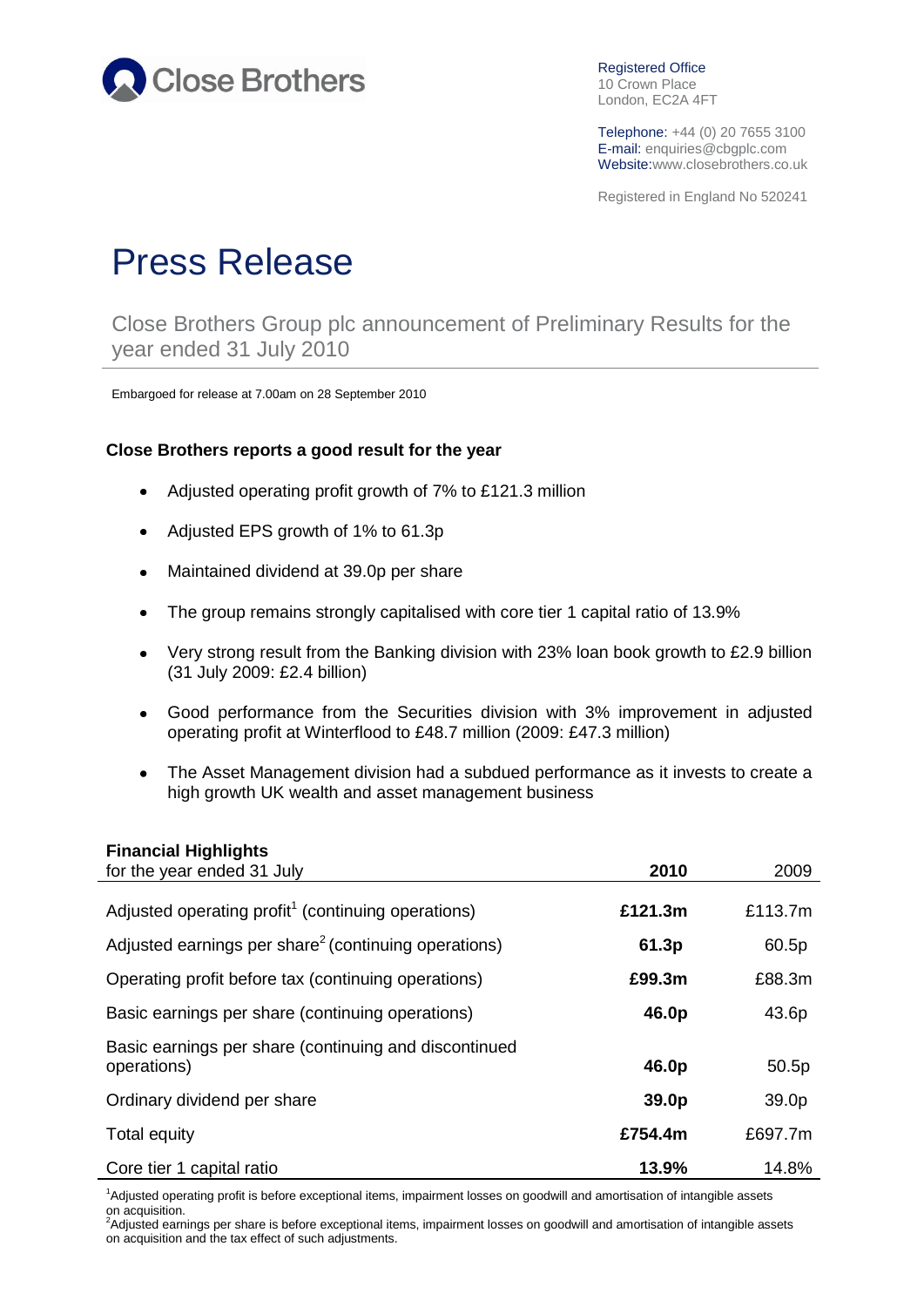Close Brothers

Registered Office
10 Crown Place
London, EC2A 4FT

Telephone: +44 (0) 20 7655 3100
E-mail: enquiries@cbgplc.com
Website:www.closebrothers.co.uk

Registered in England No 520241

# Press Release

## Close Brothers Group plc announcement of Preliminary Results for the year ended 31 July 2010

Embargoed for release at 7.00am on 28 September 2010

### Close Brothers reports a good result for the year

- Adjusted operating profit growth of 7% to £121.3 million
- Adjusted EPS growth of 1% to 61.3p
- Maintained dividend at 39.0p per share
- The group remains strongly capitalised with core tier 1 capital ratio of 13.9%
- Very strong result from the Banking division with 23% loan book growth to £2.9 billion (31 July 2009: £2.4 billion)
- Good performance from the Securities division with 3% improvement in adjusted operating profit at Winterflood to £48.7 million (2009: £47.3 million)
- The Asset Management division had a subdued performance as it invests to create a high growth UK wealth and asset management business

**Financial Highlights**

| for the year ended 31 July | 2010 | 2009 |
|---|---|---|
| Adjusted operating profit[1] (continuing operations) | **£121.3m** | £113.7m |
| Adjusted earnings per share[2] (continuing operations) | **61.3p** | 60.5p |
| Operating profit before tax (continuing operations) | **£99.3m** | £88.3m |
| Basic earnings per share (continuing operations) | **46.0p** | 43.6p |
| Basic earnings per share (continuing and discontinued operations) | **46.0p** | 50.5p |
| Ordinary dividend per share | **39.0p** | 39.0p |
| Total equity | **£754.4m** | £697.7m |
| Core tier 1 capital ratio | **13.9%** | 14.8% |

[1]Adjusted operating profit is before exceptional items, impairment losses on goodwill and amortisation of intangible assets on acquisition.
[2]Adjusted earnings per share is before exceptional items, impairment losses on goodwill and amortisation of intangible assets on acquisition and the tax effect of such adjustments.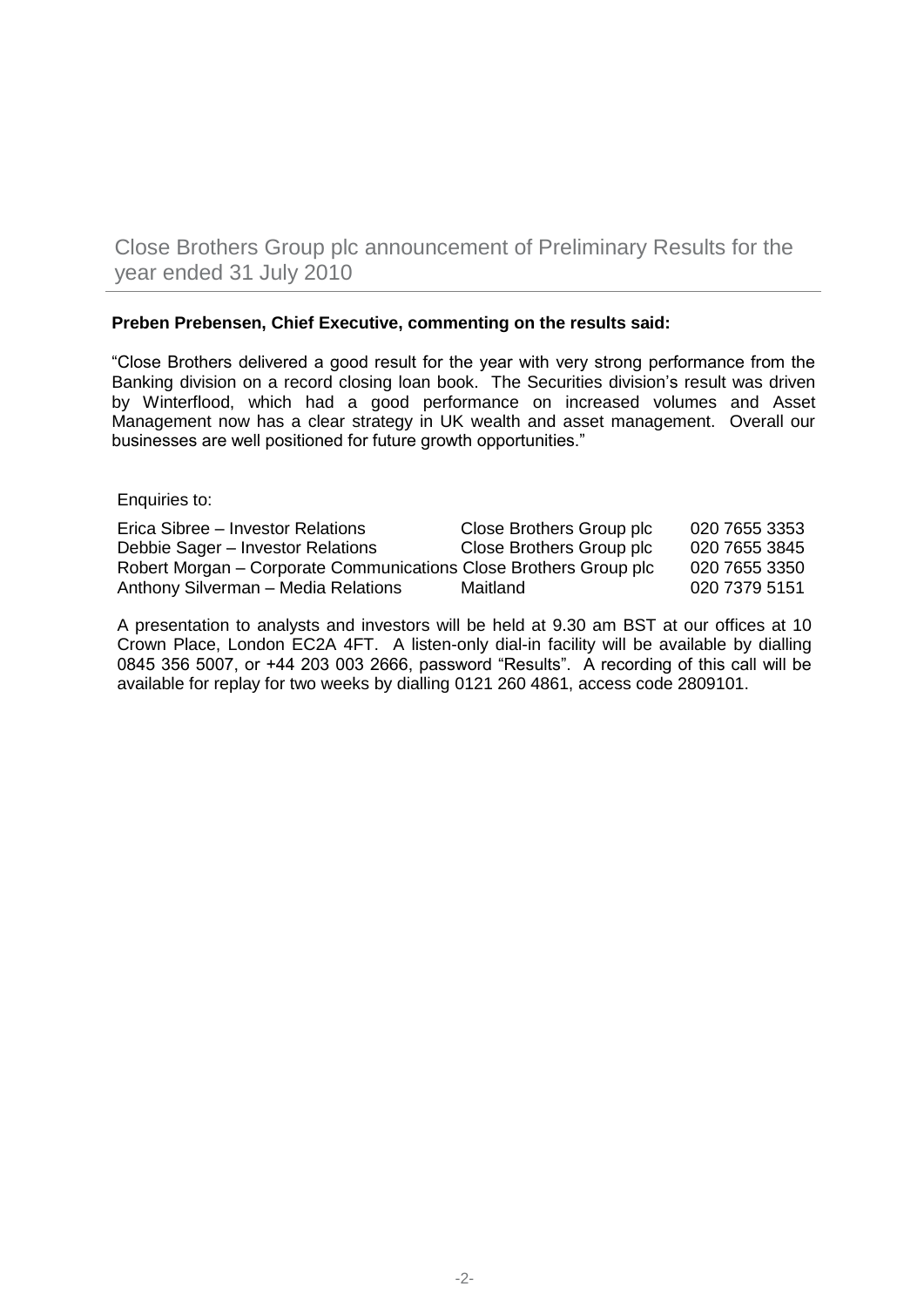# Close Brothers Group plc announcement of Preliminary Results for the year ended 31 July 2010

**Preben Prebensen, Chief Executive, commenting on the results said:**

"Close Brothers delivered a good result for the year with very strong performance from the Banking division on a record closing loan book. The Securities division's result was driven by Winterflood, which had a good performance on increased volumes and Asset Management now has a clear strategy in UK wealth and asset management. Overall our businesses are well positioned for future growth opportunities."

Enquiries to:

| | | |
|---|---|---|
| Erica Sibree – Investor Relations | Close Brothers Group plc | 020 7655 3353 |
| Debbie Sager – Investor Relations | Close Brothers Group plc | 020 7655 3845 |
| Robert Morgan – Corporate Communications | Close Brothers Group plc | 020 7655 3350 |
| Anthony Silverman – Media Relations | Maitland | 020 7379 5151 |

A presentation to analysts and investors will be held at 9.30 am BST at our offices at 10 Crown Place, London EC2A 4FT. A listen-only dial-in facility will be available by dialling 0845 356 5007, or +44 203 003 2666, password "Results". A recording of this call will be available for replay for two weeks by dialling 0121 260 4861, access code 2809101.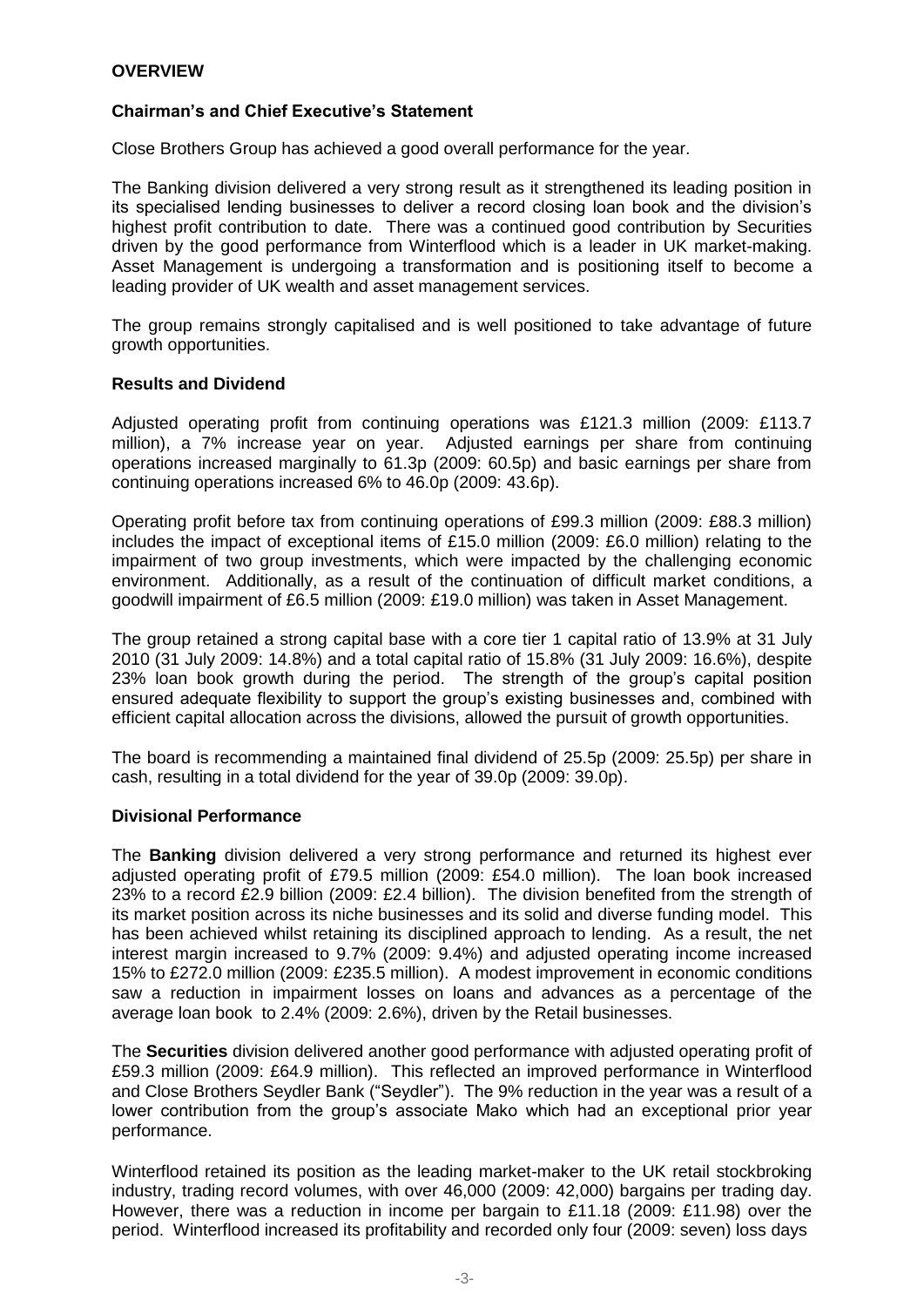## OVERVIEW

### Chairman's and Chief Executive's Statement

Close Brothers Group has achieved a good overall performance for the year.

The Banking division delivered a very strong result as it strengthened its leading position in its specialised lending businesses to deliver a record closing loan book and the division's highest profit contribution to date. There was a continued good contribution by Securities driven by the good performance from Winterflood which is a leader in UK market-making. Asset Management is undergoing a transformation and is positioning itself to become a leading provider of UK wealth and asset management services.

The group remains strongly capitalised and is well positioned to take advantage of future growth opportunities.

### Results and Dividend

Adjusted operating profit from continuing operations was £121.3 million (2009: £113.7 million), a 7% increase year on year. Adjusted earnings per share from continuing operations increased marginally to 61.3p (2009: 60.5p) and basic earnings per share from continuing operations increased 6% to 46.0p (2009: 43.6p).

Operating profit before tax from continuing operations of £99.3 million (2009: £88.3 million) includes the impact of exceptional items of £15.0 million (2009: £6.0 million) relating to the impairment of two group investments, which were impacted by the challenging economic environment. Additionally, as a result of the continuation of difficult market conditions, a goodwill impairment of £6.5 million (2009: £19.0 million) was taken in Asset Management.

The group retained a strong capital base with a core tier 1 capital ratio of 13.9% at 31 July 2010 (31 July 2009: 14.8%) and a total capital ratio of 15.8% (31 July 2009: 16.6%), despite 23% loan book growth during the period. The strength of the group's capital position ensured adequate flexibility to support the group's existing businesses and, combined with efficient capital allocation across the divisions, allowed the pursuit of growth opportunities.

The board is recommending a maintained final dividend of 25.5p (2009: 25.5p) per share in cash, resulting in a total dividend for the year of 39.0p (2009: 39.0p).

### Divisional Performance

The **Banking** division delivered a very strong performance and returned its highest ever adjusted operating profit of £79.5 million (2009: £54.0 million). The loan book increased 23% to a record £2.9 billion (2009: £2.4 billion). The division benefited from the strength of its market position across its niche businesses and its solid and diverse funding model. This has been achieved whilst retaining its disciplined approach to lending. As a result, the net interest margin increased to 9.7% (2009: 9.4%) and adjusted operating income increased 15% to £272.0 million (2009: £235.5 million). A modest improvement in economic conditions saw a reduction in impairment losses on loans and advances as a percentage of the average loan book to 2.4% (2009: 2.6%), driven by the Retail businesses.

The **Securities** division delivered another good performance with adjusted operating profit of £59.3 million (2009: £64.9 million). This reflected an improved performance in Winterflood and Close Brothers Seydler Bank ("Seydler"). The 9% reduction in the year was a result of a lower contribution from the group's associate Mako which had an exceptional prior year performance.

Winterflood retained its position as the leading market-maker to the UK retail stockbroking industry, trading record volumes, with over 46,000 (2009: 42,000) bargains per trading day. However, there was a reduction in income per bargain to £11.18 (2009: £11.98) over the period. Winterflood increased its profitability and recorded only four (2009: seven) loss days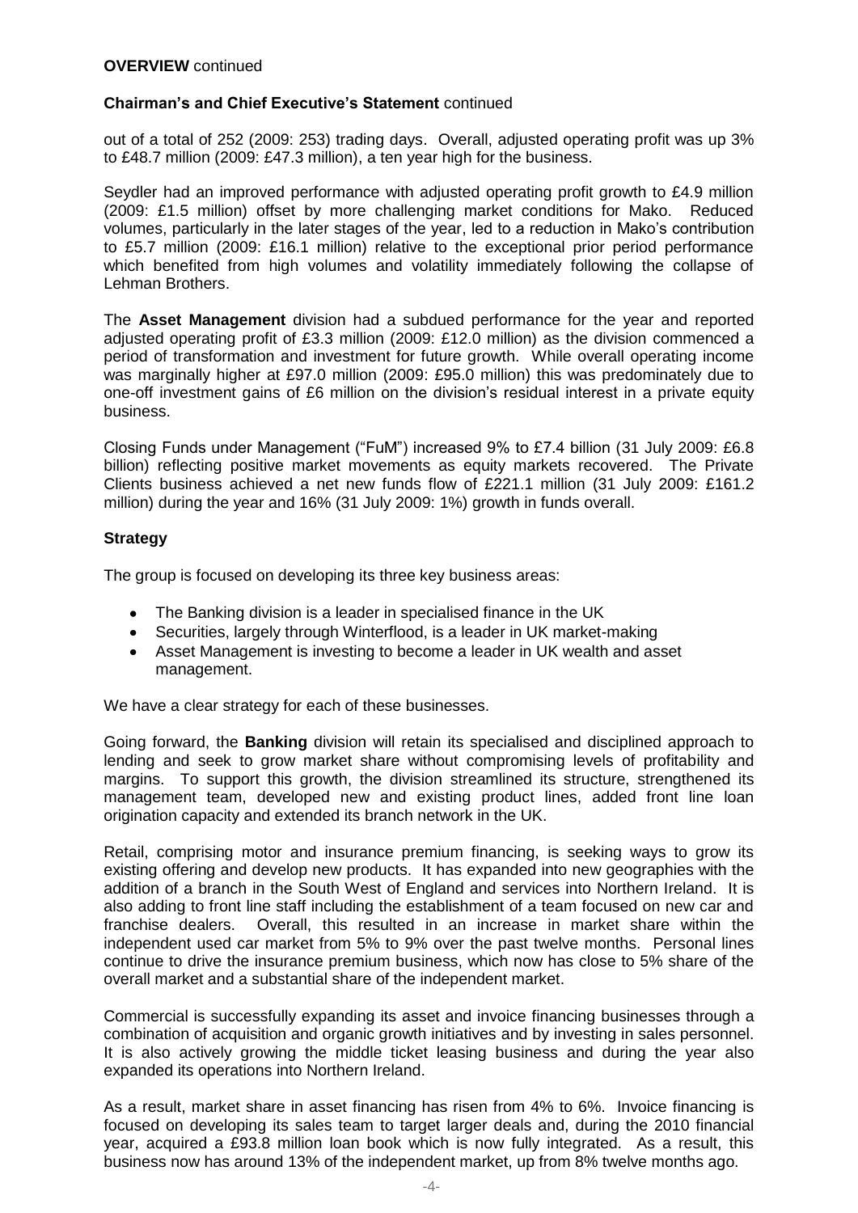**OVERVIEW** continued

**Chairman's and Chief Executive's Statement** continued

out of a total of 252 (2009: 253) trading days. Overall, adjusted operating profit was up 3% to £48.7 million (2009: £47.3 million), a ten year high for the business.

Seydler had an improved performance with adjusted operating profit growth to £4.9 million (2009: £1.5 million) offset by more challenging market conditions for Mako. Reduced volumes, particularly in the later stages of the year, led to a reduction in Mako's contribution to £5.7 million (2009: £16.1 million) relative to the exceptional prior period performance which benefited from high volumes and volatility immediately following the collapse of Lehman Brothers.

The **Asset Management** division had a subdued performance for the year and reported adjusted operating profit of £3.3 million (2009: £12.0 million) as the division commenced a period of transformation and investment for future growth. While overall operating income was marginally higher at £97.0 million (2009: £95.0 million) this was predominately due to one-off investment gains of £6 million on the division's residual interest in a private equity business.

Closing Funds under Management ("FuM") increased 9% to £7.4 billion (31 July 2009: £6.8 billion) reflecting positive market movements as equity markets recovered. The Private Clients business achieved a net new funds flow of £221.1 million (31 July 2009: £161.2 million) during the year and 16% (31 July 2009: 1%) growth in funds overall.

**Strategy**

The group is focused on developing its three key business areas:

- The Banking division is a leader in specialised finance in the UK
- Securities, largely through Winterflood, is a leader in UK market-making
- Asset Management is investing to become a leader in UK wealth and asset management.

We have a clear strategy for each of these businesses.

Going forward, the **Banking** division will retain its specialised and disciplined approach to lending and seek to grow market share without compromising levels of profitability and margins. To support this growth, the division streamlined its structure, strengthened its management team, developed new and existing product lines, added front line loan origination capacity and extended its branch network in the UK.

Retail, comprising motor and insurance premium financing, is seeking ways to grow its existing offering and develop new products. It has expanded into new geographies with the addition of a branch in the South West of England and services into Northern Ireland. It is also adding to front line staff including the establishment of a team focused on new car and franchise dealers. Overall, this resulted in an increase in market share within the independent used car market from 5% to 9% over the past twelve months. Personal lines continue to drive the insurance premium business, which now has close to 5% share of the overall market and a substantial share of the independent market.

Commercial is successfully expanding its asset and invoice financing businesses through a combination of acquisition and organic growth initiatives and by investing in sales personnel. It is also actively growing the middle ticket leasing business and during the year also expanded its operations into Northern Ireland.

As a result, market share in asset financing has risen from 4% to 6%. Invoice financing is focused on developing its sales team to target larger deals and, during the 2010 financial year, acquired a £93.8 million loan book which is now fully integrated. As a result, this business now has around 13% of the independent market, up from 8% twelve months ago.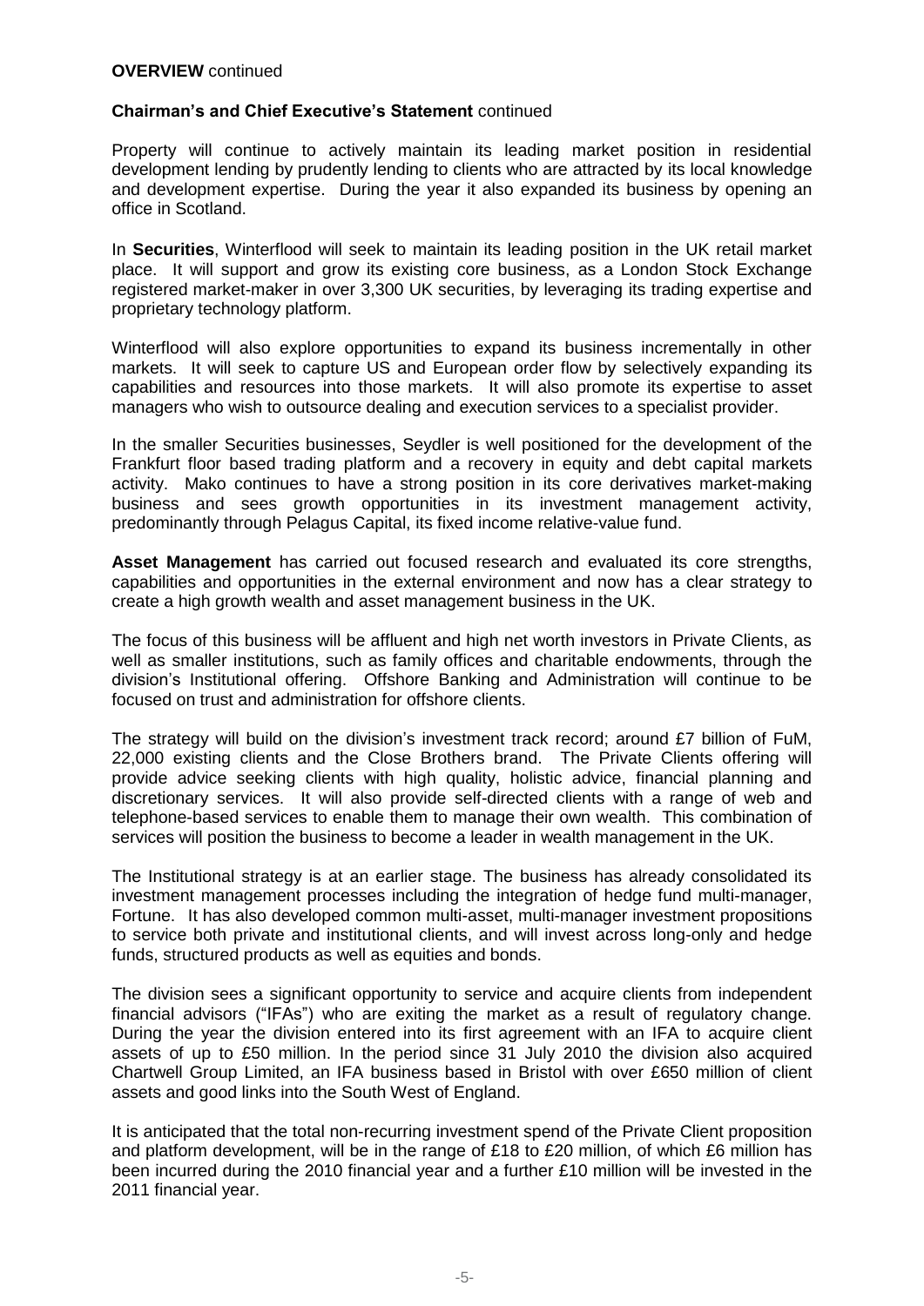**OVERVIEW** continued

**Chairman's and Chief Executive's Statement** continued

Property will continue to actively maintain its leading market position in residential development lending by prudently lending to clients who are attracted by its local knowledge and development expertise. During the year it also expanded its business by opening an office in Scotland.

In **Securities**, Winterflood will seek to maintain its leading position in the UK retail market place. It will support and grow its existing core business, as a London Stock Exchange registered market-maker in over 3,300 UK securities, by leveraging its trading expertise and proprietary technology platform.

Winterflood will also explore opportunities to expand its business incrementally in other markets. It will seek to capture US and European order flow by selectively expanding its capabilities and resources into those markets. It will also promote its expertise to asset managers who wish to outsource dealing and execution services to a specialist provider.

In the smaller Securities businesses, Seydler is well positioned for the development of the Frankfurt floor based trading platform and a recovery in equity and debt capital markets activity. Mako continues to have a strong position in its core derivatives market-making business and sees growth opportunities in its investment management activity, predominantly through Pelagus Capital, its fixed income relative-value fund.

**Asset Management** has carried out focused research and evaluated its core strengths, capabilities and opportunities in the external environment and now has a clear strategy to create a high growth wealth and asset management business in the UK.

The focus of this business will be affluent and high net worth investors in Private Clients, as well as smaller institutions, such as family offices and charitable endowments, through the division's Institutional offering. Offshore Banking and Administration will continue to be focused on trust and administration for offshore clients.

The strategy will build on the division's investment track record; around £7 billion of FuM, 22,000 existing clients and the Close Brothers brand. The Private Clients offering will provide advice seeking clients with high quality, holistic advice, financial planning and discretionary services. It will also provide self-directed clients with a range of web and telephone-based services to enable them to manage their own wealth. This combination of services will position the business to become a leader in wealth management in the UK.

The Institutional strategy is at an earlier stage. The business has already consolidated its investment management processes including the integration of hedge fund multi-manager, Fortune. It has also developed common multi-asset, multi-manager investment propositions to service both private and institutional clients, and will invest across long-only and hedge funds, structured products as well as equities and bonds.

The division sees a significant opportunity to service and acquire clients from independent financial advisors ("IFAs") who are exiting the market as a result of regulatory change. During the year the division entered into its first agreement with an IFA to acquire client assets of up to £50 million. In the period since 31 July 2010 the division also acquired Chartwell Group Limited, an IFA business based in Bristol with over £650 million of client assets and good links into the South West of England.

It is anticipated that the total non-recurring investment spend of the Private Client proposition and platform development, will be in the range of £18 to £20 million, of which £6 million has been incurred during the 2010 financial year and a further £10 million will be invested in the 2011 financial year.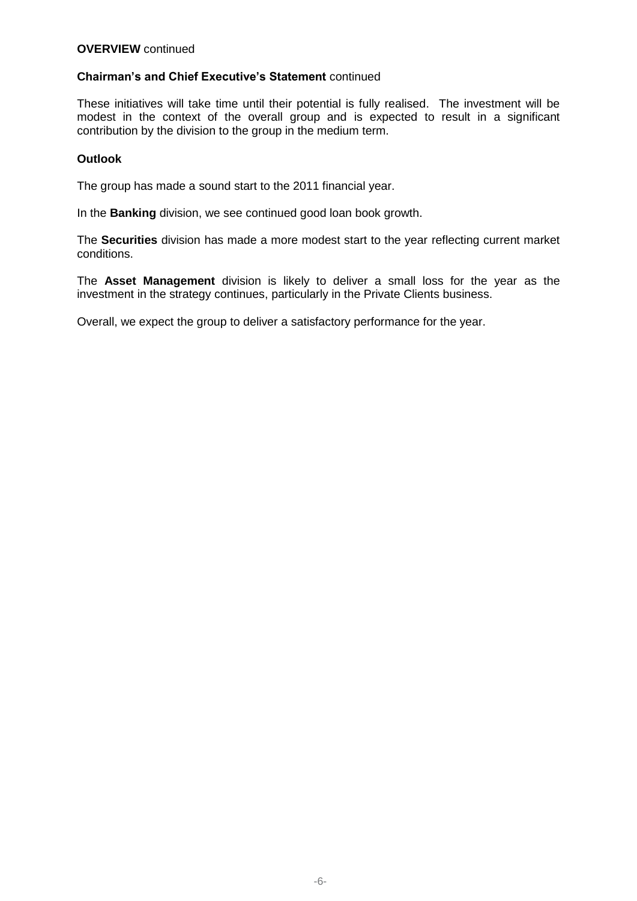**OVERVIEW** continued

**Chairman's and Chief Executive's Statement** continued

These initiatives will take time until their potential is fully realised. The investment will be modest in the context of the overall group and is expected to result in a significant contribution by the division to the group in the medium term.

**Outlook**

The group has made a sound start to the 2011 financial year.

In the **Banking** division, we see continued good loan book growth.

The **Securities** division has made a more modest start to the year reflecting current market conditions.

The **Asset Management** division is likely to deliver a small loss for the year as the investment in the strategy continues, particularly in the Private Clients business.

Overall, we expect the group to deliver a satisfactory performance for the year.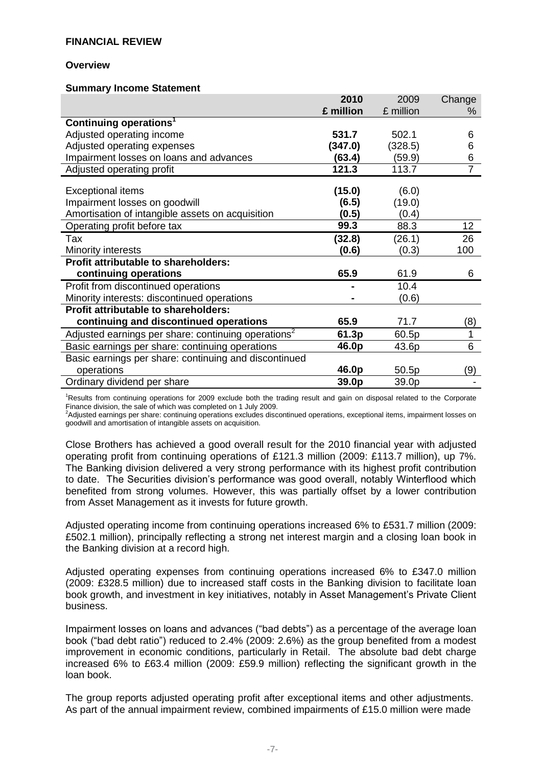## FINANCIAL REVIEW

### Overview

#### Summary Income Statement

| | 2010 £ million | 2009 £ million | Change % |
|---|---|---|---|
| **Continuing operations[1]** | | | |
| Adjusted operating income | **531.7** | 502.1 | 6 |
| Adjusted operating expenses | **(347.0)** | (328.5) | 6 |
| Impairment losses on loans and advances | **(63.4)** | (59.9) | 6 |
| Adjusted operating profit | **121.3** | 113.7 | 7 |
| Exceptional items | **(15.0)** | (6.0) | |
| Impairment losses on goodwill | **(6.5)** | (19.0) | |
| Amortisation of intangible assets on acquisition | **(0.5)** | (0.4) | |
| Operating profit before tax | **99.3** | 88.3 | 12 |
| Tax | **(32.8)** | (26.1) | 26 |
| Minority interests | **(0.6)** | (0.3) | 100 |
| **Profit attributable to shareholders: continuing operations** | **65.9** | 61.9 | 6 |
| Profit from discontinued operations | **-** | 10.4 | |
| Minority interests: discontinued operations | **-** | (0.6) | |
| **Profit attributable to shareholders: continuing and discontinued operations** | **65.9** | 71.7 | (8) |
| Adjusted earnings per share: continuing operations[2] | **61.3p** | 60.5p | 1 |
| Basic earnings per share: continuing operations | **46.0p** | 43.6p | 6 |
| Basic earnings per share: continuing and discontinued operations | **46.0p** | 50.5p | (9) |
| Ordinary dividend per share | **39.0p** | 39.0p | - |

[1]Results from continuing operations for 2009 exclude both the trading result and gain on disposal related to the Corporate Finance division, the sale of which was completed on 1 July 2009.
[2]Adjusted earnings per share: continuing operations excludes discontinued operations, exceptional items, impairment losses on goodwill and amortisation of intangible assets on acquisition.

Close Brothers has achieved a good overall result for the 2010 financial year with adjusted operating profit from continuing operations of £121.3 million (2009: £113.7 million), up 7%. The Banking division delivered a very strong performance with its highest profit contribution to date. The Securities division's performance was good overall, notably Winterflood which benefited from strong volumes. However, this was partially offset by a lower contribution from Asset Management as it invests for future growth.

Adjusted operating income from continuing operations increased 6% to £531.7 million (2009: £502.1 million), principally reflecting a strong net interest margin and a closing loan book in the Banking division at a record high.

Adjusted operating expenses from continuing operations increased 6% to £347.0 million (2009: £328.5 million) due to increased staff costs in the Banking division to facilitate loan book growth, and investment in key initiatives, notably in Asset Management's Private Client business.

Impairment losses on loans and advances ("bad debts") as a percentage of the average loan book ("bad debt ratio") reduced to 2.4% (2009: 2.6%) as the group benefited from a modest improvement in economic conditions, particularly in Retail. The absolute bad debt charge increased 6% to £63.4 million (2009: £59.9 million) reflecting the significant growth in the loan book.

The group reports adjusted operating profit after exceptional items and other adjustments. As part of the annual impairment review, combined impairments of £15.0 million were made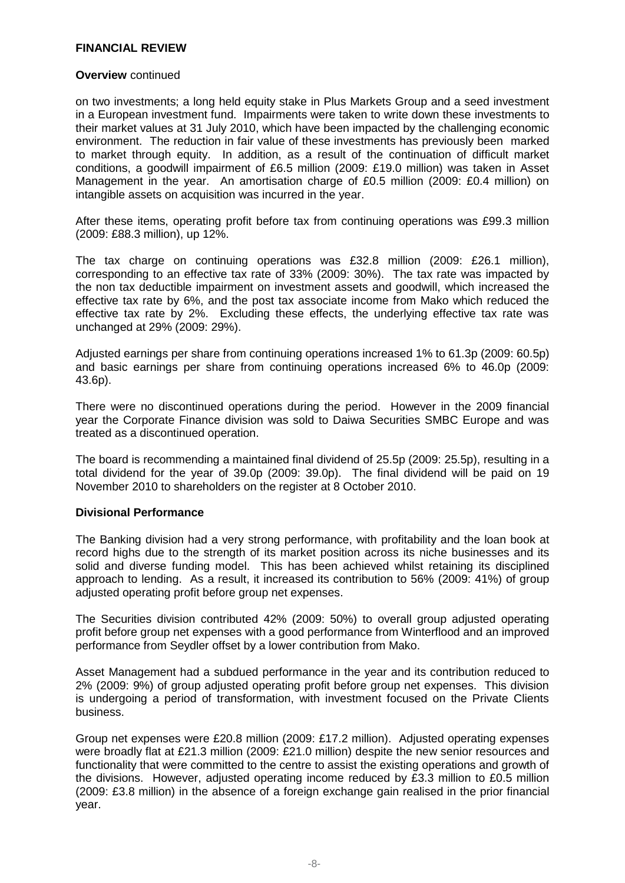## FINANCIAL REVIEW

**Overview** continued

on two investments; a long held equity stake in Plus Markets Group and a seed investment in a European investment fund. Impairments were taken to write down these investments to their market values at 31 July 2010, which have been impacted by the challenging economic environment. The reduction in fair value of these investments has previously been marked to market through equity. In addition, as a result of the continuation of difficult market conditions, a goodwill impairment of £6.5 million (2009: £19.0 million) was taken in Asset Management in the year. An amortisation charge of £0.5 million (2009: £0.4 million) on intangible assets on acquisition was incurred in the year.

After these items, operating profit before tax from continuing operations was £99.3 million (2009: £88.3 million), up 12%.

The tax charge on continuing operations was £32.8 million (2009: £26.1 million), corresponding to an effective tax rate of 33% (2009: 30%). The tax rate was impacted by the non tax deductible impairment on investment assets and goodwill, which increased the effective tax rate by 6%, and the post tax associate income from Mako which reduced the effective tax rate by 2%. Excluding these effects, the underlying effective tax rate was unchanged at 29% (2009: 29%).

Adjusted earnings per share from continuing operations increased 1% to 61.3p (2009: 60.5p) and basic earnings per share from continuing operations increased 6% to 46.0p (2009: 43.6p).

There were no discontinued operations during the period. However in the 2009 financial year the Corporate Finance division was sold to Daiwa Securities SMBC Europe and was treated as a discontinued operation.

The board is recommending a maintained final dividend of 25.5p (2009: 25.5p), resulting in a total dividend for the year of 39.0p (2009: 39.0p). The final dividend will be paid on 19 November 2010 to shareholders on the register at 8 October 2010.

### Divisional Performance

The Banking division had a very strong performance, with profitability and the loan book at record highs due to the strength of its market position across its niche businesses and its solid and diverse funding model. This has been achieved whilst retaining its disciplined approach to lending. As a result, it increased its contribution to 56% (2009: 41%) of group adjusted operating profit before group net expenses.

The Securities division contributed 42% (2009: 50%) to overall group adjusted operating profit before group net expenses with a good performance from Winterflood and an improved performance from Seydler offset by a lower contribution from Mako.

Asset Management had a subdued performance in the year and its contribution reduced to 2% (2009: 9%) of group adjusted operating profit before group net expenses. This division is undergoing a period of transformation, with investment focused on the Private Clients business.

Group net expenses were £20.8 million (2009: £17.2 million). Adjusted operating expenses were broadly flat at £21.3 million (2009: £21.0 million) despite the new senior resources and functionality that were committed to the centre to assist the existing operations and growth of the divisions. However, adjusted operating income reduced by £3.3 million to £0.5 million (2009: £3.8 million) in the absence of a foreign exchange gain realised in the prior financial year.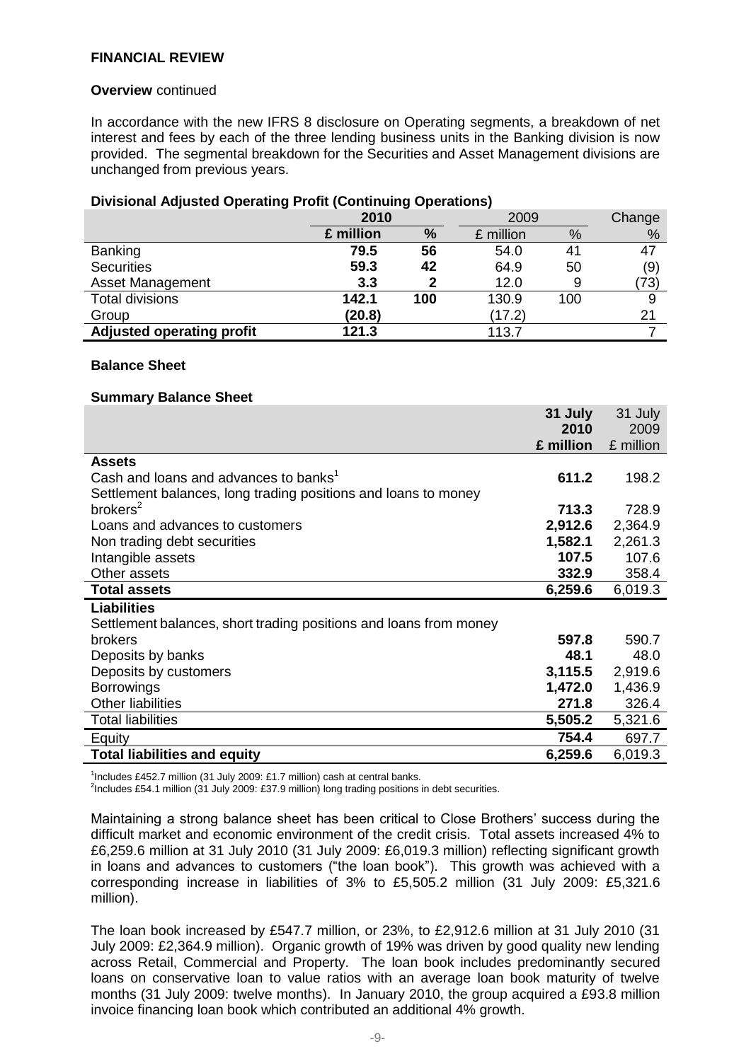**FINANCIAL REVIEW**

**Overview** continued

In accordance with the new IFRS 8 disclosure on Operating segments, a breakdown of net interest and fees by each of the three lending business units in the Banking division is now provided. The segmental breakdown for the Securities and Asset Management divisions are unchanged from previous years.

**Divisional Adjusted Operating Profit (Continuing Operations)**

| | **2010** | | 2009 | | Change |
|---|---|---|---|---|---|
| | **£ million** | **%** | £ million | % | % |
| Banking | **79.5** | **56** | 54.0 | 41 | 47 |
| Securities | **59.3** | **42** | 64.9 | 50 | (9) |
| Asset Management | **3.3** | **2** | 12.0 | 9 | (73) |
| Total divisions | **142.1** | **100** | 130.9 | 100 | 9 |
| Group | **(20.8)** | | (17.2) | | 21 |
| **Adjusted operating profit** | **121.3** | | 113.7 | | 7 |

**Balance Sheet**

**Summary Balance Sheet**

| | **31 July 2010 £ million** | 31 July 2009 £ million |
|---|---|---|
| **Assets** | | |
| Cash and loans and advances to banks[1] | **611.2** | 198.2 |
| Settlement balances, long trading positions and loans to money brokers[2] | **713.3** | 728.9 |
| Loans and advances to customers | **2,912.6** | 2,364.9 |
| Non trading debt securities | **1,582.1** | 2,261.3 |
| Intangible assets | **107.5** | 107.6 |
| Other assets | **332.9** | 358.4 |
| **Total assets** | **6,259.6** | 6,019.3 |
| **Liabilities** | | |
| Settlement balances, short trading positions and loans from money brokers | **597.8** | 590.7 |
| Deposits by banks | **48.1** | 48.0 |
| Deposits by customers | **3,115.5** | 2,919.6 |
| Borrowings | **1,472.0** | 1,436.9 |
| Other liabilities | **271.8** | 326.4 |
| Total liabilities | **5,505.2** | 5,321.6 |
| Equity | **754.4** | 697.7 |
| **Total liabilities and equity** | **6,259.6** | 6,019.3 |

[1]Includes £452.7 million (31 July 2009: £1.7 million) cash at central banks.
[2]Includes £54.1 million (31 July 2009: £37.9 million) long trading positions in debt securities.

Maintaining a strong balance sheet has been critical to Close Brothers' success during the difficult market and economic environment of the credit crisis. Total assets increased 4% to £6,259.6 million at 31 July 2010 (31 July 2009: £6,019.3 million) reflecting significant growth in loans and advances to customers ("the loan book"). This growth was achieved with a corresponding increase in liabilities of 3% to £5,505.2 million (31 July 2009: £5,321.6 million).

The loan book increased by £547.7 million, or 23%, to £2,912.6 million at 31 July 2010 (31 July 2009: £2,364.9 million). Organic growth of 19% was driven by good quality new lending across Retail, Commercial and Property. The loan book includes predominantly secured loans on conservative loan to value ratios with an average loan book maturity of twelve months (31 July 2009: twelve months). In January 2010, the group acquired a £93.8 million invoice financing loan book which contributed an additional 4% growth.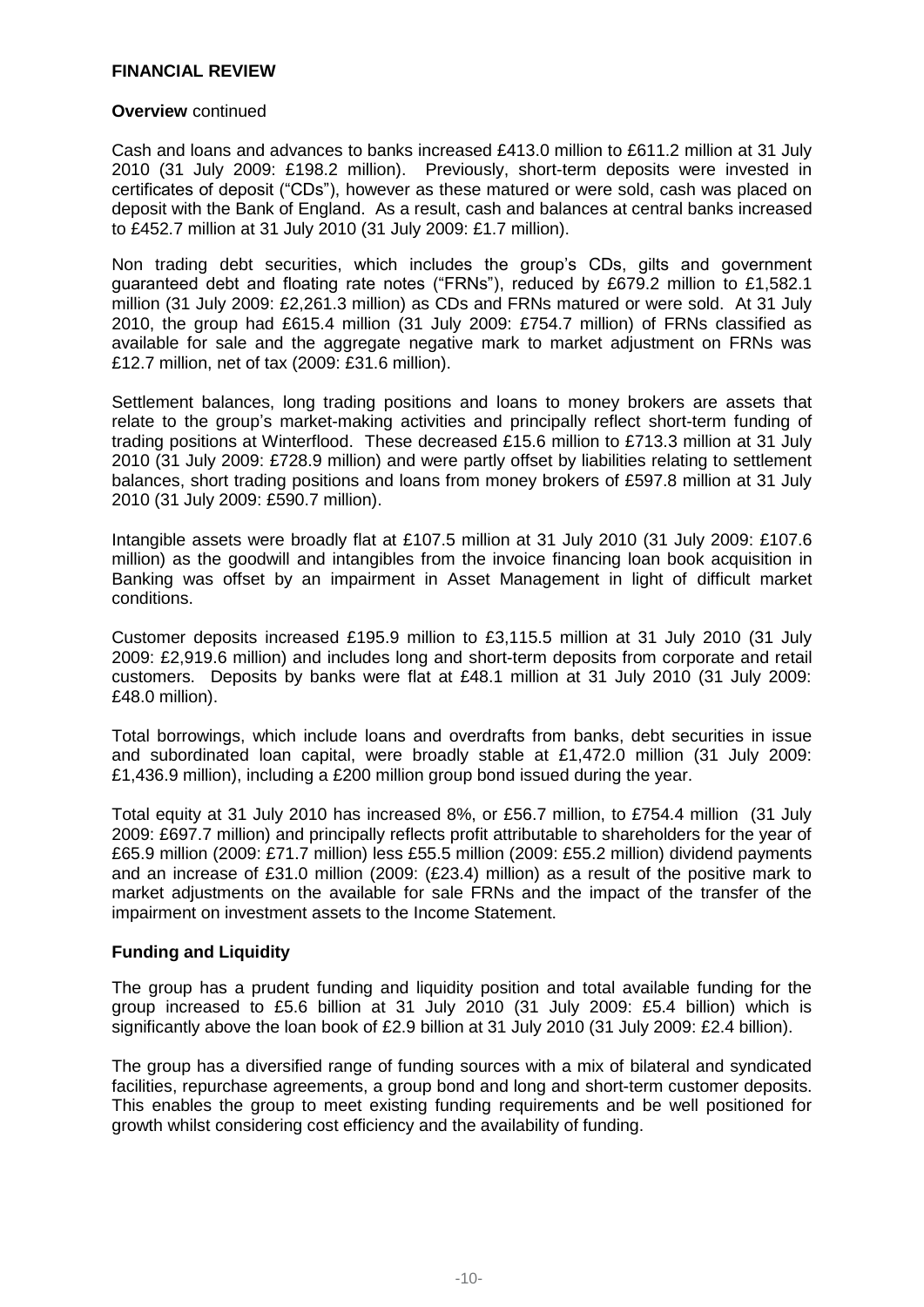## FINANCIAL REVIEW

**Overview** continued

Cash and loans and advances to banks increased £413.0 million to £611.2 million at 31 July 2010 (31 July 2009: £198.2 million). Previously, short-term deposits were invested in certificates of deposit ("CDs"), however as these matured or were sold, cash was placed on deposit with the Bank of England. As a result, cash and balances at central banks increased to £452.7 million at 31 July 2010 (31 July 2009: £1.7 million).

Non trading debt securities, which includes the group's CDs, gilts and government guaranteed debt and floating rate notes ("FRNs"), reduced by £679.2 million to £1,582.1 million (31 July 2009: £2,261.3 million) as CDs and FRNs matured or were sold. At 31 July 2010, the group had £615.4 million (31 July 2009: £754.7 million) of FRNs classified as available for sale and the aggregate negative mark to market adjustment on FRNs was £12.7 million, net of tax (2009: £31.6 million).

Settlement balances, long trading positions and loans to money brokers are assets that relate to the group's market-making activities and principally reflect short-term funding of trading positions at Winterflood. These decreased £15.6 million to £713.3 million at 31 July 2010 (31 July 2009: £728.9 million) and were partly offset by liabilities relating to settlement balances, short trading positions and loans from money brokers of £597.8 million at 31 July 2010 (31 July 2009: £590.7 million).

Intangible assets were broadly flat at £107.5 million at 31 July 2010 (31 July 2009: £107.6 million) as the goodwill and intangibles from the invoice financing loan book acquisition in Banking was offset by an impairment in Asset Management in light of difficult market conditions.

Customer deposits increased £195.9 million to £3,115.5 million at 31 July 2010 (31 July 2009: £2,919.6 million) and includes long and short-term deposits from corporate and retail customers. Deposits by banks were flat at £48.1 million at 31 July 2010 (31 July 2009: £48.0 million).

Total borrowings, which include loans and overdrafts from banks, debt securities in issue and subordinated loan capital, were broadly stable at £1,472.0 million (31 July 2009: £1,436.9 million), including a £200 million group bond issued during the year.

Total equity at 31 July 2010 has increased 8%, or £56.7 million, to £754.4 million (31 July 2009: £697.7 million) and principally reflects profit attributable to shareholders for the year of £65.9 million (2009: £71.7 million) less £55.5 million (2009: £55.2 million) dividend payments and an increase of £31.0 million (2009: (£23.4) million) as a result of the positive mark to market adjustments on the available for sale FRNs and the impact of the transfer of the impairment on investment assets to the Income Statement.

### Funding and Liquidity

The group has a prudent funding and liquidity position and total available funding for the group increased to £5.6 billion at 31 July 2010 (31 July 2009: £5.4 billion) which is significantly above the loan book of £2.9 billion at 31 July 2010 (31 July 2009: £2.4 billion).

The group has a diversified range of funding sources with a mix of bilateral and syndicated facilities, repurchase agreements, a group bond and long and short-term customer deposits. This enables the group to meet existing funding requirements and be well positioned for growth whilst considering cost efficiency and the availability of funding.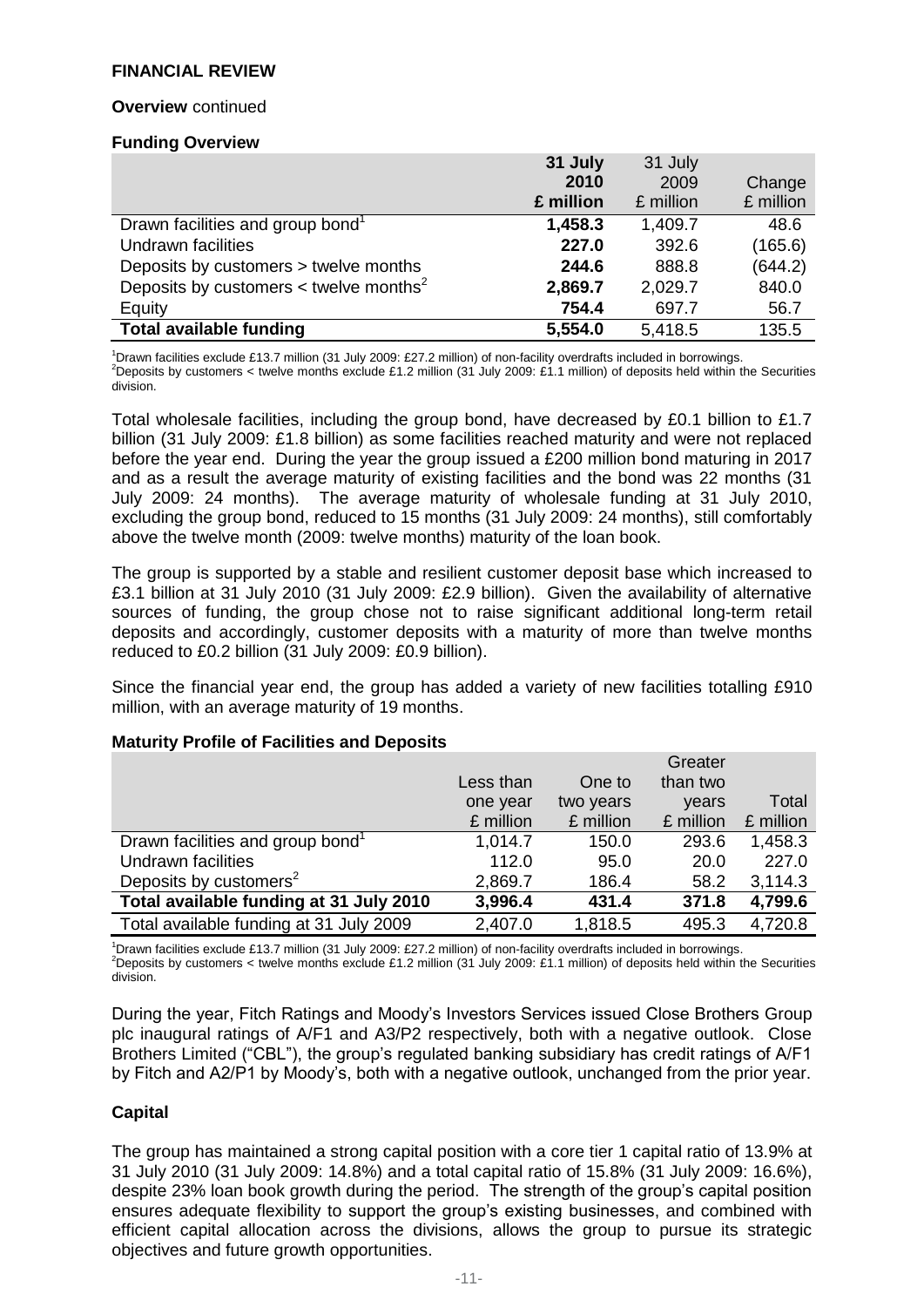**FINANCIAL REVIEW**

**Overview** continued

**Funding Overview**

| | 31 July 2010 £ million | 31 July 2009 £ million | Change £ million |
|---|---|---|---|
| Drawn facilities and group bond[1] | **1,458.3** | 1,409.7 | 48.6 |
| Undrawn facilities | **227.0** | 392.6 | (165.6) |
| Deposits by customers > twelve months | **244.6** | 888.8 | (644.2) |
| Deposits by customers < twelve months[2] | **2,869.7** | 2,029.7 | 840.0 |
| Equity | **754.4** | 697.7 | 56.7 |
| **Total available funding** | **5,554.0** | 5,418.5 | 135.5 |

[1]Drawn facilities exclude £13.7 million (31 July 2009: £27.2 million) of non-facility overdrafts included in borrowings.
[2]Deposits by customers < twelve months exclude £1.2 million (31 July 2009: £1.1 million) of deposits held within the Securities division.

Total wholesale facilities, including the group bond, have decreased by £0.1 billion to £1.7 billion (31 July 2009: £1.8 billion) as some facilities reached maturity and were not replaced before the year end. During the year the group issued a £200 million bond maturing in 2017 and as a result the average maturity of existing facilities and the bond was 22 months (31 July 2009: 24 months). The average maturity of wholesale funding at 31 July 2010, excluding the group bond, reduced to 15 months (31 July 2009: 24 months), still comfortably above the twelve month (2009: twelve months) maturity of the loan book.

The group is supported by a stable and resilient customer deposit base which increased to £3.1 billion at 31 July 2010 (31 July 2009: £2.9 billion). Given the availability of alternative sources of funding, the group chose not to raise significant additional long-term retail deposits and accordingly, customer deposits with a maturity of more than twelve months reduced to £0.2 billion (31 July 2009: £0.9 billion).

Since the financial year end, the group has added a variety of new facilities totalling £910 million, with an average maturity of 19 months.

**Maturity Profile of Facilities and Deposits**

| | Less than one year £ million | One to two years £ million | Greater than two years £ million | Total £ million |
|---|---|---|---|---|
| Drawn facilities and group bond[1] | 1,014.7 | 150.0 | 293.6 | 1,458.3 |
| Undrawn facilities | 112.0 | 95.0 | 20.0 | 227.0 |
| Deposits by customers[2] | 2,869.7 | 186.4 | 58.2 | 3,114.3 |
| **Total available funding at 31 July 2010** | **3,996.4** | **431.4** | **371.8** | **4,799.6** |
| Total available funding at 31 July 2009 | 2,407.0 | 1,818.5 | 495.3 | 4,720.8 |

[1]Drawn facilities exclude £13.7 million (31 July 2009: £27.2 million) of non-facility overdrafts included in borrowings.
[2]Deposits by customers < twelve months exclude £1.2 million (31 July 2009: £1.1 million) of deposits held within the Securities division.

During the year, Fitch Ratings and Moody's Investors Services issued Close Brothers Group plc inaugural ratings of A/F1 and A3/P2 respectively, both with a negative outlook. Close Brothers Limited ("CBL"), the group's regulated banking subsidiary has credit ratings of A/F1 by Fitch and A2/P1 by Moody's, both with a negative outlook, unchanged from the prior year.

**Capital**

The group has maintained a strong capital position with a core tier 1 capital ratio of 13.9% at 31 July 2010 (31 July 2009: 14.8%) and a total capital ratio of 15.8% (31 July 2009: 16.6%), despite 23% loan book growth during the period. The strength of the group's capital position ensures adequate flexibility to support the group's existing businesses, and combined with efficient capital allocation across the divisions, allows the group to pursue its strategic objectives and future growth opportunities.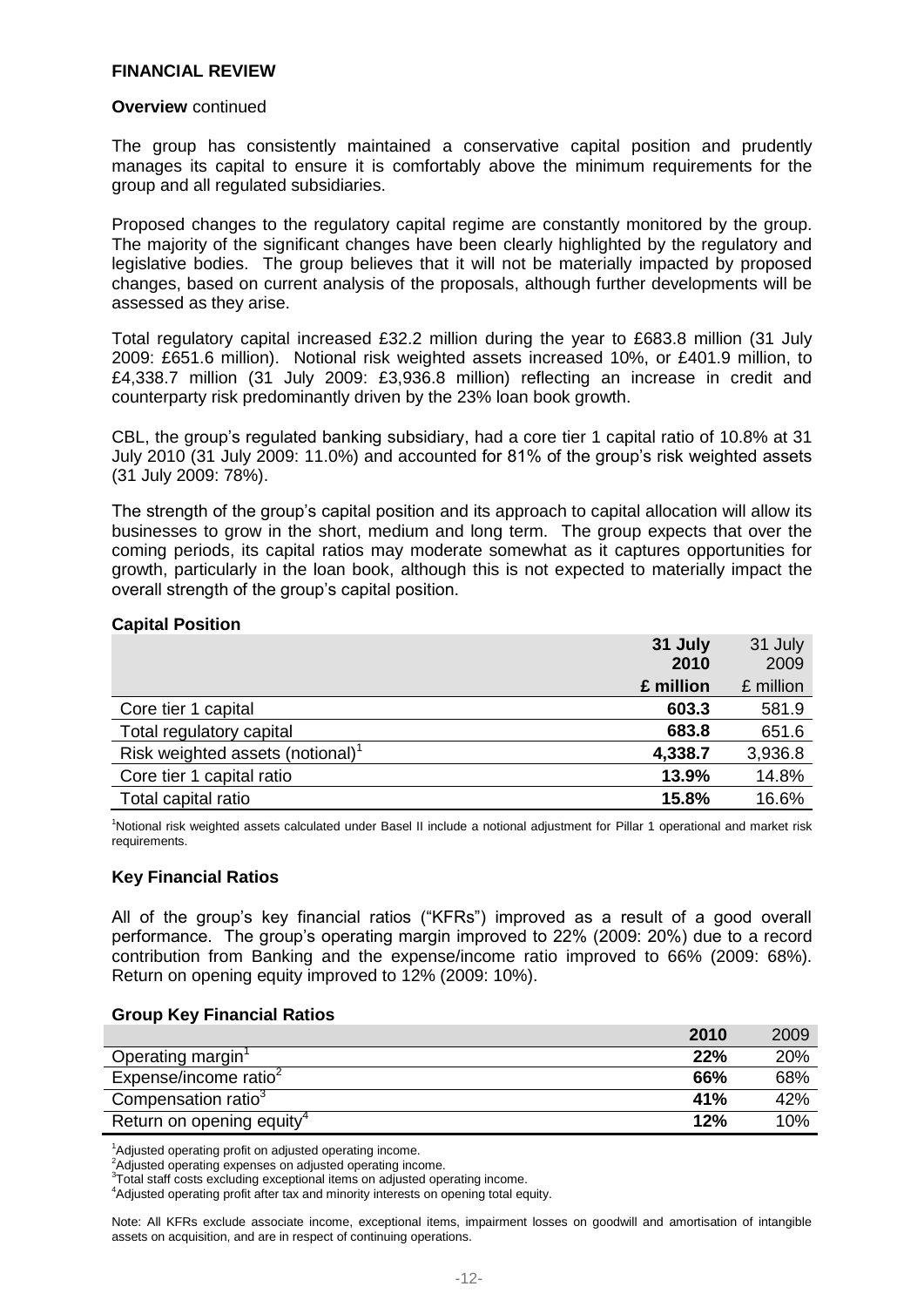## FINANCIAL REVIEW

**Overview** continued

The group has consistently maintained a conservative capital position and prudently manages its capital to ensure it is comfortably above the minimum requirements for the group and all regulated subsidiaries.

Proposed changes to the regulatory capital regime are constantly monitored by the group. The majority of the significant changes have been clearly highlighted by the regulatory and legislative bodies. The group believes that it will not be materially impacted by proposed changes, based on current analysis of the proposals, although further developments will be assessed as they arise.

Total regulatory capital increased £32.2 million during the year to £683.8 million (31 July 2009: £651.6 million). Notional risk weighted assets increased 10%, or £401.9 million, to £4,338.7 million (31 July 2009: £3,936.8 million) reflecting an increase in credit and counterparty risk predominantly driven by the 23% loan book growth.

CBL, the group's regulated banking subsidiary, had a core tier 1 capital ratio of 10.8% at 31 July 2010 (31 July 2009: 11.0%) and accounted for 81% of the group's risk weighted assets (31 July 2009: 78%).

The strength of the group's capital position and its approach to capital allocation will allow its businesses to grow in the short, medium and long term. The group expects that over the coming periods, its capital ratios may moderate somewhat as it captures opportunities for growth, particularly in the loan book, although this is not expected to materially impact the overall strength of the group's capital position.

### Capital Position

| | **31 July 2010** | 31 July 2009 |
|---|---|---|
| | **£ million** | £ million |
| Core tier 1 capital | **603.3** | 581.9 |
| Total regulatory capital | **683.8** | 651.6 |
| Risk weighted assets (notional)[1] | **4,338.7** | 3,936.8 |
| Core tier 1 capital ratio | **13.9%** | 14.8% |
| Total capital ratio | **15.8%** | 16.6% |

[1]Notional risk weighted assets calculated under Basel II include a notional adjustment for Pillar 1 operational and market risk requirements.

### Key Financial Ratios

All of the group's key financial ratios ("KFRs") improved as a result of a good overall performance. The group's operating margin improved to 22% (2009: 20%) due to a record contribution from Banking and the expense/income ratio improved to 66% (2009: 68%). Return on opening equity improved to 12% (2009: 10%).

### Group Key Financial Ratios

| | **2010** | 2009 |
|---|---|---|
| Operating margin[1] | **22%** | 20% |
| Expense/income ratio[2] | **66%** | 68% |
| Compensation ratio[3] | **41%** | 42% |
| Return on opening equity[4] | **12%** | 10% |

[1]Adjusted operating profit on adjusted operating income.
[2]Adjusted operating expenses on adjusted operating income.
[3]Total staff costs excluding exceptional items on adjusted operating income.
[4]Adjusted operating profit after tax and minority interests on opening total equity.

Note: All KFRs exclude associate income, exceptional items, impairment losses on goodwill and amortisation of intangible assets on acquisition, and are in respect of continuing operations.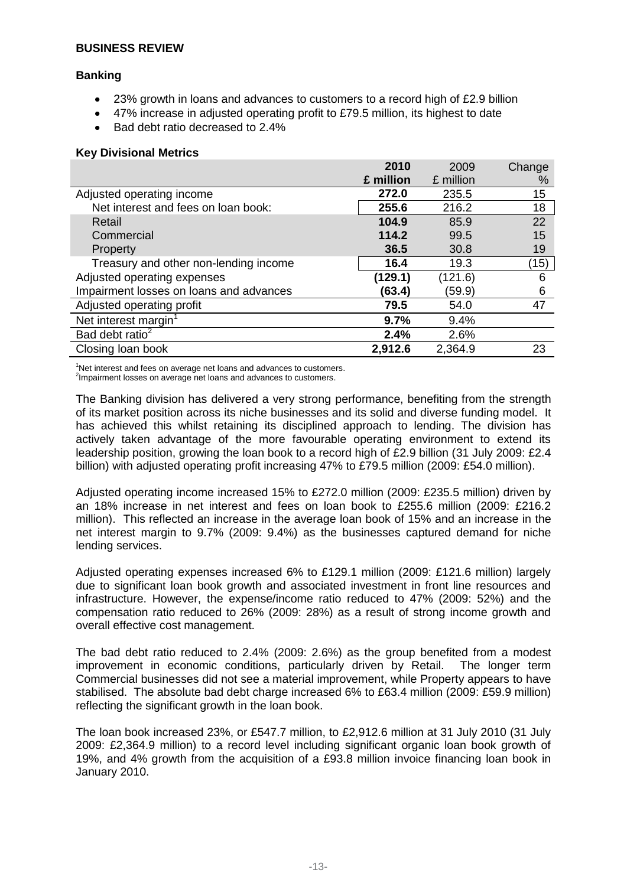**BUSINESS REVIEW**

**Banking**

- 23% growth in loans and advances to customers to a record high of £2.9 billion
- 47% increase in adjusted operating profit to £79.5 million, its highest to date
- Bad debt ratio decreased to 2.4%

**Key Divisional Metrics**

| | **2010**<br>**£ million** | 2009<br>£ million | Change<br>% |
|---|---|---|---|
| Adjusted operating income | **272.0** | 235.5 | 15 |
| Net interest and fees on loan book: | **255.6** | 216.2 | 18 |
| Retail | **104.9** | 85.9 | 22 |
| Commercial | **114.2** | 99.5 | 15 |
| Property | **36.5** | 30.8 | 19 |
| Treasury and other non-lending income | **16.4** | 19.3 | (15) |
| Adjusted operating expenses | **(129.1)** | (121.6) | 6 |
| Impairment losses on loans and advances | **(63.4)** | (59.9) | 6 |
| Adjusted operating profit | **79.5** | 54.0 | 47 |
| Net interest margin[1] | **9.7%** | 9.4% | |
| Bad debt ratio[2] | **2.4%** | 2.6% | |
| Closing loan book | **2,912.6** | 2,364.9 | 23 |

[1]Net interest and fees on average net loans and advances to customers.
[2]Impairment losses on average net loans and advances to customers.

The Banking division has delivered a very strong performance, benefiting from the strength of its market position across its niche businesses and its solid and diverse funding model. It has achieved this whilst retaining its disciplined approach to lending. The division has actively taken advantage of the more favourable operating environment to extend its leadership position, growing the loan book to a record high of £2.9 billion (31 July 2009: £2.4 billion) with adjusted operating profit increasing 47% to £79.5 million (2009: £54.0 million).

Adjusted operating income increased 15% to £272.0 million (2009: £235.5 million) driven by an 18% increase in net interest and fees on loan book to £255.6 million (2009: £216.2 million). This reflected an increase in the average loan book of 15% and an increase in the net interest margin to 9.7% (2009: 9.4%) as the businesses captured demand for niche lending services.

Adjusted operating expenses increased 6% to £129.1 million (2009: £121.6 million) largely due to significant loan book growth and associated investment in front line resources and infrastructure. However, the expense/income ratio reduced to 47% (2009: 52%) and the compensation ratio reduced to 26% (2009: 28%) as a result of strong income growth and overall effective cost management.

The bad debt ratio reduced to 2.4% (2009: 2.6%) as the group benefited from a modest improvement in economic conditions, particularly driven by Retail. The longer term Commercial businesses did not see a material improvement, while Property appears to have stabilised. The absolute bad debt charge increased 6% to £63.4 million (2009: £59.9 million) reflecting the significant growth in the loan book.

The loan book increased 23%, or £547.7 million, to £2,912.6 million at 31 July 2010 (31 July 2009: £2,364.9 million) to a record level including significant organic loan book growth of 19%, and 4% growth from the acquisition of a £93.8 million invoice financing loan book in January 2010.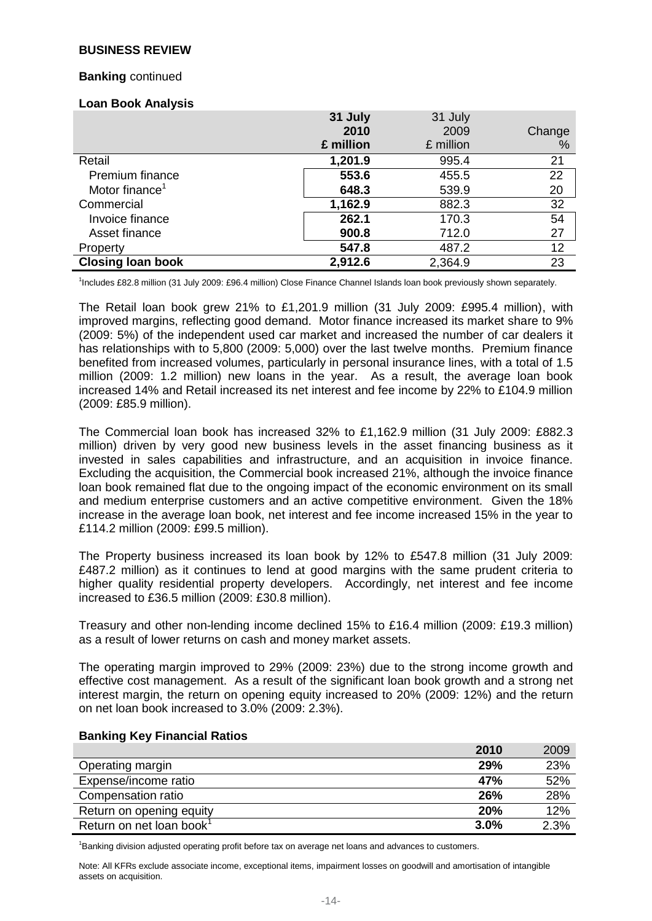**BUSINESS REVIEW**

**Banking** continued

**Loan Book Analysis**

| | **31 July 2010 £ million** | 31 July 2009 £ million | Change % |
|---|---|---|---|
| Retail | **1,201.9** | 995.4 | 21 |
| Premium finance | **553.6** | 455.5 | 22 |
| Motor finance[1] | **648.3** | 539.9 | 20 |
| Commercial | **1,162.9** | 882.3 | 32 |
| Invoice finance | **262.1** | 170.3 | 54 |
| Asset finance | **900.8** | 712.0 | 27 |
| Property | **547.8** | 487.2 | 12 |
| **Closing loan book** | **2,912.6** | 2,364.9 | 23 |

[1]Includes £82.8 million (31 July 2009: £96.4 million) Close Finance Channel Islands loan book previously shown separately.

The Retail loan book grew 21% to £1,201.9 million (31 July 2009: £995.4 million), with improved margins, reflecting good demand. Motor finance increased its market share to 9% (2009: 5%) of the independent used car market and increased the number of car dealers it has relationships with to 5,800 (2009: 5,000) over the last twelve months. Premium finance benefited from increased volumes, particularly in personal insurance lines, with a total of 1.5 million (2009: 1.2 million) new loans in the year. As a result, the average loan book increased 14% and Retail increased its net interest and fee income by 22% to £104.9 million (2009: £85.9 million).

The Commercial loan book has increased 32% to £1,162.9 million (31 July 2009: £882.3 million) driven by very good new business levels in the asset financing business as it invested in sales capabilities and infrastructure, and an acquisition in invoice finance. Excluding the acquisition, the Commercial book increased 21%, although the invoice finance loan book remained flat due to the ongoing impact of the economic environment on its small and medium enterprise customers and an active competitive environment. Given the 18% increase in the average loan book, net interest and fee income increased 15% in the year to £114.2 million (2009: £99.5 million).

The Property business increased its loan book by 12% to £547.8 million (31 July 2009: £487.2 million) as it continues to lend at good margins with the same prudent criteria to higher quality residential property developers. Accordingly, net interest and fee income increased to £36.5 million (2009: £30.8 million).

Treasury and other non-lending income declined 15% to £16.4 million (2009: £19.3 million) as a result of lower returns on cash and money market assets.

The operating margin improved to 29% (2009: 23%) due to the strong income growth and effective cost management. As a result of the significant loan book growth and a strong net interest margin, the return on opening equity increased to 20% (2009: 12%) and the return on net loan book increased to 3.0% (2009: 2.3%).

**Banking Key Financial Ratios**

| | **2010** | 2009 |
|---|---|---|
| Operating margin | **29%** | 23% |
| Expense/income ratio | **47%** | 52% |
| Compensation ratio | **26%** | 28% |
| Return on opening equity | **20%** | 12% |
| Return on net loan book[1] | **3.0%** | 2.3% |

[1]Banking division adjusted operating profit before tax on average net loans and advances to customers.

Note: All KFRs exclude associate income, exceptional items, impairment losses on goodwill and amortisation of intangible assets on acquisition.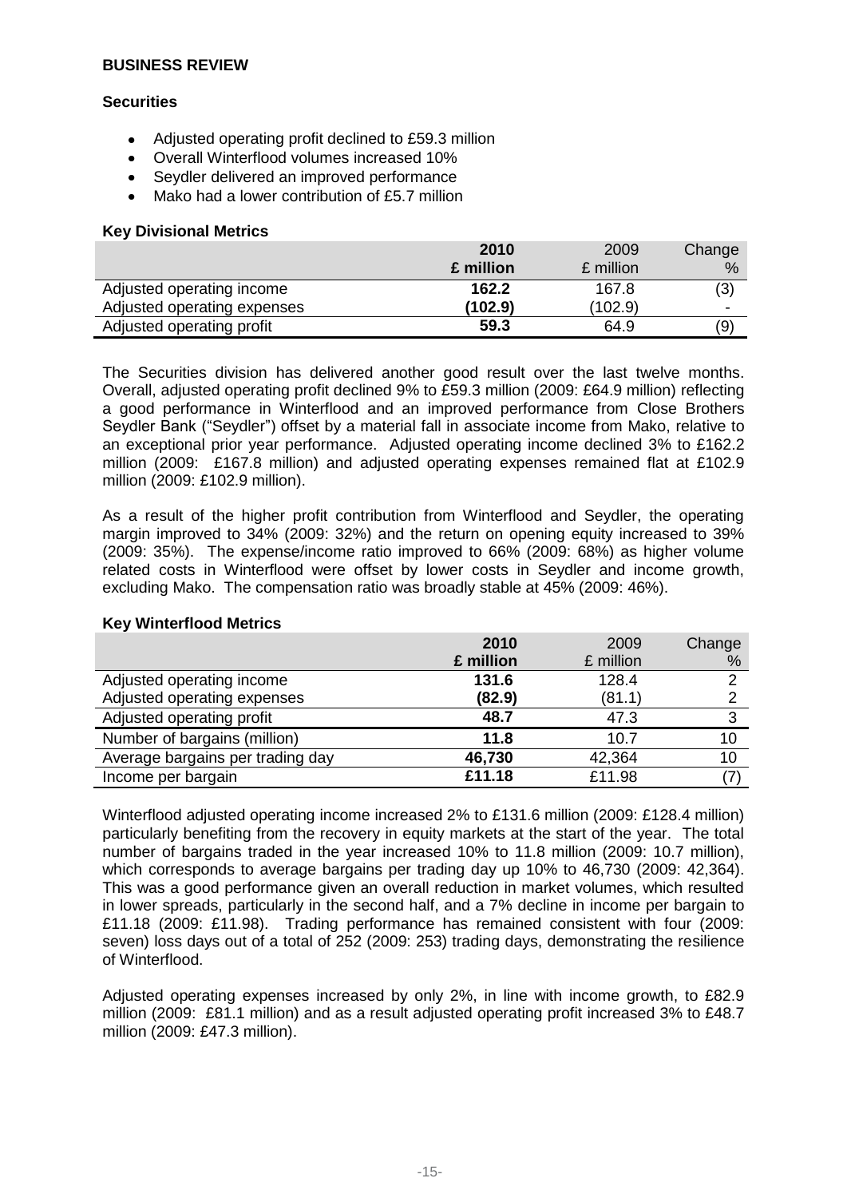## BUSINESS REVIEW

### Securities

- Adjusted operating profit declined to £59.3 million
- Overall Winterflood volumes increased 10%
- Seydler delivered an improved performance
- Mako had a lower contribution of £5.7 million

**Key Divisional Metrics**

| | **2010** | 2009 | Change |
|---|---|---|---|
| | **£ million** | £ million | % |
| Adjusted operating income | **162.2** | 167.8 | (3) |
| Adjusted operating expenses | **(102.9)** | (102.9) | - |
| Adjusted operating profit | **59.3** | 64.9 | (9) |

The Securities division has delivered another good result over the last twelve months. Overall, adjusted operating profit declined 9% to £59.3 million (2009: £64.9 million) reflecting a good performance in Winterflood and an improved performance from Close Brothers Seydler Bank ("Seydler") offset by a material fall in associate income from Mako, relative to an exceptional prior year performance. Adjusted operating income declined 3% to £162.2 million (2009: £167.8 million) and adjusted operating expenses remained flat at £102.9 million (2009: £102.9 million).

As a result of the higher profit contribution from Winterflood and Seydler, the operating margin improved to 34% (2009: 32%) and the return on opening equity increased to 39% (2009: 35%). The expense/income ratio improved to 66% (2009: 68%) as higher volume related costs in Winterflood were offset by lower costs in Seydler and income growth, excluding Mako. The compensation ratio was broadly stable at 45% (2009: 46%).

**Key Winterflood Metrics**

| | **2010** | 2009 | Change |
|---|---|---|---|
| | **£ million** | £ million | % |
| Adjusted operating income | **131.6** | 128.4 | 2 |
| Adjusted operating expenses | **(82.9)** | (81.1) | 2 |
| Adjusted operating profit | **48.7** | 47.3 | 3 |
| Number of bargains (million) | **11.8** | 10.7 | 10 |
| Average bargains per trading day | **46,730** | 42,364 | 10 |
| Income per bargain | **£11.18** | £11.98 | (7) |

Winterflood adjusted operating income increased 2% to £131.6 million (2009: £128.4 million) particularly benefiting from the recovery in equity markets at the start of the year. The total number of bargains traded in the year increased 10% to 11.8 million (2009: 10.7 million), which corresponds to average bargains per trading day up 10% to 46,730 (2009: 42,364). This was a good performance given an overall reduction in market volumes, which resulted in lower spreads, particularly in the second half, and a 7% decline in income per bargain to £11.18 (2009: £11.98). Trading performance has remained consistent with four (2009: seven) loss days out of a total of 252 (2009: 253) trading days, demonstrating the resilience of Winterflood.

Adjusted operating expenses increased by only 2%, in line with income growth, to £82.9 million (2009: £81.1 million) and as a result adjusted operating profit increased 3% to £48.7 million (2009: £47.3 million).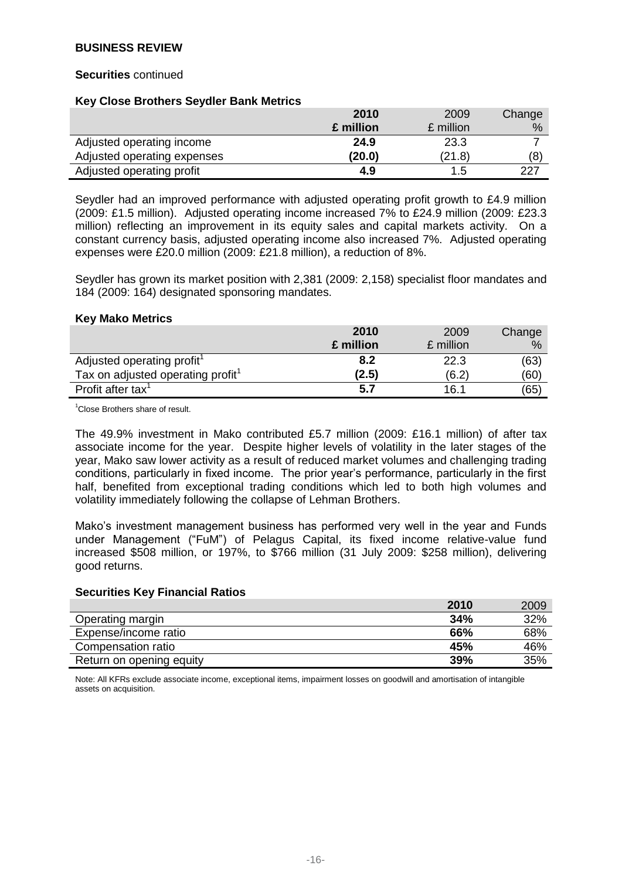**BUSINESS REVIEW**

**Securities** continued

**Key Close Brothers Seydler Bank Metrics**

| | **2010** **£ million** | 2009 £ million | Change % |
|---|---|---|---|
| Adjusted operating income | **24.9** | 23.3 | 7 |
| Adjusted operating expenses | **(20.0)** | (21.8) | (8) |
| Adjusted operating profit | **4.9** | 1.5 | 227 |

Seydler had an improved performance with adjusted operating profit growth to £4.9 million (2009: £1.5 million). Adjusted operating income increased 7% to £24.9 million (2009: £23.3 million) reflecting an improvement in its equity sales and capital markets activity. On a constant currency basis, adjusted operating income also increased 7%. Adjusted operating expenses were £20.0 million (2009: £21.8 million), a reduction of 8%.

Seydler has grown its market position with 2,381 (2009: 2,158) specialist floor mandates and 184 (2009: 164) designated sponsoring mandates.

**Key Mako Metrics**

| | **2010** **£ million** | 2009 £ million | Change % |
|---|---|---|---|
| Adjusted operating profit[1] | **8.2** | 22.3 | (63) |
| Tax on adjusted operating profit[1] | **(2.5)** | (6.2) | (60) |
| Profit after tax[1] | **5.7** | 16.1 | (65) |

[1]Close Brothers share of result.

The 49.9% investment in Mako contributed £5.7 million (2009: £16.1 million) of after tax associate income for the year. Despite higher levels of volatility in the later stages of the year, Mako saw lower activity as a result of reduced market volumes and challenging trading conditions, particularly in fixed income. The prior year's performance, particularly in the first half, benefited from exceptional trading conditions which led to both high volumes and volatility immediately following the collapse of Lehman Brothers.

Mako's investment management business has performed very well in the year and Funds under Management ("FuM") of Pelagus Capital, its fixed income relative-value fund increased $508 million, or 197%, to $766 million (31 July 2009: $258 million), delivering good returns.

**Securities Key Financial Ratios**

| | **2010** | 2009 |
|---|---|---|
| Operating margin | **34%** | 32% |
| Expense/income ratio | **66%** | 68% |
| Compensation ratio | **45%** | 46% |
| Return on opening equity | **39%** | 35% |

Note: All KFRs exclude associate income, exceptional items, impairment losses on goodwill and amortisation of intangible assets on acquisition.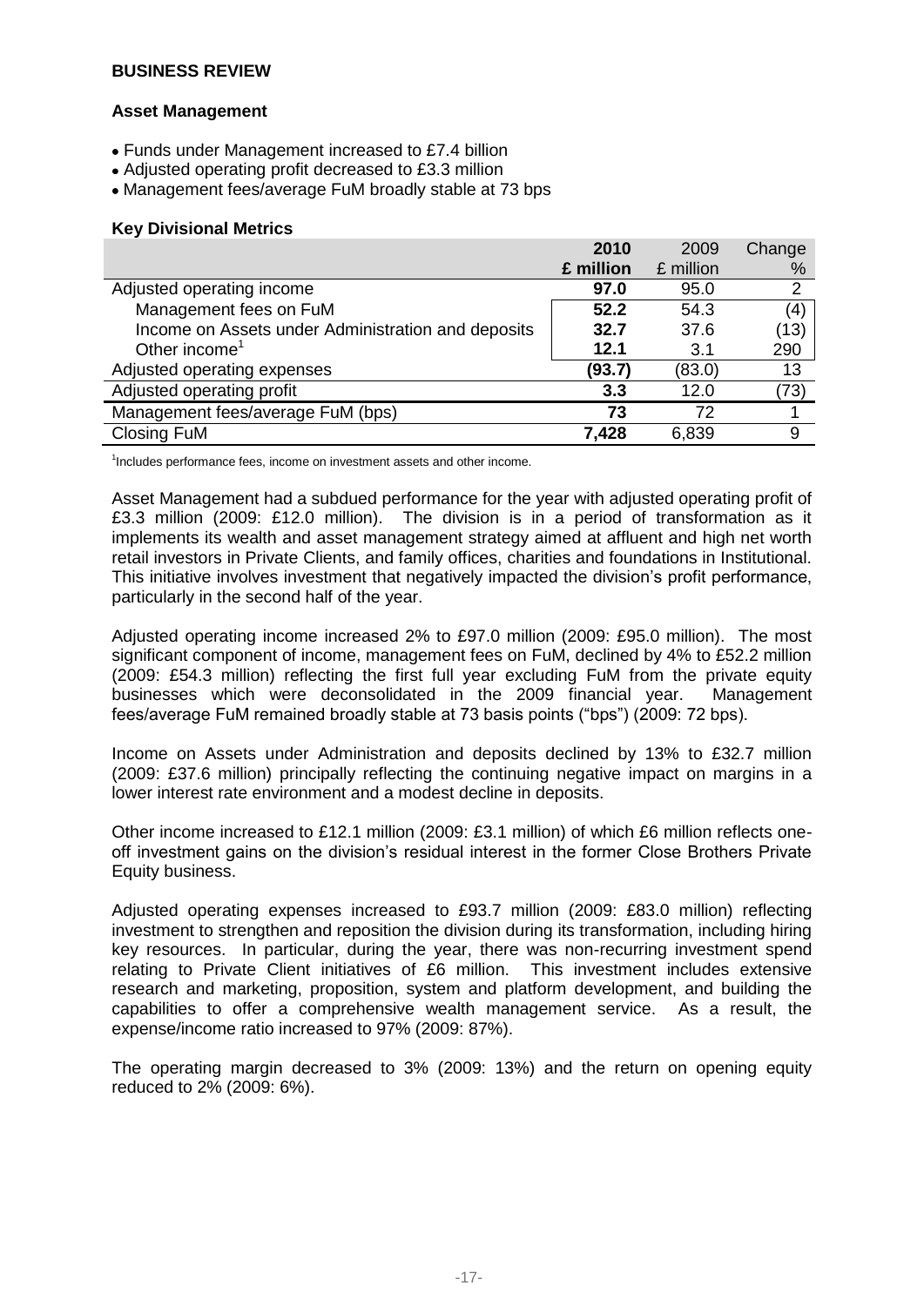## BUSINESS REVIEW

### Asset Management

- Funds under Management increased to £7.4 billion
- Adjusted operating profit decreased to £3.3 million
- Management fees/average FuM broadly stable at 73 bps

#### Key Divisional Metrics

| | **2010** | 2009 | Change |
|---|---|---|---|
| | **£ million** | £ million | % |
| Adjusted operating income | **97.0** | 95.0 | 2 |
| Management fees on FuM | **52.2** | 54.3 | (4) |
| Income on Assets under Administration and deposits | **32.7** | 37.6 | (13) |
| Other income[1] | **12.1** | 3.1 | 290 |
| Adjusted operating expenses | **(93.7)** | (83.0) | 13 |
| Adjusted operating profit | **3.3** | 12.0 | (73) |
| Management fees/average FuM (bps) | **73** | 72 | 1 |
| Closing FuM | **7,428** | 6,839 | 9 |

[1]Includes performance fees, income on investment assets and other income.

Asset Management had a subdued performance for the year with adjusted operating profit of £3.3 million (2009: £12.0 million). The division is in a period of transformation as it implements its wealth and asset management strategy aimed at affluent and high net worth retail investors in Private Clients, and family offices, charities and foundations in Institutional. This initiative involves investment that negatively impacted the division's profit performance, particularly in the second half of the year.

Adjusted operating income increased 2% to £97.0 million (2009: £95.0 million). The most significant component of income, management fees on FuM, declined by 4% to £52.2 million (2009: £54.3 million) reflecting the first full year excluding FuM from the private equity businesses which were deconsolidated in the 2009 financial year. Management fees/average FuM remained broadly stable at 73 basis points ("bps") (2009: 72 bps).

Income on Assets under Administration and deposits declined by 13% to £32.7 million (2009: £37.6 million) principally reflecting the continuing negative impact on margins in a lower interest rate environment and a modest decline in deposits.

Other income increased to £12.1 million (2009: £3.1 million) of which £6 million reflects one-off investment gains on the division's residual interest in the former Close Brothers Private Equity business.

Adjusted operating expenses increased to £93.7 million (2009: £83.0 million) reflecting investment to strengthen and reposition the division during its transformation, including hiring key resources. In particular, during the year, there was non-recurring investment spend relating to Private Client initiatives of £6 million. This investment includes extensive research and marketing, proposition, system and platform development, and building the capabilities to offer a comprehensive wealth management service. As a result, the expense/income ratio increased to 97% (2009: 87%).

The operating margin decreased to 3% (2009: 13%) and the return on opening equity reduced to 2% (2009: 6%).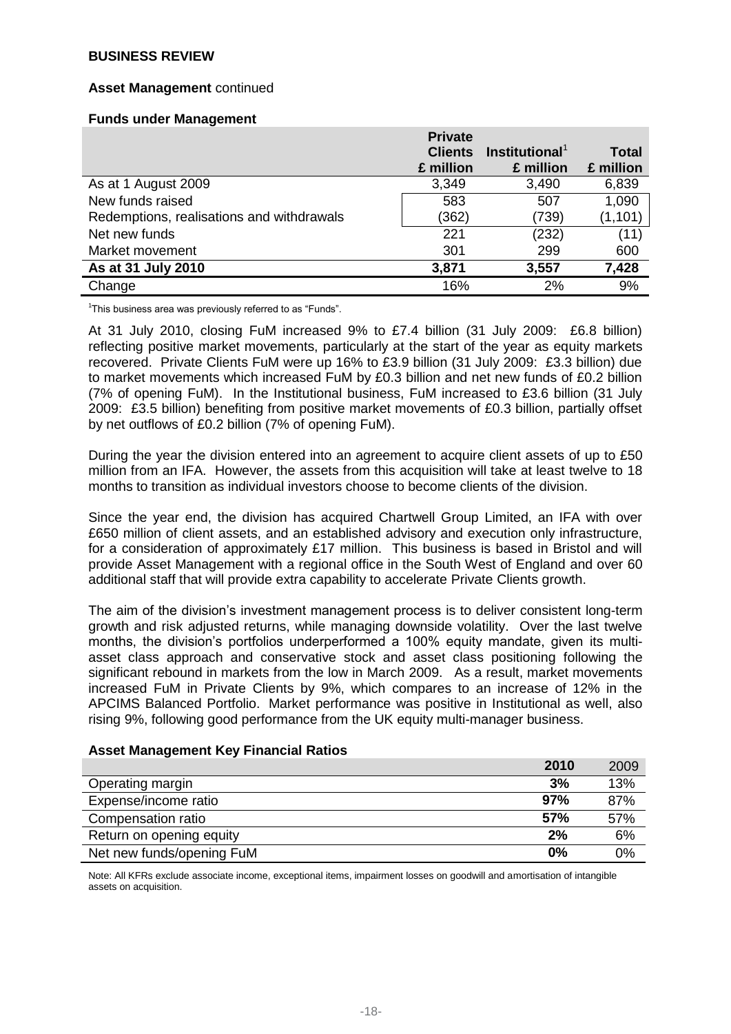**BUSINESS REVIEW**

**Asset Management** continued

**Funds under Management**

| | Private Clients £ million | Institutional[1] £ million | Total £ million |
|---|---|---|---|
| As at 1 August 2009 | 3,349 | 3,490 | 6,839 |
| New funds raised | 583 | 507 | 1,090 |
| Redemptions, realisations and withdrawals | (362) | (739) | (1,101) |
| Net new funds | 221 | (232) | (11) |
| Market movement | 301 | 299 | 600 |
| **As at 31 July 2010** | **3,871** | **3,557** | **7,428** |
| Change | 16% | 2% | 9% |

[1]This business area was previously referred to as "Funds".

At 31 July 2010, closing FuM increased 9% to £7.4 billion (31 July 2009: £6.8 billion) reflecting positive market movements, particularly at the start of the year as equity markets recovered. Private Clients FuM were up 16% to £3.9 billion (31 July 2009: £3.3 billion) due to market movements which increased FuM by £0.3 billion and net new funds of £0.2 billion (7% of opening FuM). In the Institutional business, FuM increased to £3.6 billion (31 July 2009: £3.5 billion) benefiting from positive market movements of £0.3 billion, partially offset by net outflows of £0.2 billion (7% of opening FuM).

During the year the division entered into an agreement to acquire client assets of up to £50 million from an IFA. However, the assets from this acquisition will take at least twelve to 18 months to transition as individual investors choose to become clients of the division.

Since the year end, the division has acquired Chartwell Group Limited, an IFA with over £650 million of client assets, and an established advisory and execution only infrastructure, for a consideration of approximately £17 million. This business is based in Bristol and will provide Asset Management with a regional office in the South West of England and over 60 additional staff that will provide extra capability to accelerate Private Clients growth.

The aim of the division's investment management process is to deliver consistent long-term growth and risk adjusted returns, while managing downside volatility. Over the last twelve months, the division's portfolios underperformed a 100% equity mandate, given its multi-asset class approach and conservative stock and asset class positioning following the significant rebound in markets from the low in March 2009. As a result, market movements increased FuM in Private Clients by 9%, which compares to an increase of 12% in the APCIMS Balanced Portfolio. Market performance was positive in Institutional as well, also rising 9%, following good performance from the UK equity multi-manager business.

**Asset Management Key Financial Ratios**

| | 2010 | 2009 |
|---|---|---|
| Operating margin | **3%** | 13% |
| Expense/income ratio | **97%** | 87% |
| Compensation ratio | **57%** | 57% |
| Return on opening equity | **2%** | 6% |
| Net new funds/opening FuM | **0%** | 0% |

Note: All KFRs exclude associate income, exceptional items, impairment losses on goodwill and amortisation of intangible assets on acquisition.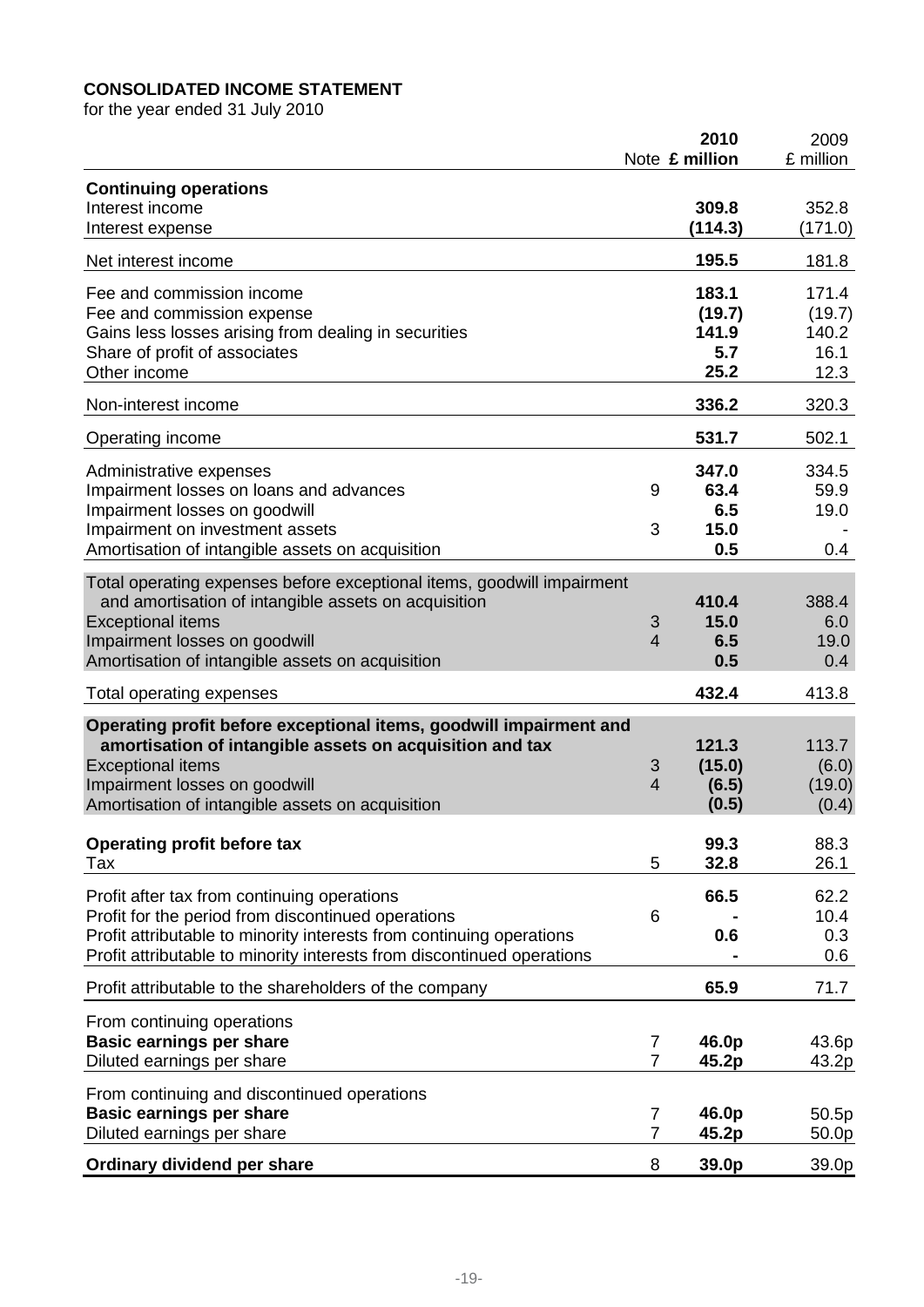**CONSOLIDATED INCOME STATEMENT**

for the year ended 31 July 2010

| | Note | 2010 £ million | 2009 £ million |
|---|---|---|---|
| **Continuing operations** | | | |
| Interest income | | **309.8** | 352.8 |
| Interest expense | | **(114.3)** | (171.0) |
| Net interest income | | **195.5** | 181.8 |
| Fee and commission income | | **183.1** | 171.4 |
| Fee and commission expense | | **(19.7)** | (19.7) |
| Gains less losses arising from dealing in securities | | **141.9** | 140.2 |
| Share of profit of associates | | **5.7** | 16.1 |
| Other income | | **25.2** | 12.3 |
| Non-interest income | | **336.2** | 320.3 |
| Operating income | | **531.7** | 502.1 |
| Administrative expenses | | **347.0** | 334.5 |
| Impairment losses on loans and advances | 9 | **63.4** | 59.9 |
| Impairment losses on goodwill | | **6.5** | 19.0 |
| Impairment on investment assets | 3 | **15.0** | - |
| Amortisation of intangible assets on acquisition | | **0.5** | 0.4 |
| Total operating expenses before exceptional items, goodwill impairment and amortisation of intangible assets on acquisition | | **410.4** | 388.4 |
| Exceptional items | 3 | **15.0** | 6.0 |
| Impairment losses on goodwill | 4 | **6.5** | 19.0 |
| Amortisation of intangible assets on acquisition | | **0.5** | 0.4 |
| Total operating expenses | | **432.4** | 413.8 |
| **Operating profit before exceptional items, goodwill impairment and amortisation of intangible assets on acquisition and tax** | | **121.3** | 113.7 |
| Exceptional items | 3 | **(15.0)** | (6.0) |
| Impairment losses on goodwill | 4 | **(6.5)** | (19.0) |
| Amortisation of intangible assets on acquisition | | **(0.5)** | (0.4) |
| **Operating profit before tax** | | **99.3** | 88.3 |
| Tax | 5 | **32.8** | 26.1 |
| Profit after tax from continuing operations | | **66.5** | 62.2 |
| Profit for the period from discontinued operations | 6 | **-** | 10.4 |
| Profit attributable to minority interests from continuing operations | | **0.6** | 0.3 |
| Profit attributable to minority interests from discontinued operations | | **-** | 0.6 |
| Profit attributable to the shareholders of the company | | **65.9** | 71.7 |
| From continuing operations | | | |
| **Basic earnings per share** | 7 | **46.0p** | 43.6p |
| Diluted earnings per share | 7 | **45.2p** | 43.2p |
| From continuing and discontinued operations | | | |
| **Basic earnings per share** | 7 | **46.0p** | 50.5p |
| Diluted earnings per share | 7 | **45.2p** | 50.0p |
| **Ordinary dividend per share** | 8 | **39.0p** | 39.0p |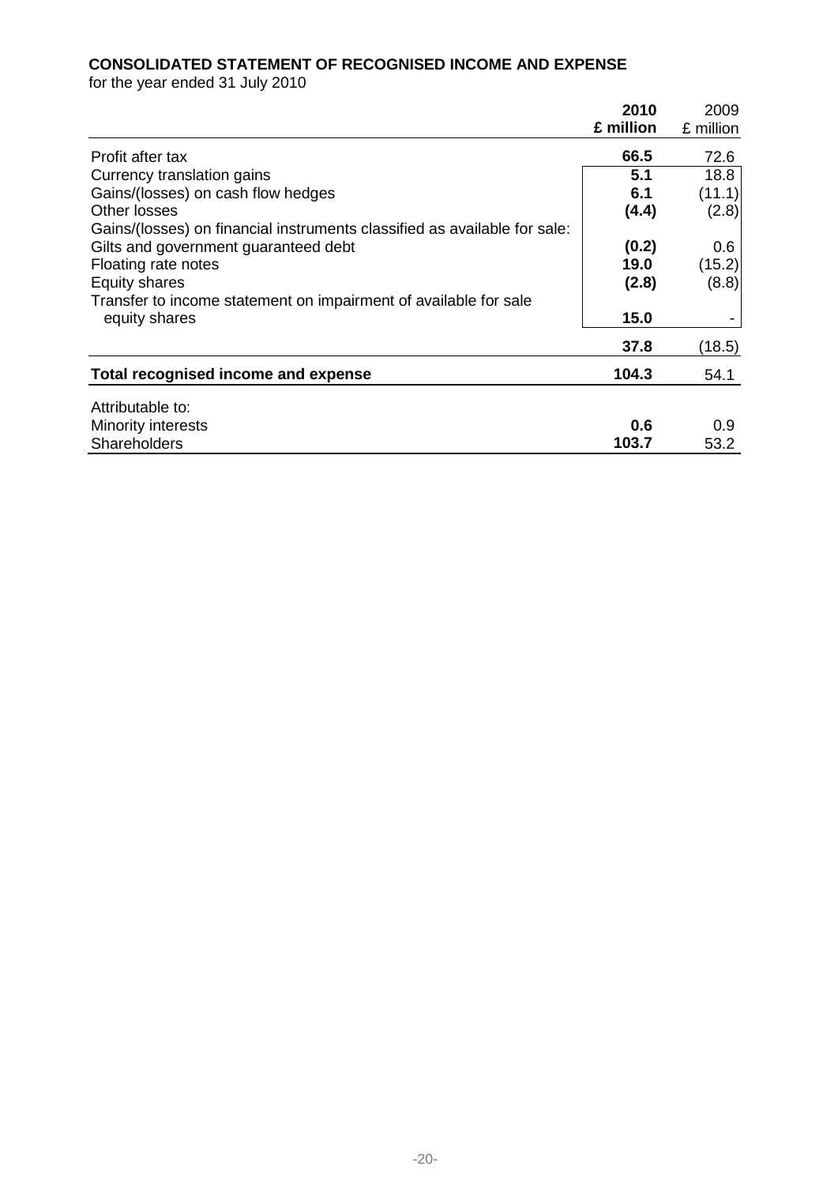**CONSOLIDATED STATEMENT OF RECOGNISED INCOME AND EXPENSE**
for the year ended 31 July 2010

| | **2010 £ million** | 2009 £ million |
|---|---|---|
| Profit after tax | **66.5** | 72.6 |
| Currency translation gains | **5.1** | 18.8 |
| Gains/(losses) on cash flow hedges | **6.1** | (11.1) |
| Other losses | **(4.4)** | (2.8) |
| Gains/(losses) on financial instruments classified as available for sale: | | |
| Gilts and government guaranteed debt | **(0.2)** | 0.6 |
| Floating rate notes | **19.0** | (15.2) |
| Equity shares | **(2.8)** | (8.8) |
| Transfer to income statement on impairment of available for sale equity shares | **15.0** | - |
| | **37.8** | (18.5) |
| **Total recognised income and expense** | **104.3** | 54.1 |
| Attributable to: | | |
| Minority interests | **0.6** | 0.9 |
| Shareholders | **103.7** | 53.2 |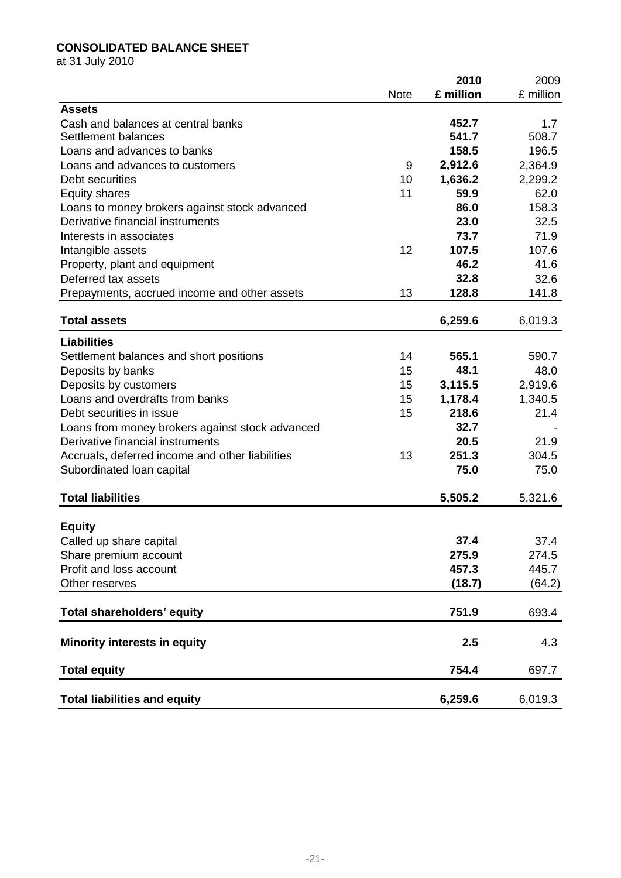**CONSOLIDATED BALANCE SHEET**

at 31 July 2010

| | Note | **2010 £ million** | 2009 £ million |
|---|---|---|---|
| **Assets** | | | |
| Cash and balances at central banks | | **452.7** | 1.7 |
| Settlement balances | | **541.7** | 508.7 |
| Loans and advances to banks | | **158.5** | 196.5 |
| Loans and advances to customers | 9 | **2,912.6** | 2,364.9 |
| Debt securities | 10 | **1,636.2** | 2,299.2 |
| Equity shares | 11 | **59.9** | 62.0 |
| Loans to money brokers against stock advanced | | **86.0** | 158.3 |
| Derivative financial instruments | | **23.0** | 32.5 |
| Interests in associates | | **73.7** | 71.9 |
| Intangible assets | 12 | **107.5** | 107.6 |
| Property, plant and equipment | | **46.2** | 41.6 |
| Deferred tax assets | | **32.8** | 32.6 |
| Prepayments, accrued income and other assets | 13 | **128.8** | 141.8 |
| **Total assets** | | **6,259.6** | 6,019.3 |
| **Liabilities** | | | |
| Settlement balances and short positions | 14 | **565.1** | 590.7 |
| Deposits by banks | 15 | **48.1** | 48.0 |
| Deposits by customers | 15 | **3,115.5** | 2,919.6 |
| Loans and overdrafts from banks | 15 | **1,178.4** | 1,340.5 |
| Debt securities in issue | 15 | **218.6** | 21.4 |
| Loans from money brokers against stock advanced | | **32.7** | - |
| Derivative financial instruments | | **20.5** | 21.9 |
| Accruals, deferred income and other liabilities | 13 | **251.3** | 304.5 |
| Subordinated loan capital | | **75.0** | 75.0 |
| **Total liabilities** | | **5,505.2** | 5,321.6 |
| **Equity** | | | |
| Called up share capital | | **37.4** | 37.4 |
| Share premium account | | **275.9** | 274.5 |
| Profit and loss account | | **457.3** | 445.7 |
| Other reserves | | **(18.7)** | (64.2) |
| **Total shareholders' equity** | | **751.9** | 693.4 |
| **Minority interests in equity** | | **2.5** | 4.3 |
| **Total equity** | | **754.4** | 697.7 |
| **Total liabilities and equity** | | **6,259.6** | 6,019.3 |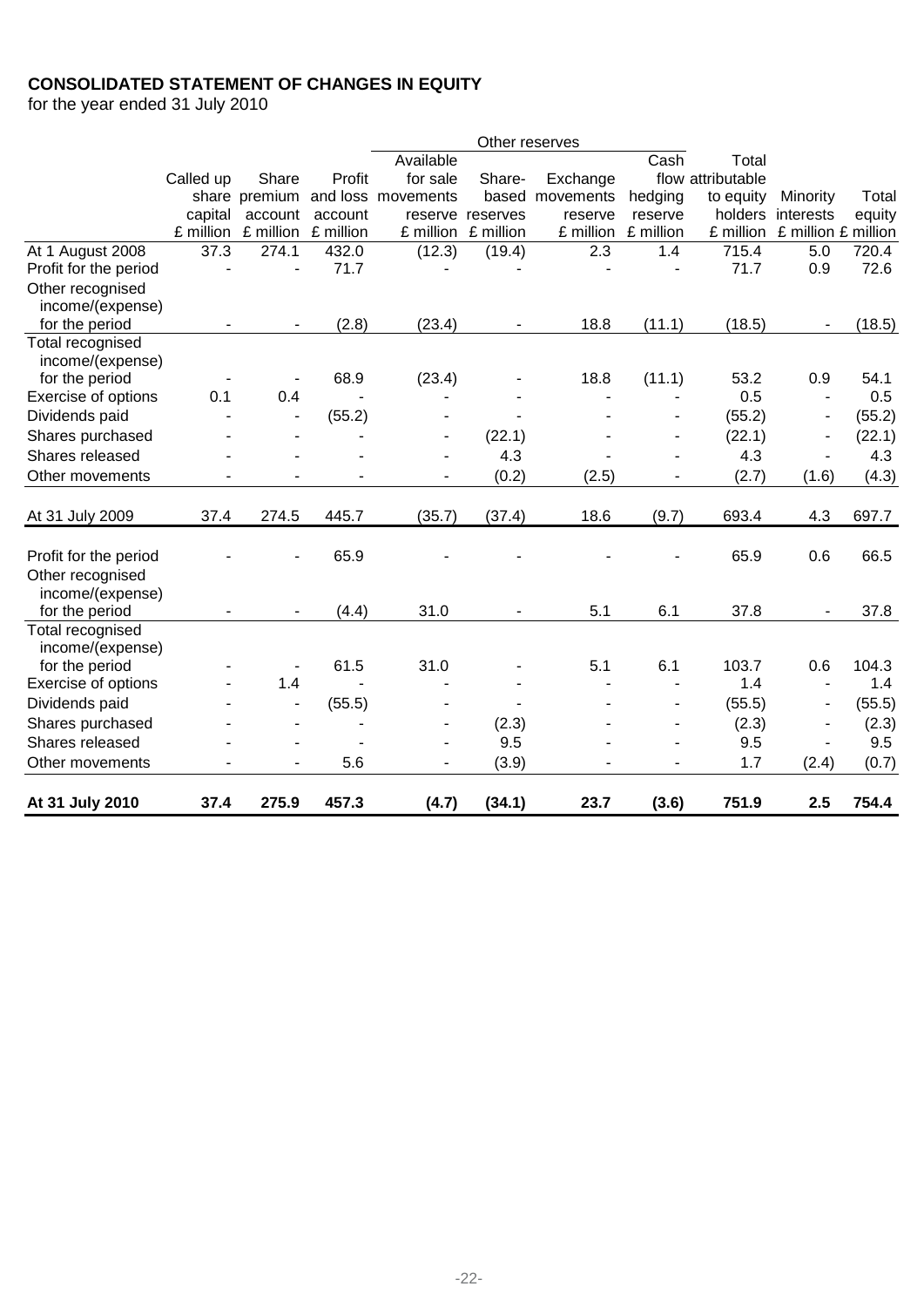**CONSOLIDATED STATEMENT OF CHANGES IN EQUITY**

for the year ended 31 July 2010

| | Called up share capital £ million | Share premium account £ million | Profit and loss account £ million | Other reserves: Available for sale movements reserve £ million | Other reserves: Share-based reserves £ million | Other reserves: Exchange movements reserve £ million | Other reserves: Cash flow hedging reserve £ million | Total attributable to equity holders £ million | Minority interests £ million | Total equity £ million |
|---|---|---|---|---|---|---|---|---|---|---|
| At 1 August 2008 | 37.3 | 274.1 | 432.0 | (12.3) | (19.4) | 2.3 | 1.4 | 715.4 | 5.0 | 720.4 |
| Profit for the period | - | - | 71.7 | - | - | - | - | 71.7 | 0.9 | 72.6 |
| Other recognised income/(expense) for the period | - | - | (2.8) | (23.4) | - | 18.8 | (11.1) | (18.5) | - | (18.5) |
| Total recognised income/(expense) for the period | - | - | 68.9 | (23.4) | - | 18.8 | (11.1) | 53.2 | 0.9 | 54.1 |
| Exercise of options | 0.1 | 0.4 | - | - | - | - | - | 0.5 | - | 0.5 |
| Dividends paid | - | - | (55.2) | - | - | - | - | (55.2) | - | (55.2) |
| Shares purchased | - | - | - | - | (22.1) | - | - | (22.1) | - | (22.1) |
| Shares released | - | - | - | - | 4.3 | - | - | 4.3 | - | 4.3 |
| Other movements | - | - | - | - | (0.2) | (2.5) | - | (2.7) | (1.6) | (4.3) |
| At 31 July 2009 | 37.4 | 274.5 | 445.7 | (35.7) | (37.4) | 18.6 | (9.7) | 693.4 | 4.3 | 697.7 |
| Profit for the period | - | - | 65.9 | - | - | - | - | 65.9 | 0.6 | 66.5 |
| Other recognised income/(expense) for the period | - | - | (4.4) | 31.0 | - | 5.1 | 6.1 | 37.8 | - | 37.8 |
| Total recognised income/(expense) for the period | - | - | 61.5 | 31.0 | - | 5.1 | 6.1 | 103.7 | 0.6 | 104.3 |
| Exercise of options | - | 1.4 | - | - | - | - | - | 1.4 | - | 1.4 |
| Dividends paid | - | - | (55.5) | - | - | - | - | (55.5) | - | (55.5) |
| Shares purchased | - | - | - | - | (2.3) | - | - | (2.3) | - | (2.3) |
| Shares released | - | - | - | - | 9.5 | - | - | 9.5 | - | 9.5 |
| Other movements | - | - | 5.6 | - | (3.9) | - | - | 1.7 | (2.4) | (0.7) |
| **At 31 July 2010** | **37.4** | **275.9** | **457.3** | **(4.7)** | **(34.1)** | **23.7** | **(3.6)** | **751.9** | **2.5** | **754.4** |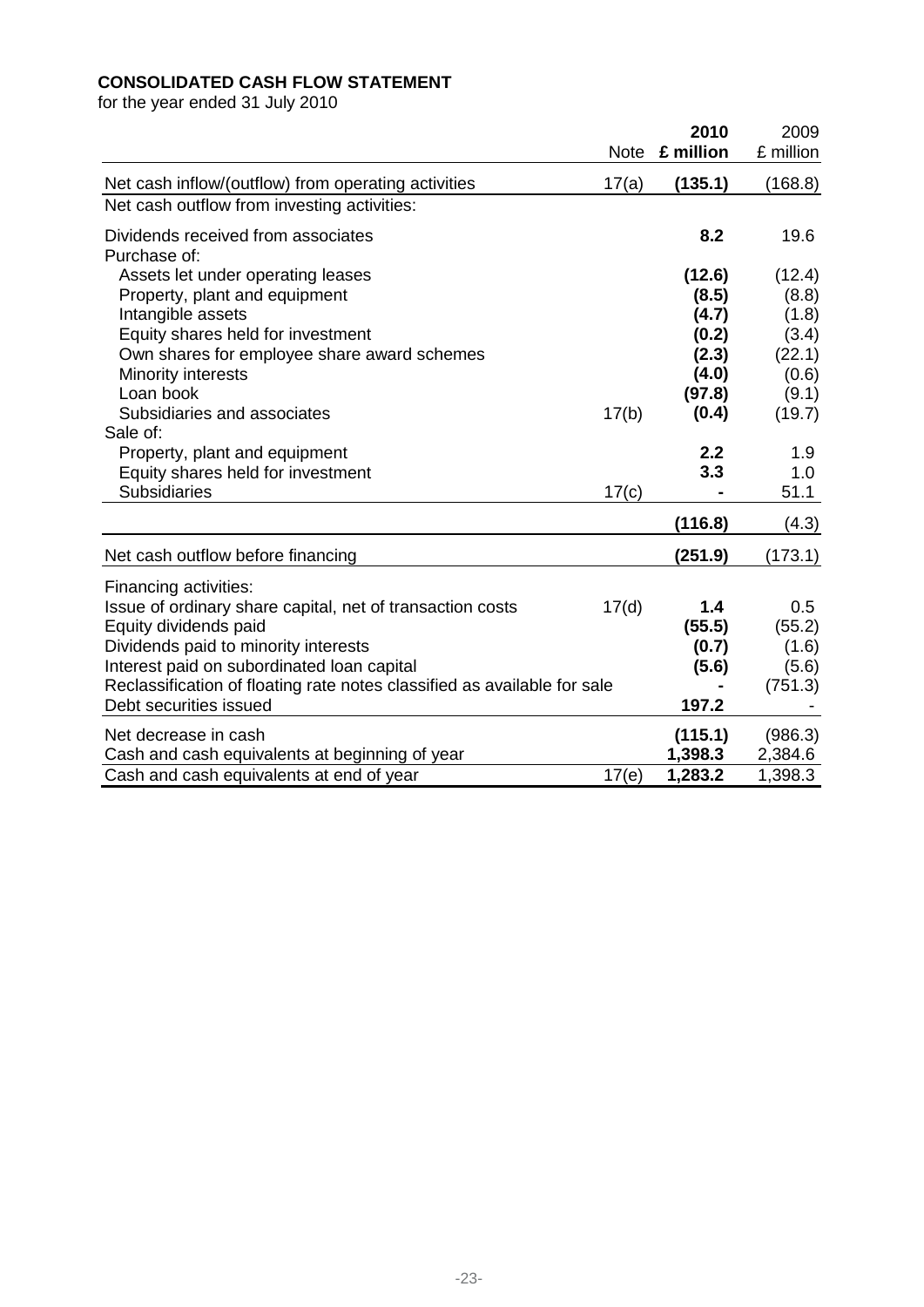**CONSOLIDATED CASH FLOW STATEMENT**

for the year ended 31 July 2010

| | Note | **2010 £ million** | 2009 £ million |
|---|---|---|---|
| Net cash inflow/(outflow) from operating activities | 17(a) | **(135.1)** | (168.8) |
| Net cash outflow from investing activities: | | | |
| Dividends received from associates | | **8.2** | 19.6 |
| Purchase of: | | | |
| Assets let under operating leases | | **(12.6)** | (12.4) |
| Property, plant and equipment | | **(8.5)** | (8.8) |
| Intangible assets | | **(4.7)** | (1.8) |
| Equity shares held for investment | | **(0.2)** | (3.4) |
| Own shares for employee share award schemes | | **(2.3)** | (22.1) |
| Minority interests | | **(4.0)** | (0.6) |
| Loan book | | **(97.8)** | (9.1) |
| Subsidiaries and associates | 17(b) | **(0.4)** | (19.7) |
| Sale of: | | | |
| Property, plant and equipment | | **2.2** | 1.9 |
| Equity shares held for investment | | **3.3** | 1.0 |
| Subsidiaries | 17(c) | **-** | 51.1 |
| | | **(116.8)** | (4.3) |
| Net cash outflow before financing | | **(251.9)** | (173.1) |
| Financing activities: | | | |
| Issue of ordinary share capital, net of transaction costs | 17(d) | **1.4** | 0.5 |
| Equity dividends paid | | **(55.5)** | (55.2) |
| Dividends paid to minority interests | | **(0.7)** | (1.6) |
| Interest paid on subordinated loan capital | | **(5.6)** | (5.6) |
| Reclassification of floating rate notes classified as available for sale | | **-** | (751.3) |
| Debt securities issued | | **197.2** | - |
| Net decrease in cash | | **(115.1)** | (986.3) |
| Cash and cash equivalents at beginning of year | | **1,398.3** | 2,384.6 |
| Cash and cash equivalents at end of year | 17(e) | **1,283.2** | 1,398.3 |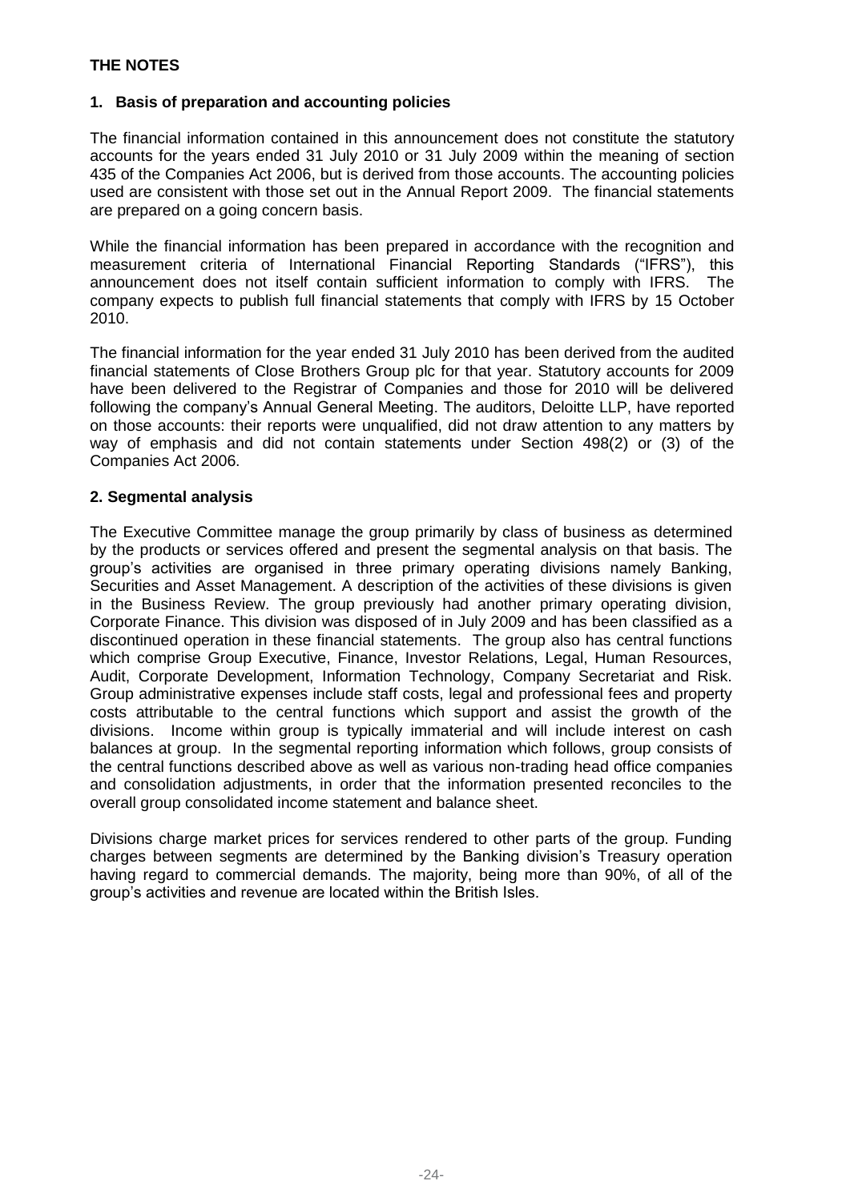## THE NOTES

### 1. Basis of preparation and accounting policies

The financial information contained in this announcement does not constitute the statutory accounts for the years ended 31 July 2010 or 31 July 2009 within the meaning of section 435 of the Companies Act 2006, but is derived from those accounts. The accounting policies used are consistent with those set out in the Annual Report 2009. The financial statements are prepared on a going concern basis.

While the financial information has been prepared in accordance with the recognition and measurement criteria of International Financial Reporting Standards ("IFRS"), this announcement does not itself contain sufficient information to comply with IFRS. The company expects to publish full financial statements that comply with IFRS by 15 October 2010.

The financial information for the year ended 31 July 2010 has been derived from the audited financial statements of Close Brothers Group plc for that year. Statutory accounts for 2009 have been delivered to the Registrar of Companies and those for 2010 will be delivered following the company's Annual General Meeting. The auditors, Deloitte LLP, have reported on those accounts: their reports were unqualified, did not draw attention to any matters by way of emphasis and did not contain statements under Section 498(2) or (3) of the Companies Act 2006.

### 2. Segmental analysis

The Executive Committee manage the group primarily by class of business as determined by the products or services offered and present the segmental analysis on that basis. The group's activities are organised in three primary operating divisions namely Banking, Securities and Asset Management. A description of the activities of these divisions is given in the Business Review. The group previously had another primary operating division, Corporate Finance. This division was disposed of in July 2009 and has been classified as a discontinued operation in these financial statements. The group also has central functions which comprise Group Executive, Finance, Investor Relations, Legal, Human Resources, Audit, Corporate Development, Information Technology, Company Secretariat and Risk. Group administrative expenses include staff costs, legal and professional fees and property costs attributable to the central functions which support and assist the growth of the divisions. Income within group is typically immaterial and will include interest on cash balances at group. In the segmental reporting information which follows, group consists of the central functions described above as well as various non-trading head office companies and consolidation adjustments, in order that the information presented reconciles to the overall group consolidated income statement and balance sheet.

Divisions charge market prices for services rendered to other parts of the group. Funding charges between segments are determined by the Banking division's Treasury operation having regard to commercial demands. The majority, being more than 90%, of all of the group's activities and revenue are located within the British Isles.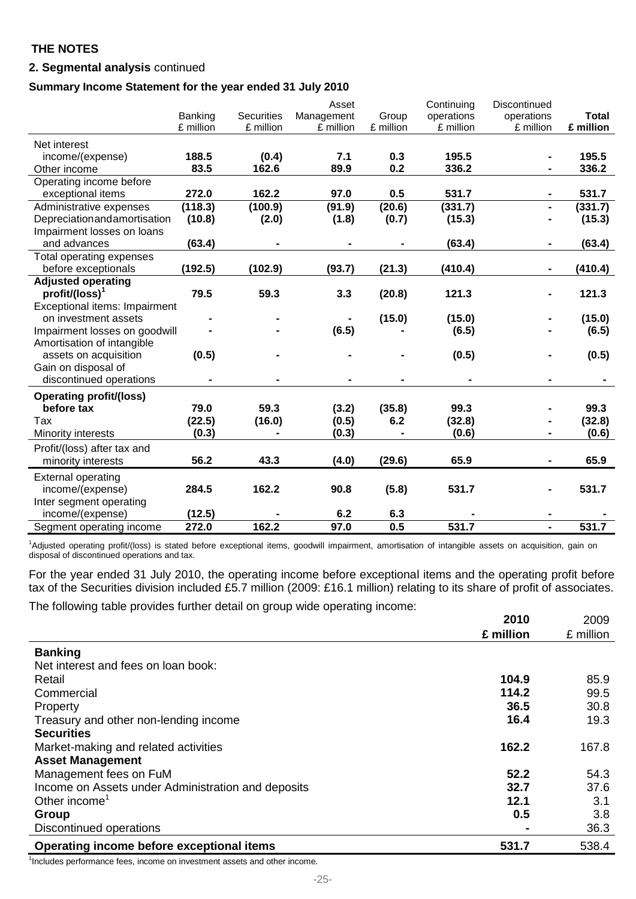**THE NOTES**

**2. Segmental analysis** continued

**Summary Income Statement for the year ended 31 July 2010**

| | Banking £ million | Securities £ million | Asset Management £ million | Group £ million | Continuing operations £ million | Discontinued operations £ million | **Total £ million** |
|---|---|---|---|---|---|---|---|
| Net interest income/(expense) | **188.5** | **(0.4)** | **7.1** | **0.3** | **195.5** | **-** | **195.5** |
| Other income | **83.5** | **162.6** | **89.9** | **0.2** | **336.2** | **-** | **336.2** |
| Operating income before exceptional items | **272.0** | **162.2** | **97.0** | **0.5** | **531.7** | **-** | **531.7** |
| Administrative expenses | **(118.3)** | **(100.9)** | **(91.9)** | **(20.6)** | **(331.7)** | **-** | **(331.7)** |
| Depreciation and amortisation | **(10.8)** | **(2.0)** | **(1.8)** | **(0.7)** | **(15.3)** | **-** | **(15.3)** |
| Impairment losses on loans and advances | **(63.4)** | **-** | **-** | **-** | **(63.4)** | **-** | **(63.4)** |
| Total operating expenses before exceptionals | **(192.5)** | **(102.9)** | **(93.7)** | **(21.3)** | **(410.4)** | **-** | **(410.4)** |
| **Adjusted operating profit/(loss)[1]** | **79.5** | **59.3** | **3.3** | **(20.8)** | **121.3** | **-** | **121.3** |
| Exceptional items: Impairment on investment assets | **-** | **-** | **-** | **(15.0)** | **(15.0)** | **-** | **(15.0)** |
| Impairment losses on goodwill | **-** | **-** | **(6.5)** | **-** | **(6.5)** | **-** | **(6.5)** |
| Amortisation of intangible assets on acquisition | **(0.5)** | **-** | **-** | **-** | **(0.5)** | **-** | **(0.5)** |
| Gain on disposal of discontinued operations | **-** | **-** | **-** | **-** | **-** | **-** | **-** |
| **Operating profit/(loss) before tax** | **79.0** | **59.3** | **(3.2)** | **(35.8)** | **99.3** | **-** | **99.3** |
| Tax | **(22.5)** | **(16.0)** | **(0.5)** | **6.2** | **(32.8)** | **-** | **(32.8)** |
| Minority interests | **(0.3)** | **-** | **(0.3)** | **-** | **(0.6)** | **-** | **(0.6)** |
| Profit/(loss) after tax and minority interests | **56.2** | **43.3** | **(4.0)** | **(29.6)** | **65.9** | **-** | **65.9** |
| External operating income/(expense) | **284.5** | **162.2** | **90.8** | **(5.8)** | **531.7** | **-** | **531.7** |
| Inter segment operating income/(expense) | **(12.5)** | **-** | **6.2** | **6.3** | **-** | **-** | **-** |
| Segment operating income | **272.0** | **162.2** | **97.0** | **0.5** | **531.7** | **-** | **531.7** |

[1]Adjusted operating profit/(loss) is stated before exceptional items, goodwill impairment, amortisation of intangible assets on acquisition, gain on disposal of discontinued operations and tax.

For the year ended 31 July 2010, the operating income before exceptional items and the operating profit before tax of the Securities division included £5.7 million (2009: £16.1 million) relating to its share of profit of associates.

The following table provides further detail on group wide operating income:

| | **2010 £ million** | 2009 £ million |
|---|---|---|
| **Banking** | | |
| Net interest and fees on loan book: | | |
| Retail | **104.9** | 85.9 |
| Commercial | **114.2** | 99.5 |
| Property | **36.5** | 30.8 |
| Treasury and other non-lending income | **16.4** | 19.3 |
| **Securities** | | |
| Market-making and related activities | **162.2** | 167.8 |
| **Asset Management** | | |
| Management fees on FuM | **52.2** | 54.3 |
| Income on Assets under Administration and deposits | **32.7** | 37.6 |
| Other income[1] | **12.1** | 3.1 |
| **Group** | **0.5** | 3.8 |
| Discontinued operations | **-** | 36.3 |
| **Operating income before exceptional items** | **531.7** | 538.4 |

[1]Includes performance fees, income on investment assets and other income.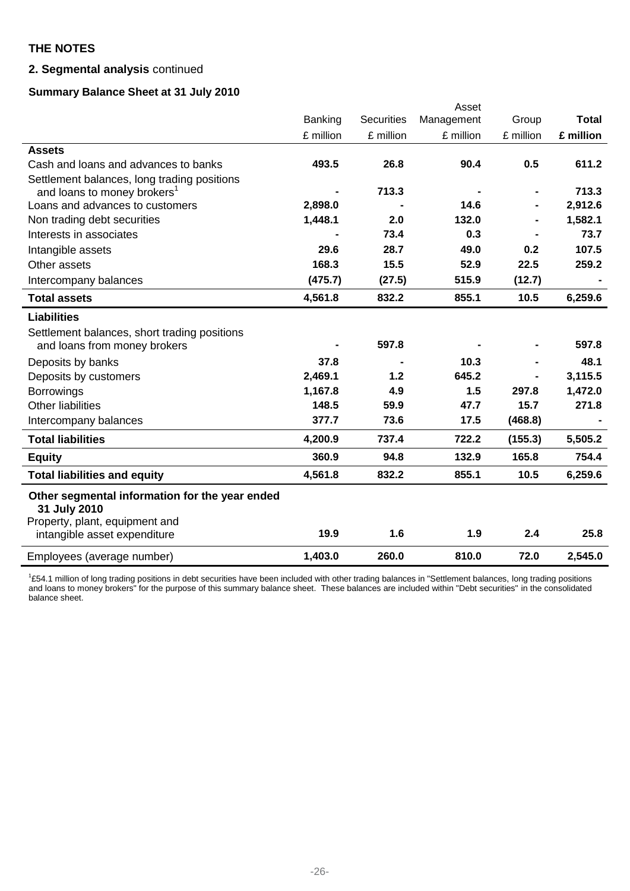## THE NOTES

### 2. Segmental analysis continued

**Summary Balance Sheet at 31 July 2010**

| | Banking | Securities | Asset Management | Group | **Total** |
|---|---|---|---|---|---|
| | £ million | £ million | £ million | £ million | **£ million** |
| **Assets** | | | | | |
| Cash and loans and advances to banks | **493.5** | **26.8** | **90.4** | **0.5** | **611.2** |
| Settlement balances, long trading positions and loans to money brokers[1] | **-** | **713.3** | **-** | **-** | **713.3** |
| Loans and advances to customers | **2,898.0** | **-** | **14.6** | **-** | **2,912.6** |
| Non trading debt securities | **1,448.1** | **2.0** | **132.0** | **-** | **1,582.1** |
| Interests in associates | **-** | **73.4** | **0.3** | **-** | **73.7** |
| Intangible assets | **29.6** | **28.7** | **49.0** | **0.2** | **107.5** |
| Other assets | **168.3** | **15.5** | **52.9** | **22.5** | **259.2** |
| Intercompany balances | **(475.7)** | **(27.5)** | **515.9** | **(12.7)** | **-** |
| **Total assets** | **4,561.8** | **832.2** | **855.1** | **10.5** | **6,259.6** |
| **Liabilities** | | | | | |
| Settlement balances, short trading positions and loans from money brokers | **-** | **597.8** | **-** | **-** | **597.8** |
| Deposits by banks | **37.8** | **-** | **10.3** | **-** | **48.1** |
| Deposits by customers | **2,469.1** | **1.2** | **645.2** | **-** | **3,115.5** |
| Borrowings | **1,167.8** | **4.9** | **1.5** | **297.8** | **1,472.0** |
| Other liabilities | **148.5** | **59.9** | **47.7** | **15.7** | **271.8** |
| Intercompany balances | **377.7** | **73.6** | **17.5** | **(468.8)** | **-** |
| **Total liabilities** | **4,200.9** | **737.4** | **722.2** | **(155.3)** | **5,505.2** |
| **Equity** | **360.9** | **94.8** | **132.9** | **165.8** | **754.4** |
| **Total liabilities and equity** | **4,561.8** | **832.2** | **855.1** | **10.5** | **6,259.6** |
| **Other segmental information for the year ended 31 July 2010** | | | | | |
| Property, plant, equipment and intangible asset expenditure | **19.9** | **1.6** | **1.9** | **2.4** | **25.8** |
| Employees (average number) | **1,403.0** | **260.0** | **810.0** | **72.0** | **2,545.0** |

[1]£54.1 million of long trading positions in debt securities have been included with other trading balances in "Settlement balances, long trading positions and loans to money brokers" for the purpose of this summary balance sheet. These balances are included within "Debt securities" in the consolidated balance sheet.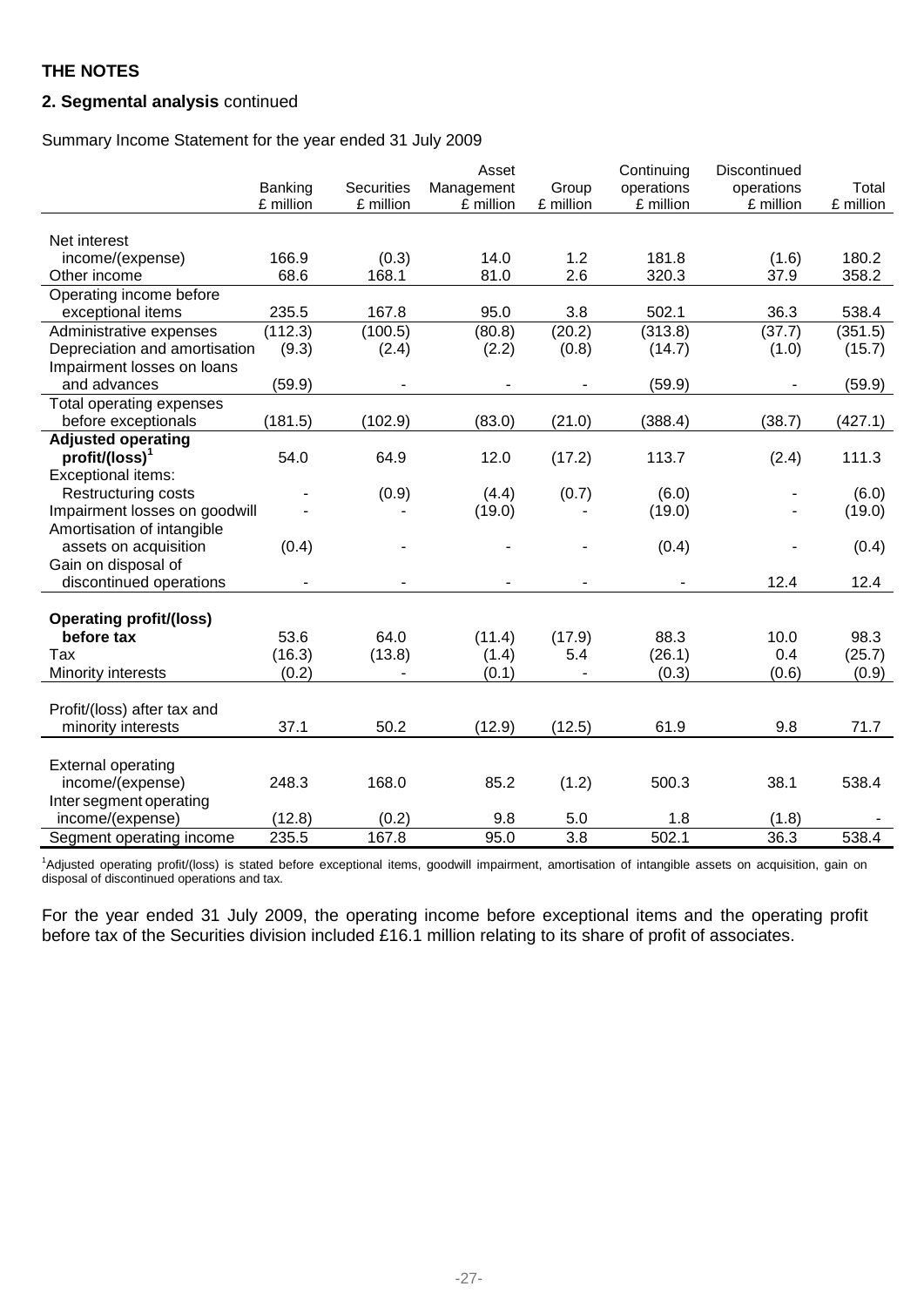**THE NOTES**

**2. Segmental analysis** continued

Summary Income Statement for the year ended 31 July 2009

| | Banking £ million | Securities £ million | Asset Management £ million | Group £ million | Continuing operations £ million | Discontinued operations £ million | Total £ million |
|---|---|---|---|---|---|---|---|
| Net interest income/(expense) | 166.9 | (0.3) | 14.0 | 1.2 | 181.8 | (1.6) | 180.2 |
| Other income | 68.6 | 168.1 | 81.0 | 2.6 | 320.3 | 37.9 | 358.2 |
| Operating income before exceptional items | 235.5 | 167.8 | 95.0 | 3.8 | 502.1 | 36.3 | 538.4 |
| Administrative expenses | (112.3) | (100.5) | (80.8) | (20.2) | (313.8) | (37.7) | (351.5) |
| Depreciation and amortisation | (9.3) | (2.4) | (2.2) | (0.8) | (14.7) | (1.0) | (15.7) |
| Impairment losses on loans and advances | (59.9) | - | - | - | (59.9) | - | (59.9) |
| Total operating expenses before exceptionals | (181.5) | (102.9) | (83.0) | (21.0) | (388.4) | (38.7) | (427.1) |
| **Adjusted operating profit/(loss)[1]** | 54.0 | 64.9 | 12.0 | (17.2) | 113.7 | (2.4) | 111.3 |
| Exceptional items: | | | | | | | |
| Restructuring costs | - | (0.9) | (4.4) | (0.7) | (6.0) | - | (6.0) |
| Impairment losses on goodwill | - | - | (19.0) | - | (19.0) | - | (19.0) |
| Amortisation of intangible assets on acquisition | (0.4) | - | - | - | (0.4) | - | (0.4) |
| Gain on disposal of discontinued operations | - | - | - | - | - | 12.4 | 12.4 |
| **Operating profit/(loss) before tax** | 53.6 | 64.0 | (11.4) | (17.9) | 88.3 | 10.0 | 98.3 |
| Tax | (16.3) | (13.8) | (1.4) | 5.4 | (26.1) | 0.4 | (25.7) |
| Minority interests | (0.2) | - | (0.1) | - | (0.3) | (0.6) | (0.9) |
| Profit/(loss) after tax and minority interests | 37.1 | 50.2 | (12.9) | (12.5) | 61.9 | 9.8 | 71.7 |
| External operating income/(expense) | 248.3 | 168.0 | 85.2 | (1.2) | 500.3 | 38.1 | 538.4 |
| Inter segment operating income/(expense) | (12.8) | (0.2) | 9.8 | 5.0 | 1.8 | (1.8) | - |
| Segment operating income | 235.5 | 167.8 | 95.0 | 3.8 | 502.1 | 36.3 | 538.4 |

[1]Adjusted operating profit/(loss) is stated before exceptional items, goodwill impairment, amortisation of intangible assets on acquisition, gain on disposal of discontinued operations and tax.

For the year ended 31 July 2009, the operating income before exceptional items and the operating profit before tax of the Securities division included £16.1 million relating to its share of profit of associates.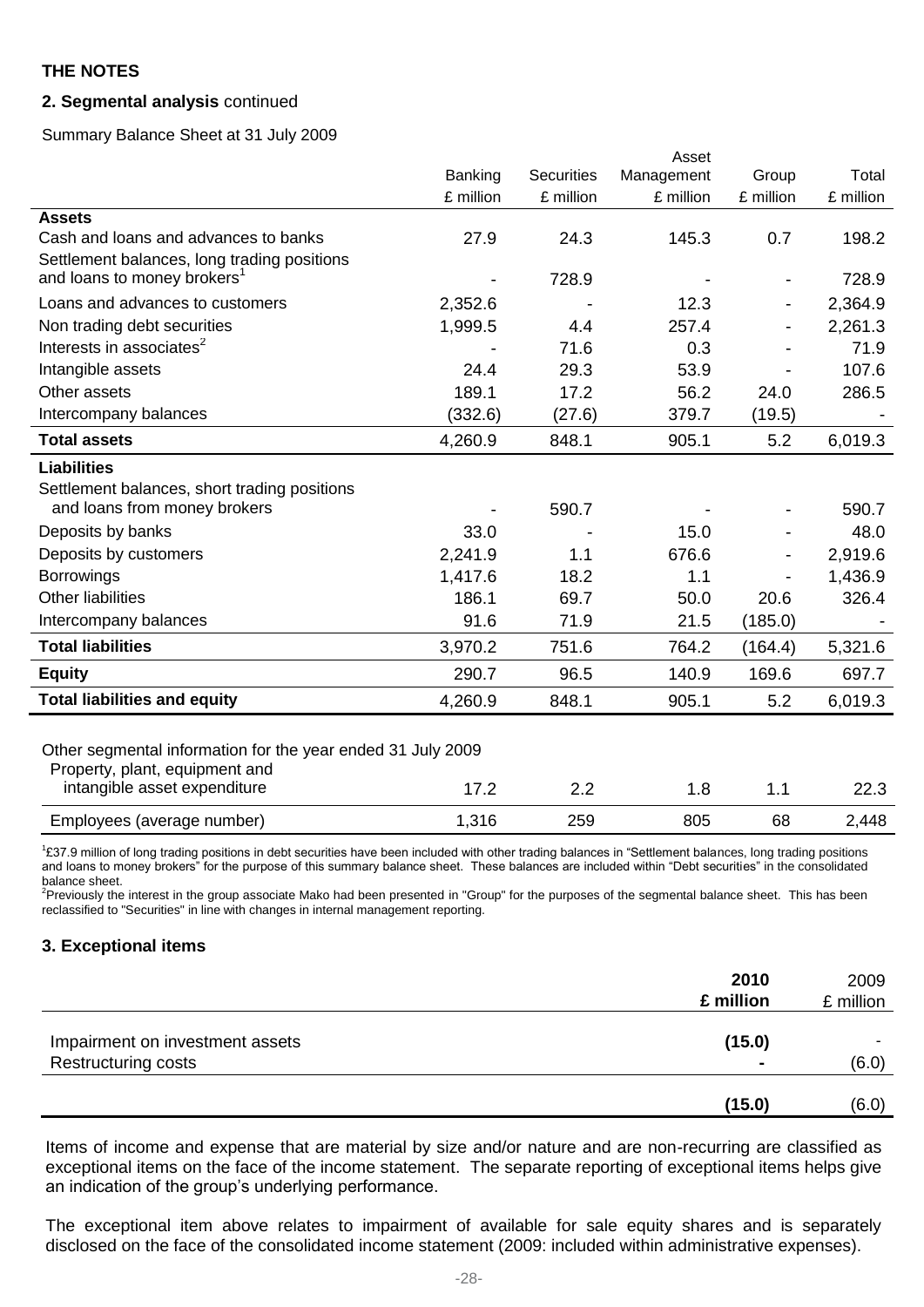**THE NOTES**

**2. Segmental analysis** continued

Summary Balance Sheet at 31 July 2009

| | Banking | Securities | Asset Management | Group | Total |
|---|---|---|---|---|---|
| | £ million | £ million | £ million | £ million | £ million |
| **Assets** | | | | | |
| Cash and loans and advances to banks | 27.9 | 24.3 | 145.3 | 0.7 | 198.2 |
| Settlement balances, long trading positions and loans to money brokers[1] | - | 728.9 | - | - | 728.9 |
| Loans and advances to customers | 2,352.6 | - | 12.3 | - | 2,364.9 |
| Non trading debt securities | 1,999.5 | 4.4 | 257.4 | - | 2,261.3 |
| Interests in associates[2] | - | 71.6 | 0.3 | - | 71.9 |
| Intangible assets | 24.4 | 29.3 | 53.9 | - | 107.6 |
| Other assets | 189.1 | 17.2 | 56.2 | 24.0 | 286.5 |
| Intercompany balances | (332.6) | (27.6) | 379.7 | (19.5) | - |
| **Total assets** | 4,260.9 | 848.1 | 905.1 | 5.2 | 6,019.3 |
| **Liabilities** | | | | | |
| Settlement balances, short trading positions and loans from money brokers | - | 590.7 | - | - | 590.7 |
| Deposits by banks | 33.0 | - | 15.0 | - | 48.0 |
| Deposits by customers | 2,241.9 | 1.1 | 676.6 | - | 2,919.6 |
| Borrowings | 1,417.6 | 18.2 | 1.1 | - | 1,436.9 |
| Other liabilities | 186.1 | 69.7 | 50.0 | 20.6 | 326.4 |
| Intercompany balances | 91.6 | 71.9 | 21.5 | (185.0) | - |
| **Total liabilities** | 3,970.2 | 751.6 | 764.2 | (164.4) | 5,321.6 |
| **Equity** | 290.7 | 96.5 | 140.9 | 169.6 | 697.7 |
| **Total liabilities and equity** | 4,260.9 | 848.1 | 905.1 | 5.2 | 6,019.3 |
| Other segmental information for the year ended 31 July 2009 | | | | | |
| Property, plant, equipment and intangible asset expenditure | 17.2 | 2.2 | 1.8 | 1.1 | 22.3 |
| Employees (average number) | 1,316 | 259 | 805 | 68 | 2,448 |

[1]£37.9 million of long trading positions in debt securities have been included with other trading balances in "Settlement balances, long trading positions and loans to money brokers" for the purpose of this summary balance sheet. These balances are included within "Debt securities" in the consolidated balance sheet.

[2]Previously the interest in the group associate Mako had been presented in "Group" for the purposes of the segmental balance sheet. This has been reclassified to "Securities" in line with changes in internal management reporting.

**3. Exceptional items**

| | **2010** | 2009 |
|---|---|---|
| | **£ million** | £ million |
| Impairment on investment assets | **(15.0)** | - |
| Restructuring costs | **-** | (6.0) |
| | **(15.0)** | (6.0) |

Items of income and expense that are material by size and/or nature and are non-recurring are classified as exceptional items on the face of the income statement. The separate reporting of exceptional items helps give an indication of the group's underlying performance.

The exceptional item above relates to impairment of available for sale equity shares and is separately disclosed on the face of the consolidated income statement (2009: included within administrative expenses).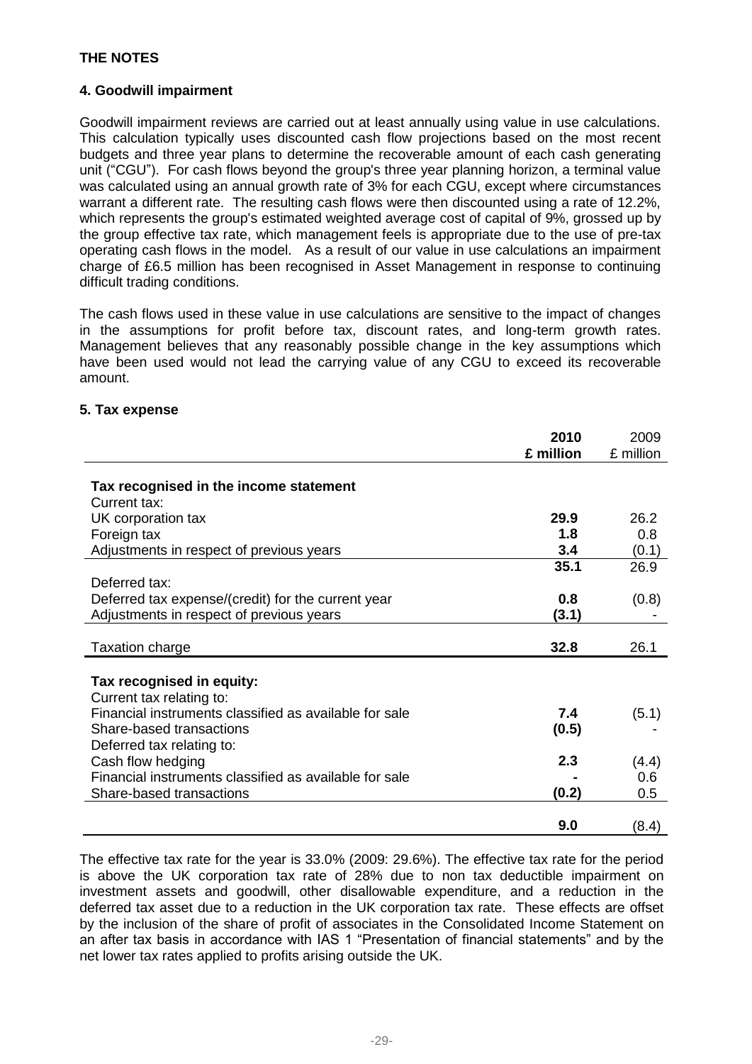## THE NOTES

### 4. Goodwill impairment

Goodwill impairment reviews are carried out at least annually using value in use calculations. This calculation typically uses discounted cash flow projections based on the most recent budgets and three year plans to determine the recoverable amount of each cash generating unit ("CGU"). For cash flows beyond the group's three year planning horizon, a terminal value was calculated using an annual growth rate of 3% for each CGU, except where circumstances warrant a different rate. The resulting cash flows were then discounted using a rate of 12.2%, which represents the group's estimated weighted average cost of capital of 9%, grossed up by the group effective tax rate, which management feels is appropriate due to the use of pre-tax operating cash flows in the model. As a result of our value in use calculations an impairment charge of £6.5 million has been recognised in Asset Management in response to continuing difficult trading conditions.

The cash flows used in these value in use calculations are sensitive to the impact of changes in the assumptions for profit before tax, discount rates, and long-term growth rates. Management believes that any reasonably possible change in the key assumptions which have been used would not lead the carrying value of any CGU to exceed its recoverable amount.

### 5. Tax expense

| | **2010 £ million** | 2009 £ million |
|---|---|---|
| **Tax recognised in the income statement** | | |
| Current tax: | | |
| UK corporation tax | **29.9** | 26.2 |
| Foreign tax | **1.8** | 0.8 |
| Adjustments in respect of previous years | **3.4** | (0.1) |
| | **35.1** | 26.9 |
| Deferred tax: | | |
| Deferred tax expense/(credit) for the current year | **0.8** | (0.8) |
| Adjustments in respect of previous years | **(3.1)** | - |
| Taxation charge | **32.8** | 26.1 |
| **Tax recognised in equity:** | | |
| Current tax relating to: | | |
| Financial instruments classified as available for sale | **7.4** | (5.1) |
| Share-based transactions | **(0.5)** | - |
| Deferred tax relating to: | | |
| Cash flow hedging | **2.3** | (4.4) |
| Financial instruments classified as available for sale | **-** | 0.6 |
| Share-based transactions | **(0.2)** | 0.5 |
| | **9.0** | (8.4) |

The effective tax rate for the year is 33.0% (2009: 29.6%). The effective tax rate for the period is above the UK corporation tax rate of 28% due to non tax deductible impairment on investment assets and goodwill, other disallowable expenditure, and a reduction in the deferred tax asset due to a reduction in the UK corporation tax rate. These effects are offset by the inclusion of the share of profit of associates in the Consolidated Income Statement on an after tax basis in accordance with IAS 1 "Presentation of financial statements" and by the net lower tax rates applied to profits arising outside the UK.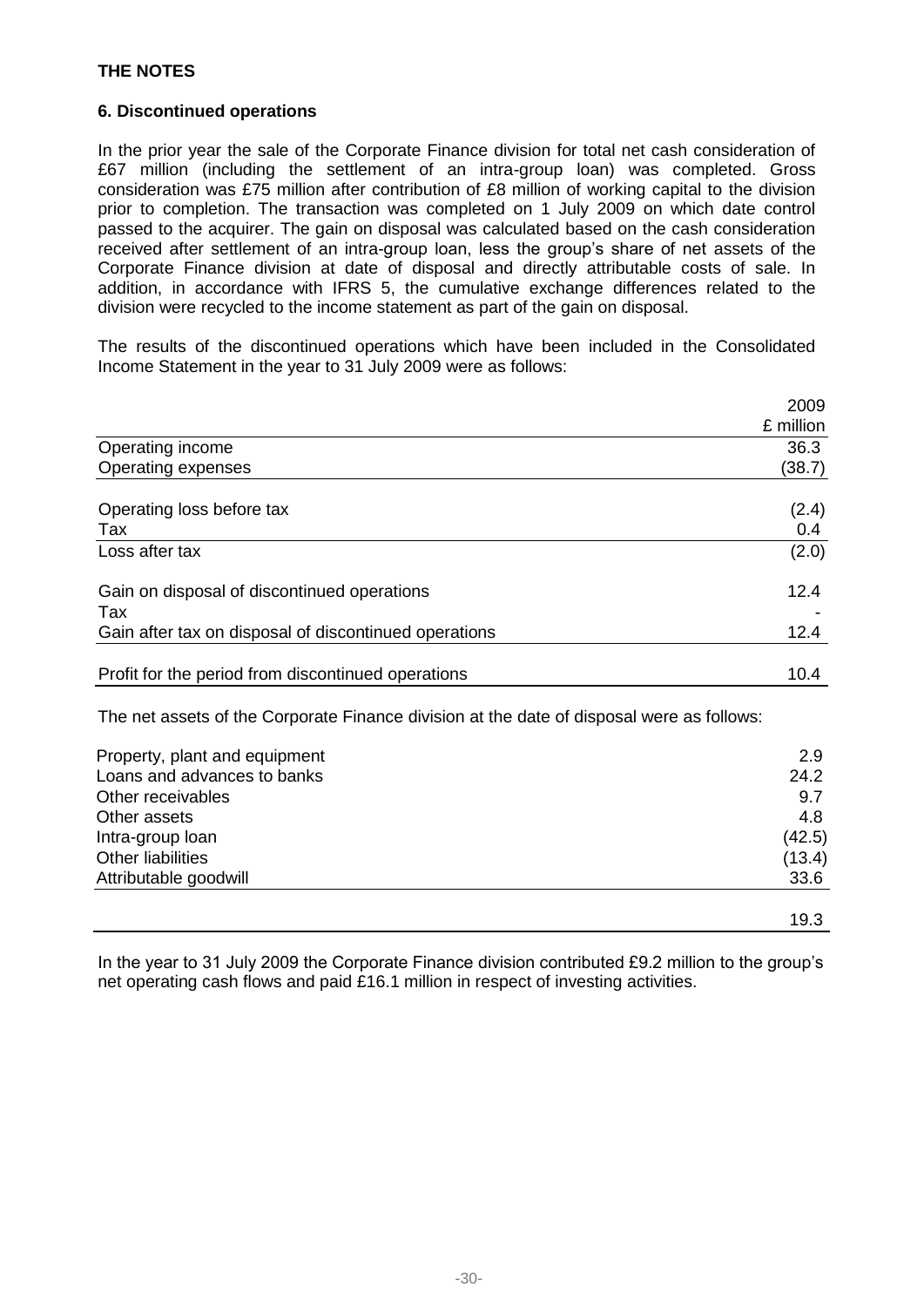**THE NOTES**

**6. Discontinued operations**

In the prior year the sale of the Corporate Finance division for total net cash consideration of £67 million (including the settlement of an intra-group loan) was completed. Gross consideration was £75 million after contribution of £8 million of working capital to the division prior to completion. The transaction was completed on 1 July 2009 on which date control passed to the acquirer. The gain on disposal was calculated based on the cash consideration received after settlement of an intra-group loan, less the group's share of net assets of the Corporate Finance division at date of disposal and directly attributable costs of sale. In addition, in accordance with IFRS 5, the cumulative exchange differences related to the division were recycled to the income statement as part of the gain on disposal.

The results of the discontinued operations which have been included in the Consolidated Income Statement in the year to 31 July 2009 were as follows:

| | 2009<br>£ million |
|---|---|
| Operating income | 36.3 |
| Operating expenses | (38.7) |
| | |
| Operating loss before tax | (2.4) |
| Tax | 0.4 |
| Loss after tax | (2.0) |
| | |
| Gain on disposal of discontinued operations | 12.4 |
| Tax | - |
| Gain after tax on disposal of discontinued operations | 12.4 |
| | |
| Profit for the period from discontinued operations | 10.4 |

The net assets of the Corporate Finance division at the date of disposal were as follows:

| | |
|---|---|
| Property, plant and equipment | 2.9 |
| Loans and advances to banks | 24.2 |
| Other receivables | 9.7 |
| Other assets | 4.8 |
| Intra-group loan | (42.5) |
| Other liabilities | (13.4) |
| Attributable goodwill | 33.6 |
| | 19.3 |

In the year to 31 July 2009 the Corporate Finance division contributed £9.2 million to the group's net operating cash flows and paid £16.1 million in respect of investing activities.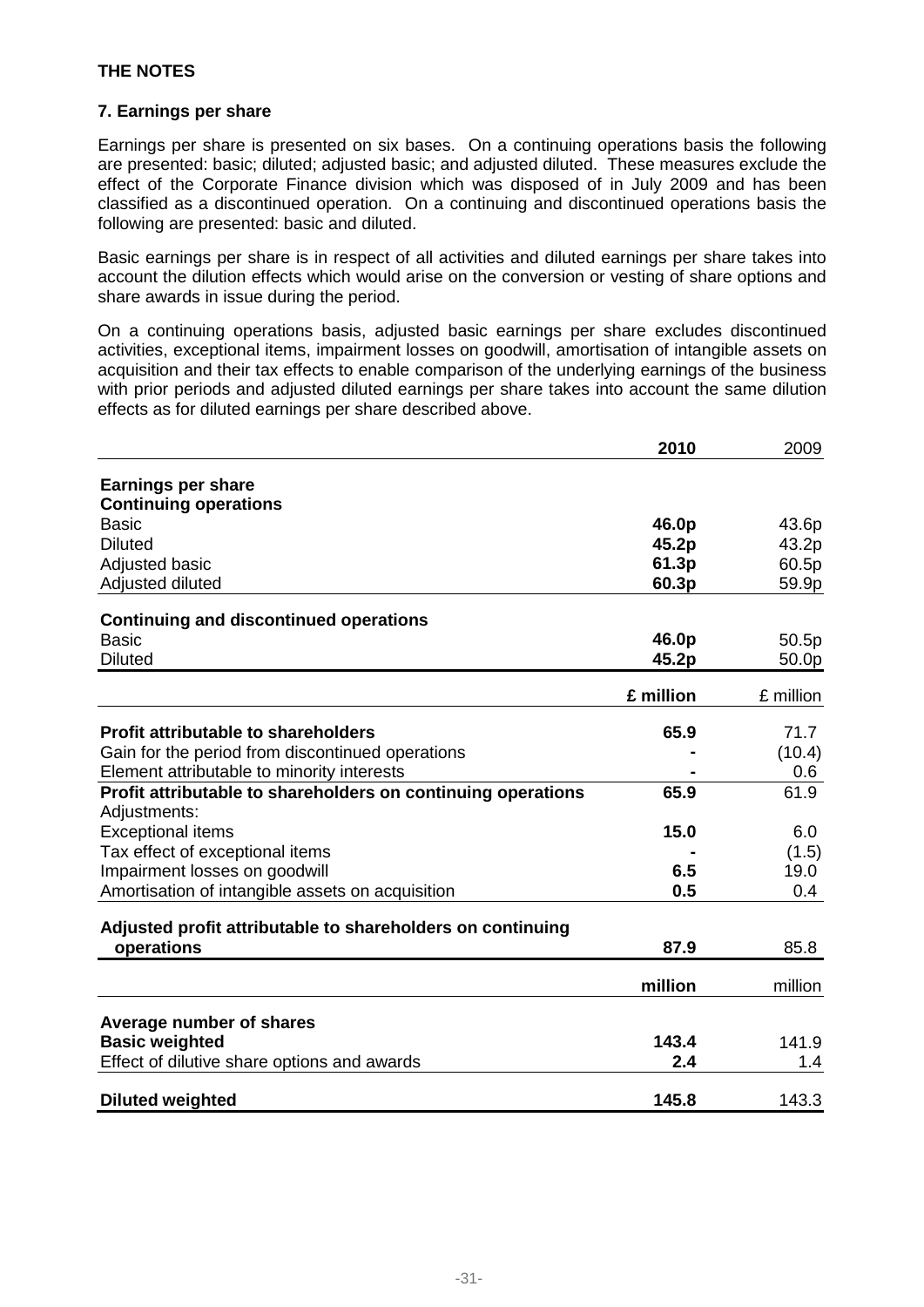**THE NOTES**

**7. Earnings per share**

Earnings per share is presented on six bases. On a continuing operations basis the following are presented: basic; diluted; adjusted basic; and adjusted diluted. These measures exclude the effect of the Corporate Finance division which was disposed of in July 2009 and has been classified as a discontinued operation. On a continuing and discontinued operations basis the following are presented: basic and diluted.

Basic earnings per share is in respect of all activities and diluted earnings per share takes into account the dilution effects which would arise on the conversion or vesting of share options and share awards in issue during the period.

On a continuing operations basis, adjusted basic earnings per share excludes discontinued activities, exceptional items, impairment losses on goodwill, amortisation of intangible assets on acquisition and their tax effects to enable comparison of the underlying earnings of the business with prior periods and adjusted diluted earnings per share takes into account the same dilution effects as for diluted earnings per share described above.

| | **2010** | 2009 |
|---|---|---|
| **Earnings per share** | | |
| **Continuing operations** | | |
| Basic | **46.0p** | 43.6p |
| Diluted | **45.2p** | 43.2p |
| Adjusted basic | **61.3p** | 60.5p |
| Adjusted diluted | **60.3p** | 59.9p |
| **Continuing and discontinued operations** | | |
| Basic | **46.0p** | 50.5p |
| Diluted | **45.2p** | 50.0p |
| | **£ million** | £ million |
| **Profit attributable to shareholders** | **65.9** | 71.7 |
| Gain for the period from discontinued operations | **-** | (10.4) |
| Element attributable to minority interests | **-** | 0.6 |
| **Profit attributable to shareholders on continuing operations** | **65.9** | 61.9 |
| Adjustments: | | |
| Exceptional items | **15.0** | 6.0 |
| Tax effect of exceptional items | **-** | (1.5) |
| Impairment losses on goodwill | **6.5** | 19.0 |
| Amortisation of intangible assets on acquisition | **0.5** | 0.4 |
| **Adjusted profit attributable to shareholders on continuing operations** | **87.9** | 85.8 |
| | **million** | million |
| **Average number of shares** | | |
| **Basic weighted** | **143.4** | 141.9 |
| Effect of dilutive share options and awards | **2.4** | 1.4 |
| **Diluted weighted** | **145.8** | 143.3 |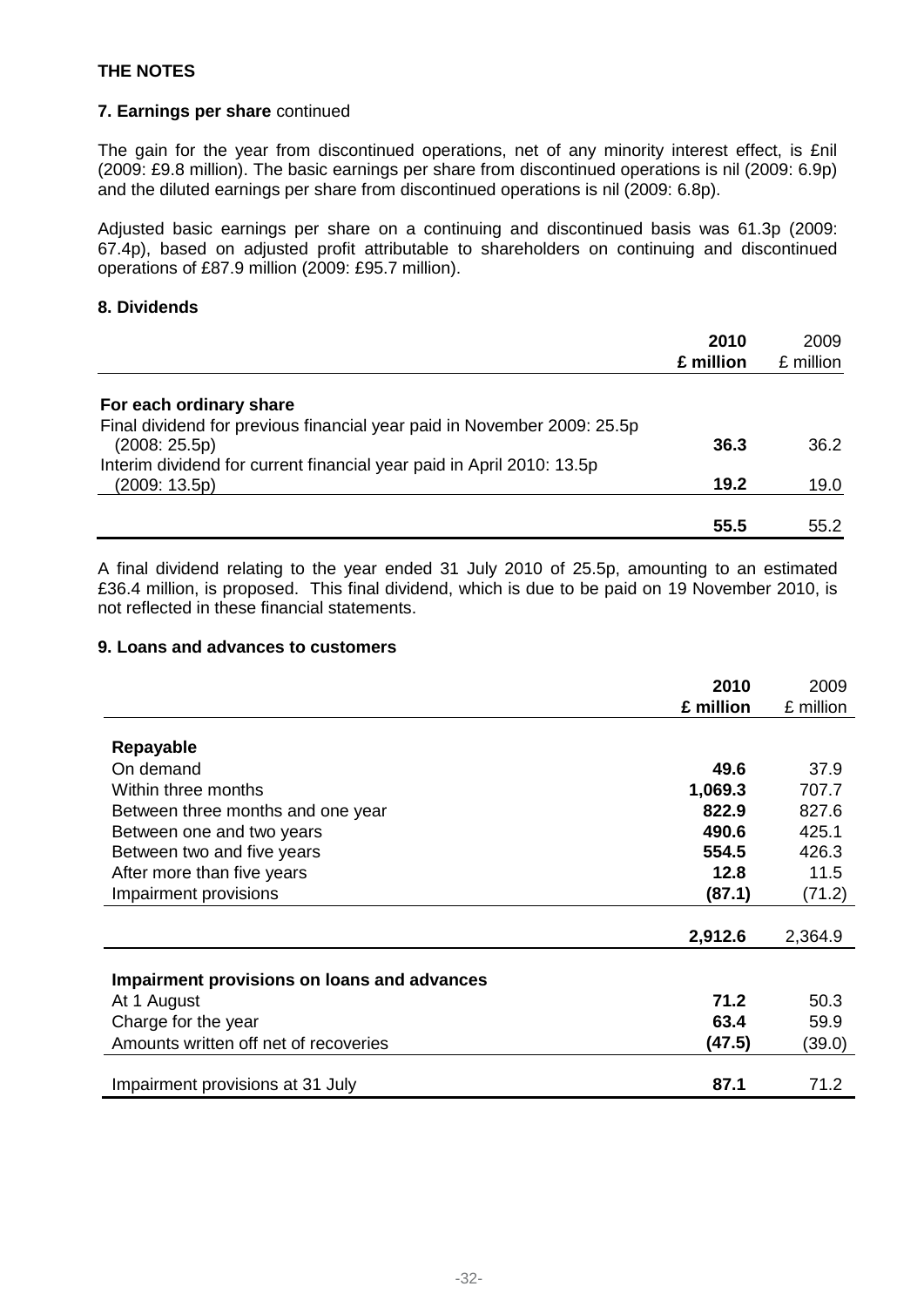**THE NOTES**

**7. Earnings per share** continued

The gain for the year from discontinued operations, net of any minority interest effect, is £nil (2009: £9.8 million). The basic earnings per share from discontinued operations is nil (2009: 6.9p) and the diluted earnings per share from discontinued operations is nil (2009: 6.8p).

Adjusted basic earnings per share on a continuing and discontinued basis was 61.3p (2009: 67.4p), based on adjusted profit attributable to shareholders on continuing and discontinued operations of £87.9 million (2009: £95.7 million).

**8. Dividends**

| | **2010 £ million** | 2009 £ million |
|---|---|---|
| **For each ordinary share** | | |
| Final dividend for previous financial year paid in November 2009: 25.5p (2008: 25.5p) | **36.3** | 36.2 |
| Interim dividend for current financial year paid in April 2010: 13.5p (2009: 13.5p) | **19.2** | 19.0 |
| | **55.5** | 55.2 |

A final dividend relating to the year ended 31 July 2010 of 25.5p, amounting to an estimated £36.4 million, is proposed. This final dividend, which is due to be paid on 19 November 2010, is not reflected in these financial statements.

**9. Loans and advances to customers**

| | **2010 £ million** | 2009 £ million |
|---|---|---|
| **Repayable** | | |
| On demand | **49.6** | 37.9 |
| Within three months | **1,069.3** | 707.7 |
| Between three months and one year | **822.9** | 827.6 |
| Between one and two years | **490.6** | 425.1 |
| Between two and five years | **554.5** | 426.3 |
| After more than five years | **12.8** | 11.5 |
| Impairment provisions | **(87.1)** | (71.2) |
| | **2,912.6** | 2,364.9 |
| **Impairment provisions on loans and advances** | | |
| At 1 August | **71.2** | 50.3 |
| Charge for the year | **63.4** | 59.9 |
| Amounts written off net of recoveries | **(47.5)** | (39.0) |
| Impairment provisions at 31 July | **87.1** | 71.2 |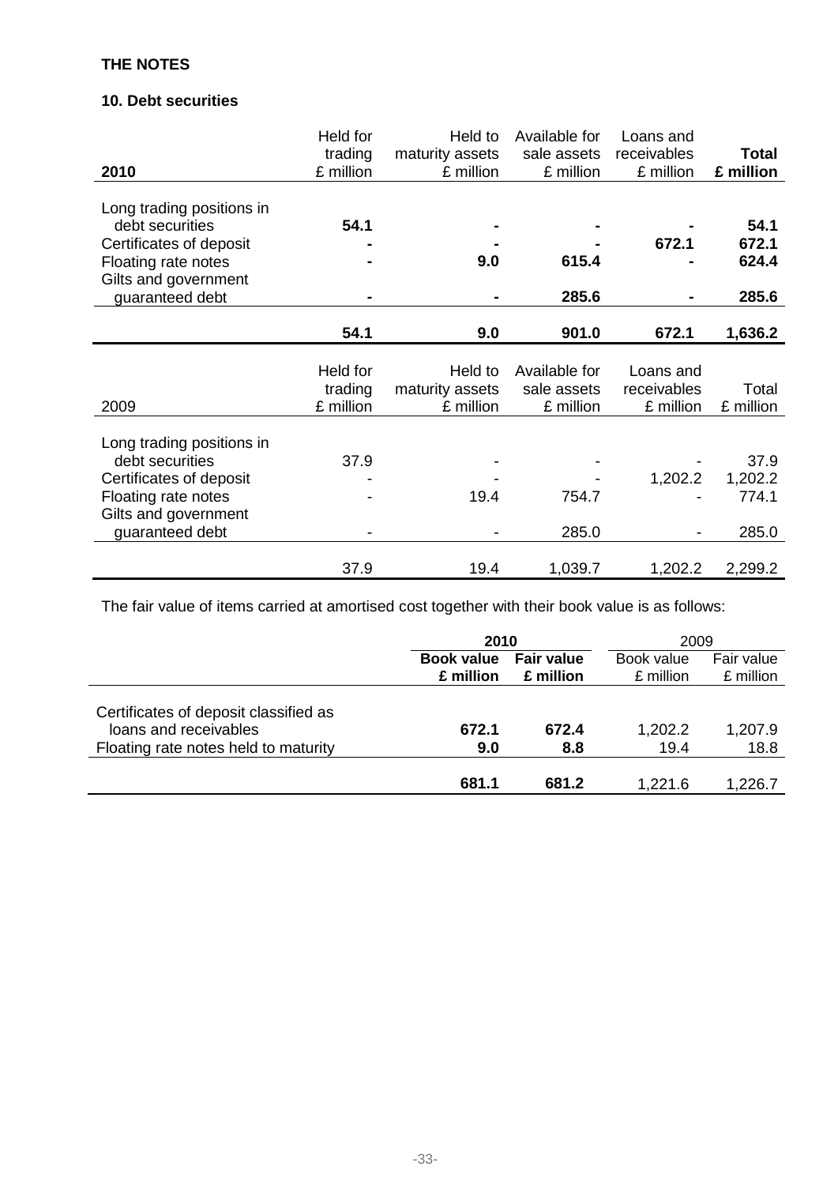**THE NOTES**

**10. Debt securities**

| **2010** | Held for trading £ million | Held to maturity assets £ million | Available for sale assets £ million | Loans and receivables £ million | **Total £ million** |
|---|---|---|---|---|---|
| Long trading positions in debt securities | **54.1** | **-** | **-** | **-** | **54.1** |
| Certificates of deposit | **-** | **-** | **-** | **672.1** | **672.1** |
| Floating rate notes | **-** | **9.0** | **615.4** | **-** | **624.4** |
| Gilts and government guaranteed debt | **-** | **-** | **285.6** | **-** | **285.6** |
| | **54.1** | **9.0** | **901.0** | **672.1** | **1,636.2** |

| 2009 | Held for trading £ million | Held to maturity assets £ million | Available for sale assets £ million | Loans and receivables £ million | Total £ million |
|---|---|---|---|---|---|
| Long trading positions in debt securities | 37.9 | - | - | - | 37.9 |
| Certificates of deposit | - | - | - | 1,202.2 | 1,202.2 |
| Floating rate notes | - | 19.4 | 754.7 | - | 774.1 |
| Gilts and government guaranteed debt | - | - | 285.0 | - | 285.0 |
| | 37.9 | 19.4 | 1,039.7 | 1,202.2 | 2,299.2 |

The fair value of items carried at amortised cost together with their book value is as follows:

| | **2010** | | 2009 | |
|---|---|---|---|---|
| | **Book value £ million** | **Fair value £ million** | Book value £ million | Fair value £ million |
| Certificates of deposit classified as loans and receivables | **672.1** | **672.4** | 1,202.2 | 1,207.9 |
| Floating rate notes held to maturity | **9.0** | **8.8** | 19.4 | 18.8 |
| | **681.1** | **681.2** | 1,221.6 | 1,226.7 |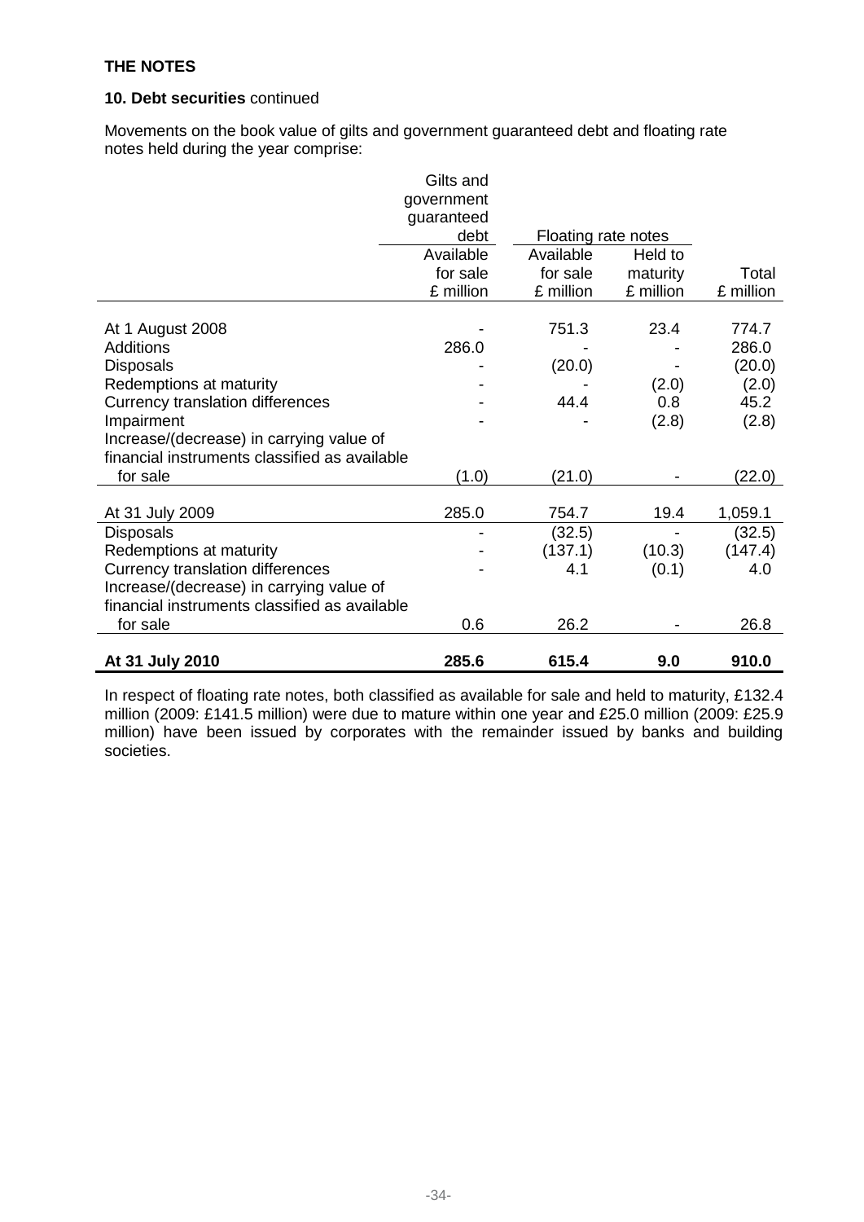**THE NOTES**

**10. Debt securities** continued

Movements on the book value of gilts and government guaranteed debt and floating rate notes held during the year comprise:

| | Gilts and government guaranteed debt | Floating rate notes | | |
|---|---|---|---|---|
| | Available for sale £ million | Available for sale £ million | Held to maturity £ million | Total £ million |
| At 1 August 2008 | - | 751.3 | 23.4 | 774.7 |
| Additions | 286.0 | - | - | 286.0 |
| Disposals | - | (20.0) | - | (20.0) |
| Redemptions at maturity | - | - | (2.0) | (2.0) |
| Currency translation differences | - | 44.4 | 0.8 | 45.2 |
| Impairment | - | - | (2.8) | (2.8) |
| Increase/(decrease) in carrying value of financial instruments classified as available for sale | (1.0) | (21.0) | - | (22.0) |
| At 31 July 2009 | 285.0 | 754.7 | 19.4 | 1,059.1 |
| Disposals | - | (32.5) | - | (32.5) |
| Redemptions at maturity | - | (137.1) | (10.3) | (147.4) |
| Currency translation differences | - | 4.1 | (0.1) | 4.0 |
| Increase/(decrease) in carrying value of financial instruments classified as available for sale | 0.6 | 26.2 | - | 26.8 |
| **At 31 July 2010** | **285.6** | **615.4** | **9.0** | **910.0** |

In respect of floating rate notes, both classified as available for sale and held to maturity, £132.4 million (2009: £141.5 million) were due to mature within one year and £25.0 million (2009: £25.9 million) have been issued by corporates with the remainder issued by banks and building societies.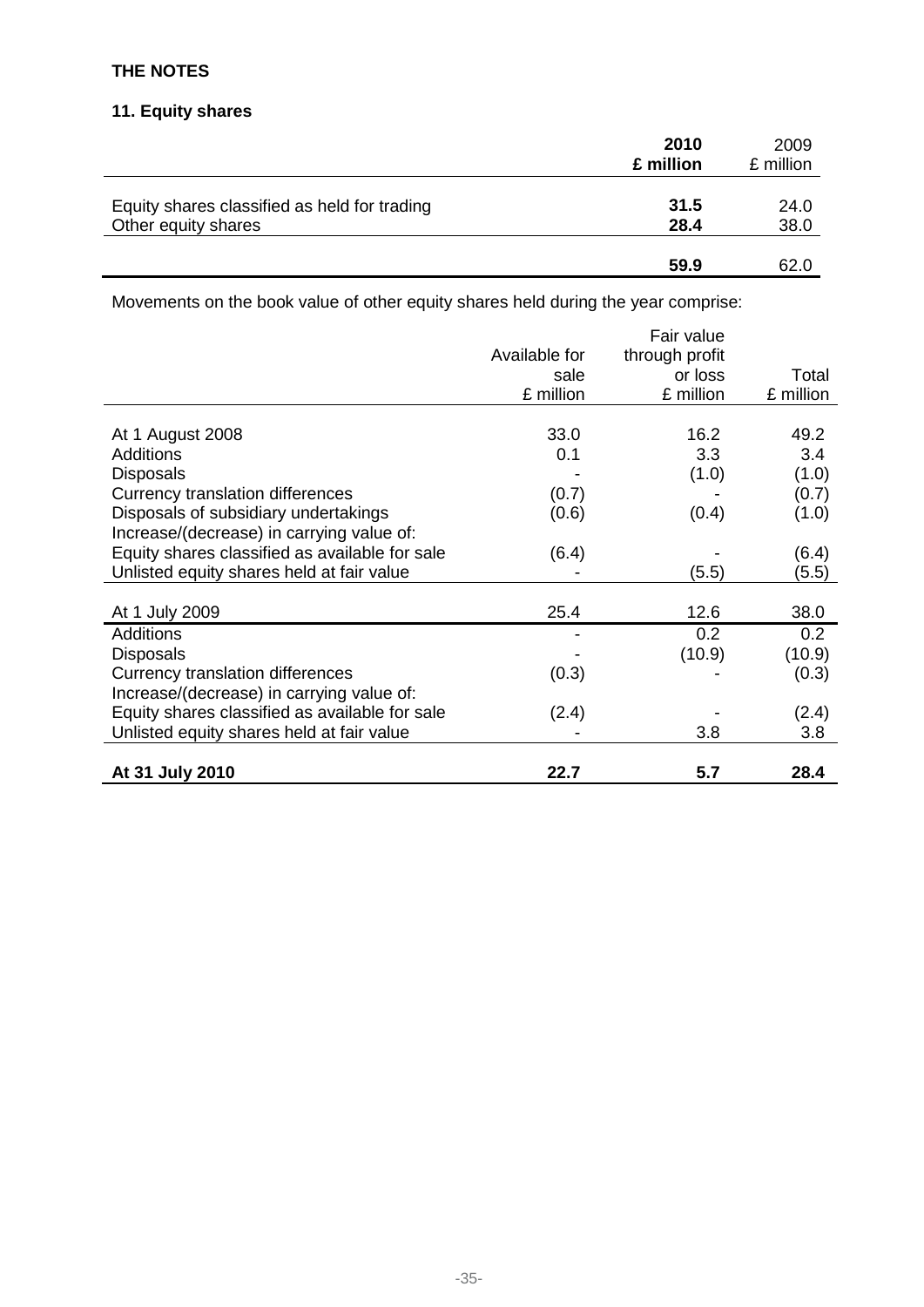## THE NOTES

### 11. Equity shares

| | 2010 £ million | 2009 £ million |
|---|---|---|
| Equity shares classified as held for trading | **31.5** | 24.0 |
| Other equity shares | **28.4** | 38.0 |
| | **59.9** | 62.0 |

Movements on the book value of other equity shares held during the year comprise:

| | Available for sale £ million | Fair value through profit or loss £ million | Total £ million |
|---|---|---|---|
| At 1 August 2008 | 33.0 | 16.2 | 49.2 |
| Additions | 0.1 | 3.3 | 3.4 |
| Disposals | - | (1.0) | (1.0) |
| Currency translation differences | (0.7) | - | (0.7) |
| Disposals of subsidiary undertakings | (0.6) | (0.4) | (1.0) |
| Increase/(decrease) in carrying value of: | | | |
| Equity shares classified as available for sale | (6.4) | - | (6.4) |
| Unlisted equity shares held at fair value | - | (5.5) | (5.5) |
| At 1 July 2009 | 25.4 | 12.6 | 38.0 |
| Additions | - | 0.2 | 0.2 |
| Disposals | - | (10.9) | (10.9) |
| Currency translation differences | (0.3) | - | (0.3) |
| Increase/(decrease) in carrying value of: | | | |
| Equity shares classified as available for sale | (2.4) | - | (2.4) |
| Unlisted equity shares held at fair value | - | 3.8 | 3.8 |
| **At 31 July 2010** | **22.7** | **5.7** | **28.4** |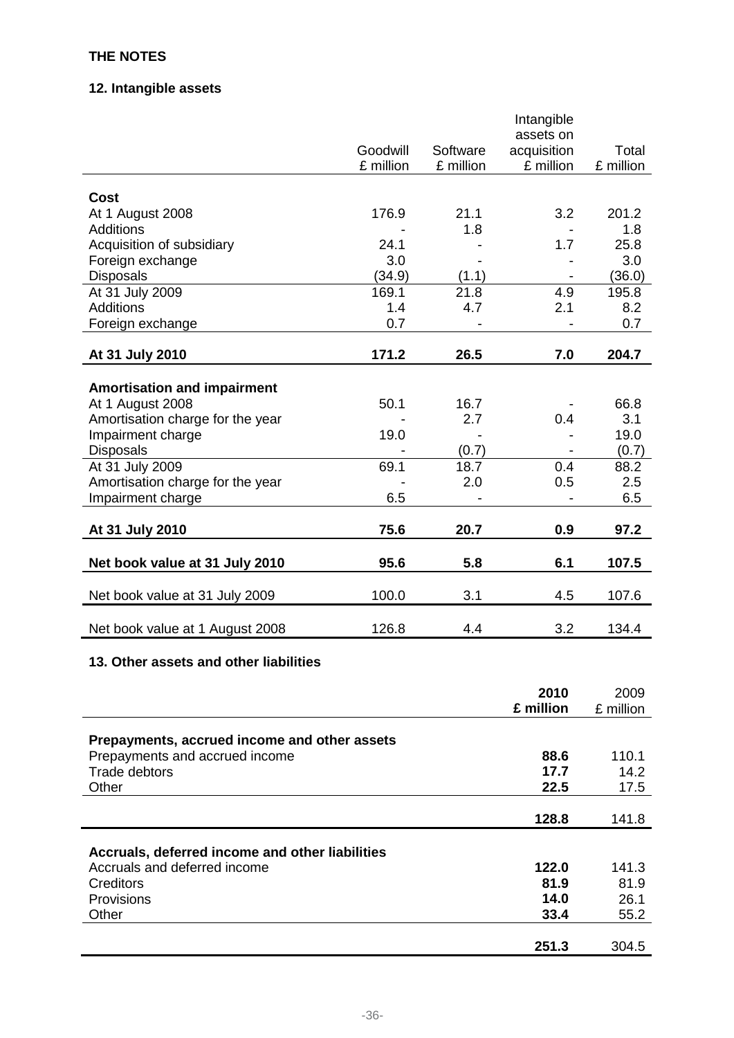**THE NOTES**

## 12. Intangible assets

| | Goodwill £ million | Software £ million | Intangible assets on acquisition £ million | Total £ million |
|---|---|---|---|---|
| **Cost** | | | | |
| At 1 August 2008 | 176.9 | 21.1 | 3.2 | 201.2 |
| Additions | - | 1.8 | - | 1.8 |
| Acquisition of subsidiary | 24.1 | - | 1.7 | 25.8 |
| Foreign exchange | 3.0 | - | - | 3.0 |
| Disposals | (34.9) | (1.1) | - | (36.0) |
| At 31 July 2009 | 169.1 | 21.8 | 4.9 | 195.8 |
| Additions | 1.4 | 4.7 | 2.1 | 8.2 |
| Foreign exchange | 0.7 | - | - | 0.7 |
| **At 31 July 2010** | **171.2** | **26.5** | **7.0** | **204.7** |
| **Amortisation and impairment** | | | | |
| At 1 August 2008 | 50.1 | 16.7 | - | 66.8 |
| Amortisation charge for the year | - | 2.7 | 0.4 | 3.1 |
| Impairment charge | 19.0 | - | - | 19.0 |
| Disposals | - | (0.7) | - | (0.7) |
| At 31 July 2009 | 69.1 | 18.7 | 0.4 | 88.2 |
| Amortisation charge for the year | - | 2.0 | 0.5 | 2.5 |
| Impairment charge | 6.5 | - | - | 6.5 |
| **At 31 July 2010** | **75.6** | **20.7** | **0.9** | **97.2** |
| **Net book value at 31 July 2010** | **95.6** | **5.8** | **6.1** | **107.5** |
| Net book value at 31 July 2009 | 100.0 | 3.1 | 4.5 | 107.6 |
| Net book value at 1 August 2008 | 126.8 | 4.4 | 3.2 | 134.4 |

## 13. Other assets and other liabilities

| | **2010 £ million** | 2009 £ million |
|---|---|---|
| **Prepayments, accrued income and other assets** | | |
| Prepayments and accrued income | **88.6** | 110.1 |
| Trade debtors | **17.7** | 14.2 |
| Other | **22.5** | 17.5 |
| | **128.8** | 141.8 |
| **Accruals, deferred income and other liabilities** | | |
| Accruals and deferred income | **122.0** | 141.3 |
| Creditors | **81.9** | 81.9 |
| Provisions | **14.0** | 26.1 |
| Other | **33.4** | 55.2 |
| | **251.3** | 304.5 |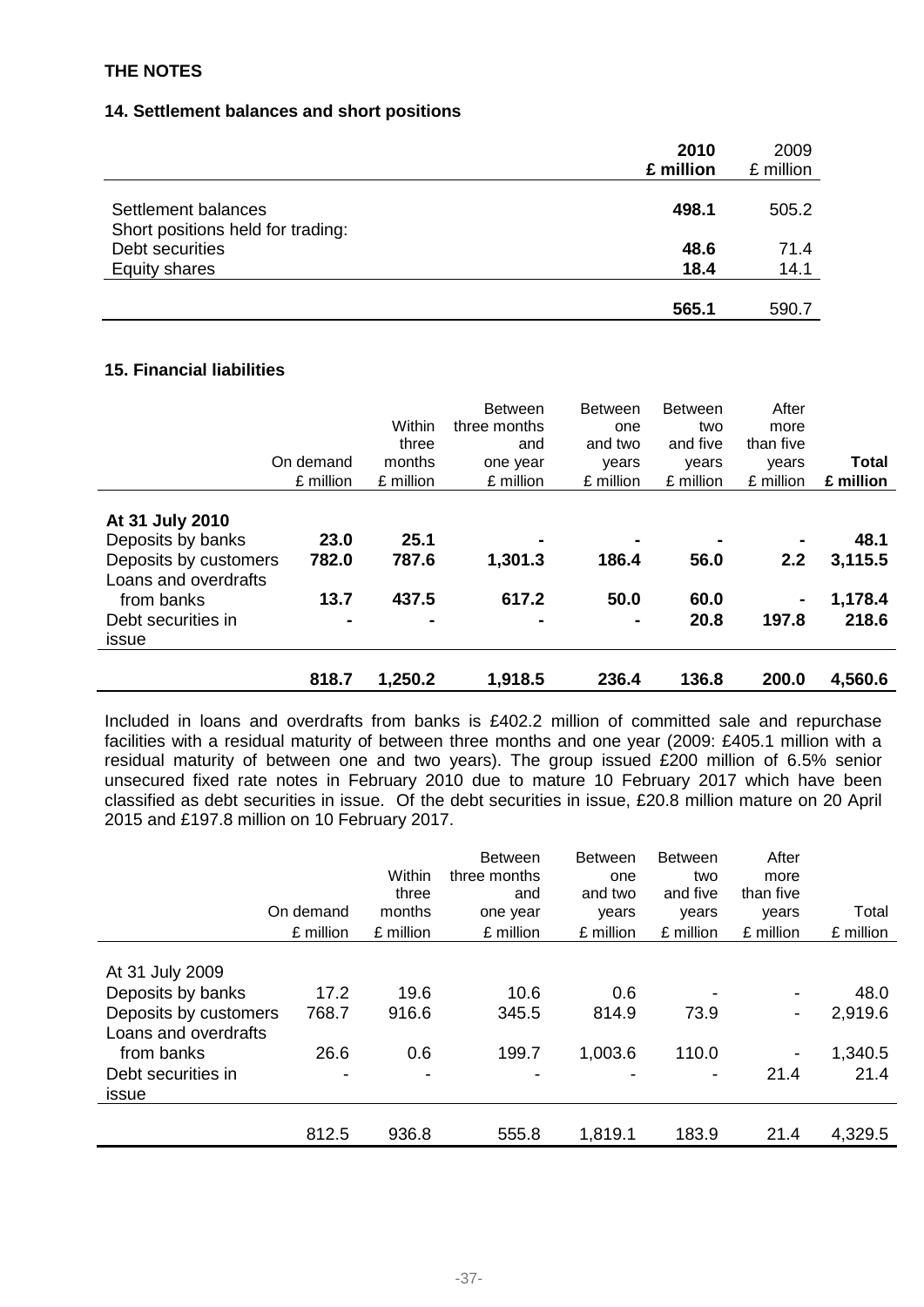**THE NOTES**

**14. Settlement balances and short positions**

| | **2010 £ million** | 2009 £ million |
|---|---|---|
| Settlement balances | **498.1** | 505.2 |
| Short positions held for trading: | | |
| Debt securities | **48.6** | 71.4 |
| Equity shares | **18.4** | 14.1 |
| | **565.1** | 590.7 |

**15. Financial liabilities**

| | On demand £ million | Within three months £ million | Between three months and one year £ million | Between one and two years £ million | Between two and five years £ million | After more than five years £ million | **Total £ million** |
|---|---|---|---|---|---|---|---|
| **At 31 July 2010** | | | | | | | |
| Deposits by banks | **23.0** | **25.1** | **-** | **-** | **-** | **-** | **48.1** |
| Deposits by customers | **782.0** | **787.6** | **1,301.3** | **186.4** | **56.0** | **2.2** | **3,115.5** |
| Loans and overdrafts from banks | **13.7** | **437.5** | **617.2** | **50.0** | **60.0** | **-** | **1,178.4** |
| Debt securities in issue | **-** | **-** | **-** | **-** | **20.8** | **197.8** | **218.6** |
| | **818.7** | **1,250.2** | **1,918.5** | **236.4** | **136.8** | **200.0** | **4,560.6** |

Included in loans and overdrafts from banks is £402.2 million of committed sale and repurchase facilities with a residual maturity of between three months and one year (2009: £405.1 million with a residual maturity of between one and two years). The group issued £200 million of 6.5% senior unsecured fixed rate notes in February 2010 due to mature 10 February 2017 which have been classified as debt securities in issue. Of the debt securities in issue, £20.8 million mature on 20 April 2015 and £197.8 million on 10 February 2017.

| | On demand £ million | Within three months £ million | Between three months and one year £ million | Between one and two years £ million | Between two and five years £ million | After more than five years £ million | Total £ million |
|---|---|---|---|---|---|---|---|
| At 31 July 2009 | | | | | | | |
| Deposits by banks | 17.2 | 19.6 | 10.6 | 0.6 | - | - | 48.0 |
| Deposits by customers | 768.7 | 916.6 | 345.5 | 814.9 | 73.9 | - | 2,919.6 |
| Loans and overdrafts from banks | 26.6 | 0.6 | 199.7 | 1,003.6 | 110.0 | - | 1,340.5 |
| Debt securities in issue | - | - | - | - | - | 21.4 | 21.4 |
| | 812.5 | 936.8 | 555.8 | 1,819.1 | 183.9 | 21.4 | 4,329.5 |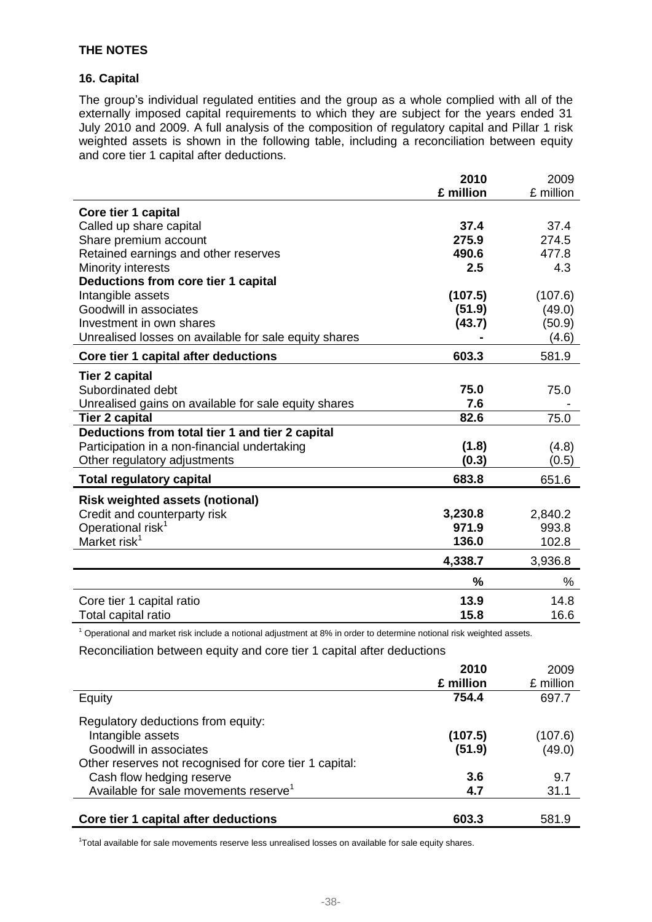**THE NOTES**

**16. Capital**

The group's individual regulated entities and the group as a whole complied with all of the externally imposed capital requirements to which they are subject for the years ended 31 July 2010 and 2009. A full analysis of the composition of regulatory capital and Pillar 1 risk weighted assets is shown in the following table, including a reconciliation between equity and core tier 1 capital after deductions.

| | **2010** | 2009 |
|---|---|---|
| | **£ million** | £ million |
| **Core tier 1 capital** | | |
| Called up share capital | **37.4** | 37.4 |
| Share premium account | **275.9** | 274.5 |
| Retained earnings and other reserves | **490.6** | 477.8 |
| Minority interests | **2.5** | 4.3 |
| **Deductions from core tier 1 capital** | | |
| Intangible assets | **(107.5)** | (107.6) |
| Goodwill in associates | **(51.9)** | (49.0) |
| Investment in own shares | **(43.7)** | (50.9) |
| Unrealised losses on available for sale equity shares | **-** | (4.6) |
| **Core tier 1 capital after deductions** | **603.3** | 581.9 |
| **Tier 2 capital** | | |
| Subordinated debt | **75.0** | 75.0 |
| Unrealised gains on available for sale equity shares | **7.6** | - |
| **Tier 2 capital** | **82.6** | 75.0 |
| **Deductions from total tier 1 and tier 2 capital** | | |
| Participation in a non-financial undertaking | **(1.8)** | (4.8) |
| Other regulatory adjustments | **(0.3)** | (0.5) |
| **Total regulatory capital** | **683.8** | 651.6 |
| **Risk weighted assets (notional)** | | |
| Credit and counterparty risk | **3,230.8** | 2,840.2 |
| Operational risk[1] | **971.9** | 993.8 |
| Market risk[1] | **136.0** | 102.8 |
| | **4,338.7** | 3,936.8 |
| | **%** | % |
| Core tier 1 capital ratio | **13.9** | 14.8 |
| Total capital ratio | **15.8** | 16.6 |

[1] Operational and market risk include a notional adjustment at 8% in order to determine notional risk weighted assets.

Reconciliation between equity and core tier 1 capital after deductions

| | **2010** | 2009 |
|---|---|---|
| | **£ million** | £ million |
| Equity | **754.4** | 697.7 |
| Regulatory deductions from equity: | | |
| Intangible assets | **(107.5)** | (107.6) |
| Goodwill in associates | **(51.9)** | (49.0) |
| Other reserves not recognised for core tier 1 capital: | | |
| Cash flow hedging reserve | **3.6** | 9.7 |
| Available for sale movements reserve[1] | **4.7** | 31.1 |
| **Core tier 1 capital after deductions** | **603.3** | 581.9 |

[1]Total available for sale movements reserve less unrealised losses on available for sale equity shares.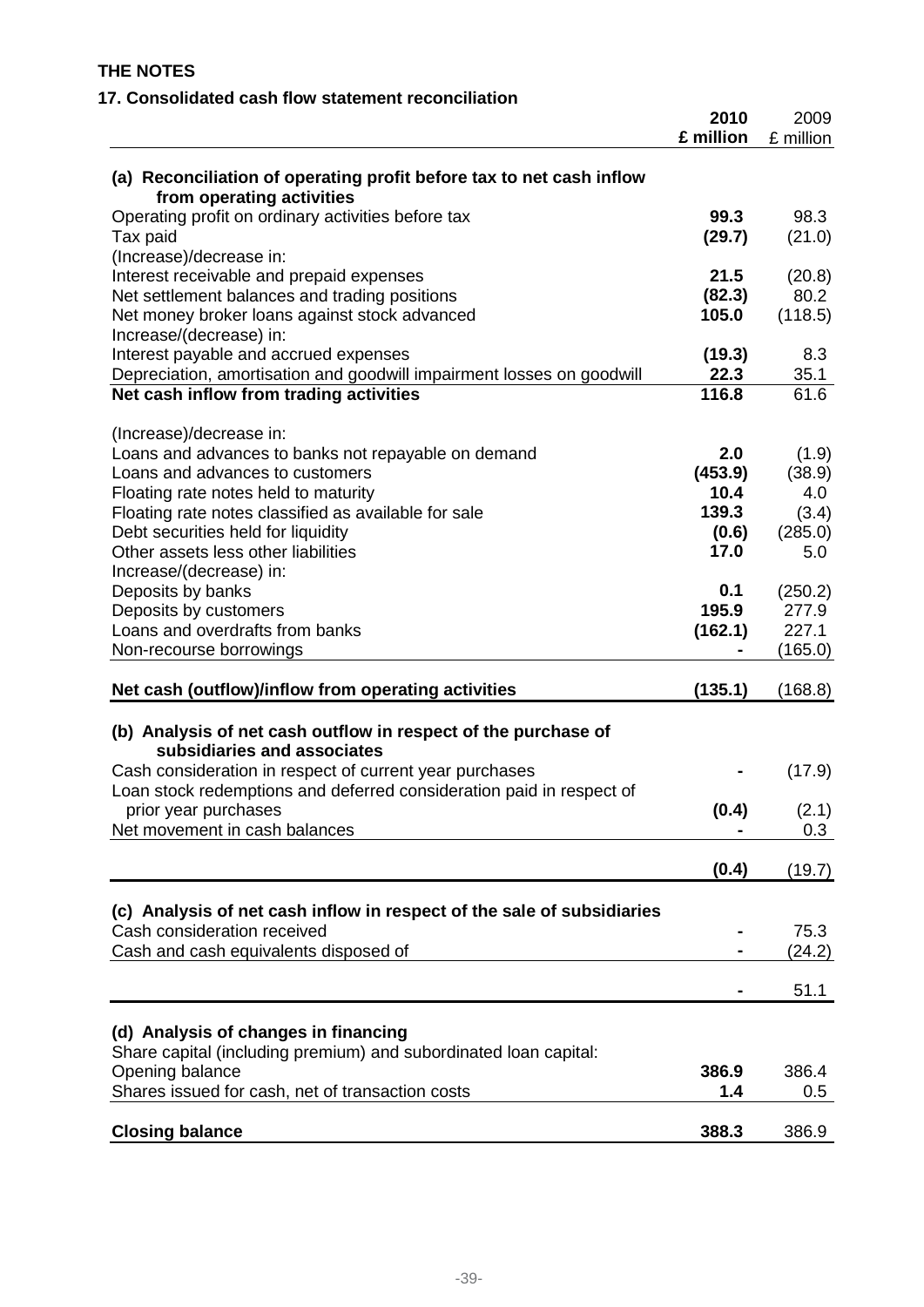# THE NOTES

## 17. Consolidated cash flow statement reconciliation

| | 2010 £ million | 2009 £ million |
|---|---|---|
| **(a) Reconciliation of operating profit before tax to net cash inflow from operating activities** | | |
| Operating profit on ordinary activities before tax | **99.3** | 98.3 |
| Tax paid | **(29.7)** | (21.0) |
| (Increase)/decrease in: | | |
| Interest receivable and prepaid expenses | **21.5** | (20.8) |
| Net settlement balances and trading positions | **(82.3)** | 80.2 |
| Net money broker loans against stock advanced | **105.0** | (118.5) |
| Increase/(decrease) in: | | |
| Interest payable and accrued expenses | **(19.3)** | 8.3 |
| Depreciation, amortisation and goodwill impairment losses on goodwill | **22.3** | 35.1 |
| **Net cash inflow from trading activities** | **116.8** | 61.6 |
| (Increase)/decrease in: | | |
| Loans and advances to banks not repayable on demand | **2.0** | (1.9) |
| Loans and advances to customers | **(453.9)** | (38.9) |
| Floating rate notes held to maturity | **10.4** | 4.0 |
| Floating rate notes classified as available for sale | **139.3** | (3.4) |
| Debt securities held for liquidity | **(0.6)** | (285.0) |
| Other assets less other liabilities | **17.0** | 5.0 |
| Increase/(decrease) in: | | |
| Deposits by banks | **0.1** | (250.2) |
| Deposits by customers | **195.9** | 277.9 |
| Loans and overdrafts from banks | **(162.1)** | 227.1 |
| Non-recourse borrowings | **-** | (165.0) |
| **Net cash (outflow)/inflow from operating activities** | **(135.1)** | (168.8) |
| **(b) Analysis of net cash outflow in respect of the purchase of subsidiaries and associates** | | |
| Cash consideration in respect of current year purchases | **-** | (17.9) |
| Loan stock redemptions and deferred consideration paid in respect of prior year purchases | **(0.4)** | (2.1) |
| Net movement in cash balances | **-** | 0.3 |
| | **(0.4)** | (19.7) |
| **(c) Analysis of net cash inflow in respect of the sale of subsidiaries** | | |
| Cash consideration received | **-** | 75.3 |
| Cash and cash equivalents disposed of | **-** | (24.2) |
| | **-** | 51.1 |
| **(d) Analysis of changes in financing** | | |
| Share capital (including premium) and subordinated loan capital: | | |
| Opening balance | **386.9** | 386.4 |
| Shares issued for cash, net of transaction costs | **1.4** | 0.5 |
| **Closing balance** | **388.3** | 386.9 |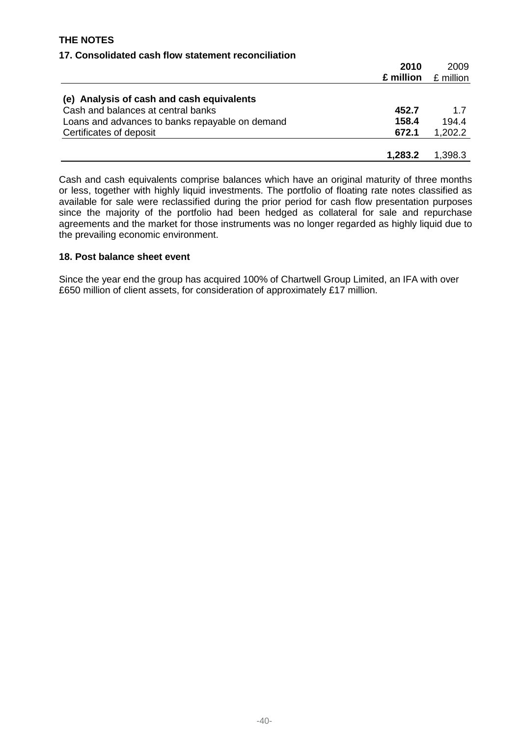## THE NOTES

### 17. Consolidated cash flow statement reconciliation

| | **2010 £ million** | 2009 £ million |
|---|---|---|
| **(e) Analysis of cash and cash equivalents** | | |
| Cash and balances at central banks | **452.7** | 1.7 |
| Loans and advances to banks repayable on demand | **158.4** | 194.4 |
| Certificates of deposit | **672.1** | 1,202.2 |
| | **1,283.2** | 1,398.3 |

Cash and cash equivalents comprise balances which have an original maturity of three months or less, together with highly liquid investments. The portfolio of floating rate notes classified as available for sale were reclassified during the prior period for cash flow presentation purposes since the majority of the portfolio had been hedged as collateral for sale and repurchase agreements and the market for those instruments was no longer regarded as highly liquid due to the prevailing economic environment.

### 18. Post balance sheet event

Since the year end the group has acquired 100% of Chartwell Group Limited, an IFA with over £650 million of client assets, for consideration of approximately £17 million.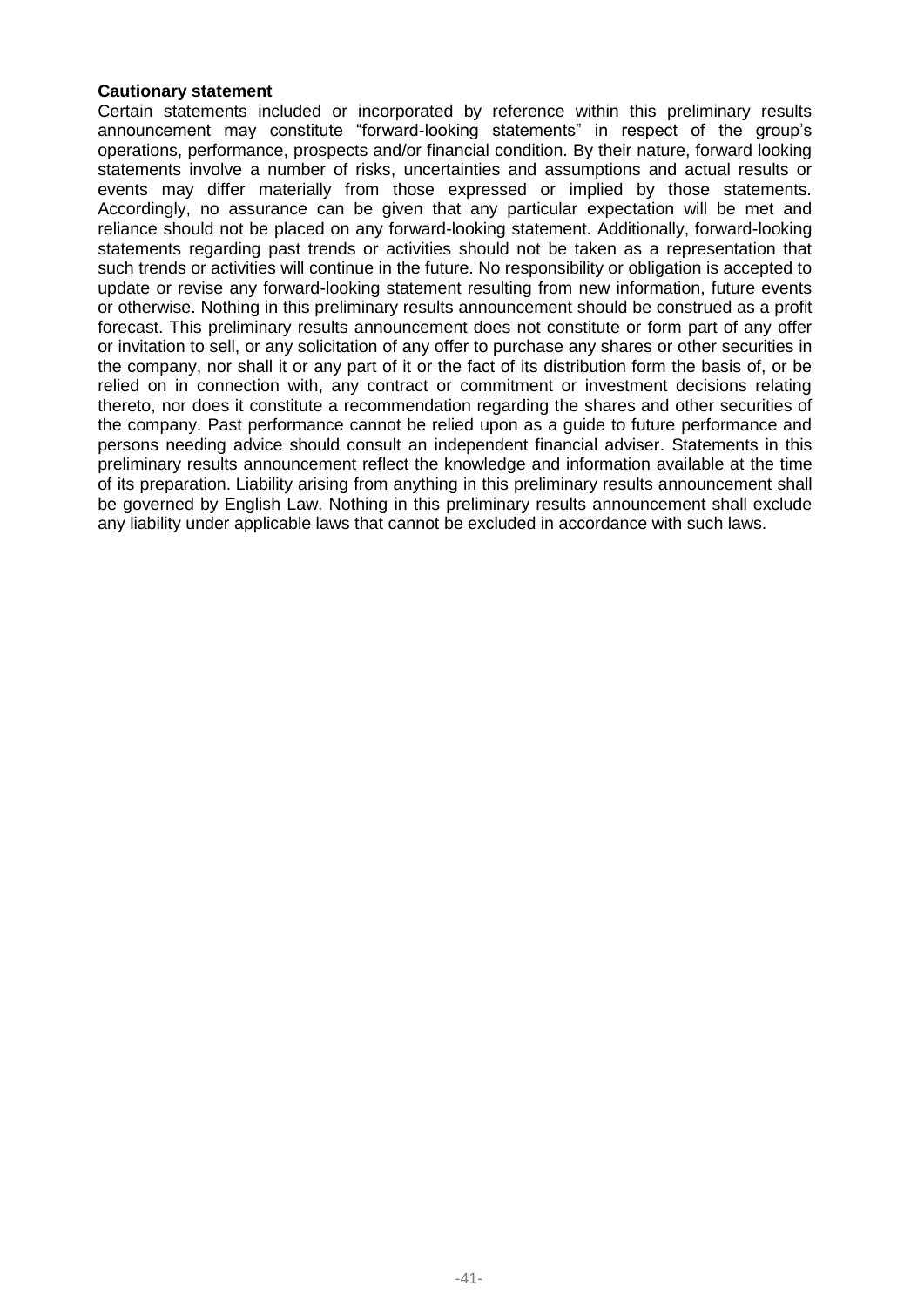**Cautionary statement**

Certain statements included or incorporated by reference within this preliminary results announcement may constitute "forward-looking statements" in respect of the group's operations, performance, prospects and/or financial condition. By their nature, forward looking statements involve a number of risks, uncertainties and assumptions and actual results or events may differ materially from those expressed or implied by those statements. Accordingly, no assurance can be given that any particular expectation will be met and reliance should not be placed on any forward-looking statement. Additionally, forward-looking statements regarding past trends or activities should not be taken as a representation that such trends or activities will continue in the future. No responsibility or obligation is accepted to update or revise any forward-looking statement resulting from new information, future events or otherwise. Nothing in this preliminary results announcement should be construed as a profit forecast. This preliminary results announcement does not constitute or form part of any offer or invitation to sell, or any solicitation of any offer to purchase any shares or other securities in the company, nor shall it or any part of it or the fact of its distribution form the basis of, or be relied on in connection with, any contract or commitment or investment decisions relating thereto, nor does it constitute a recommendation regarding the shares and other securities of the company. Past performance cannot be relied upon as a guide to future performance and persons needing advice should consult an independent financial adviser. Statements in this preliminary results announcement reflect the knowledge and information available at the time of its preparation. Liability arising from anything in this preliminary results announcement shall be governed by English Law. Nothing in this preliminary results announcement shall exclude any liability under applicable laws that cannot be excluded in accordance with such laws.